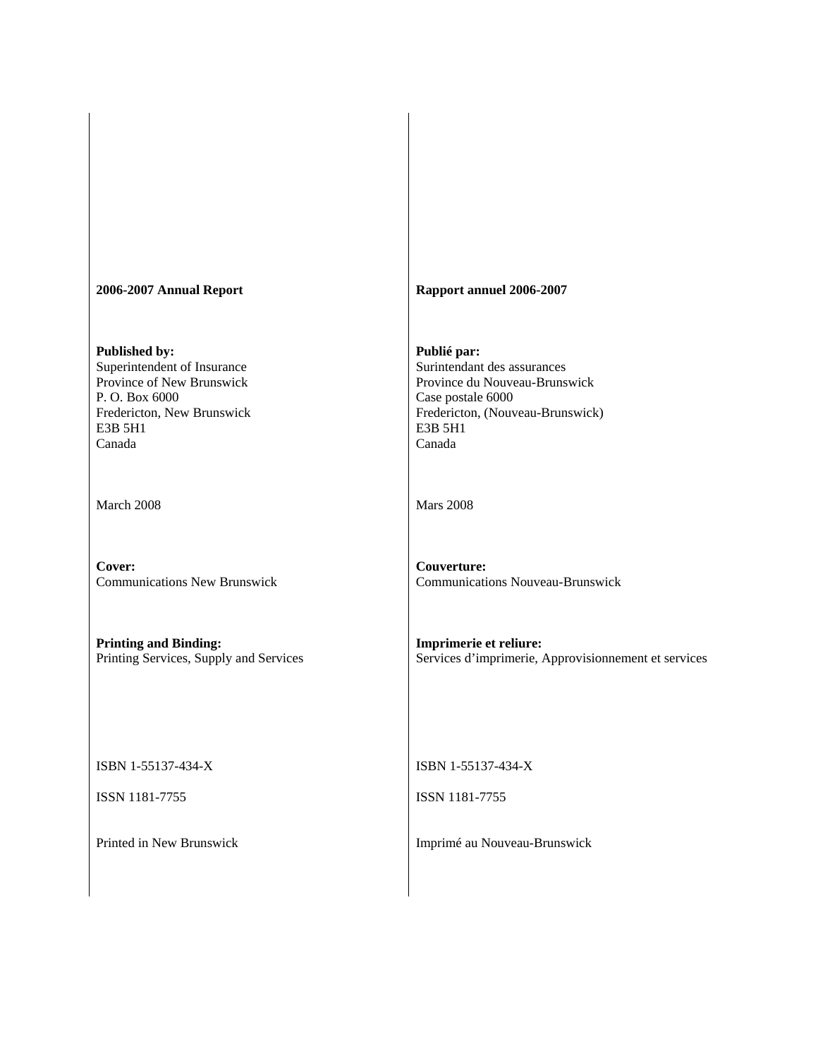**2006-2007 Annual Report**

**Published by:**
Superintendent of Insurance
Province of New Brunswick
P. O. Box 6000
Fredericton, New Brunswick
E3B 5H1
Canada

March 2008

**Cover:**
Communications New Brunswick

**Printing and Binding:**
Printing Services, Supply and Services

ISBN 1-55137-434-X

ISSN 1181-7755

Printed in New Brunswick

**Rapport annuel 2006-2007**

**Publié par:**
Surintendant des assurances
Province du Nouveau-Brunswick
Case postale 6000
Fredericton, (Nouveau-Brunswick)
E3B 5H1
Canada

Mars 2008

**Couverture:**
Communications Nouveau-Brunswick

**Imprimerie et reliure:**
Services d'imprimerie, Approvisionnement et services

ISBN 1-55137-434-X

ISSN 1181-7755

Imprimé au Nouveau-Brunswick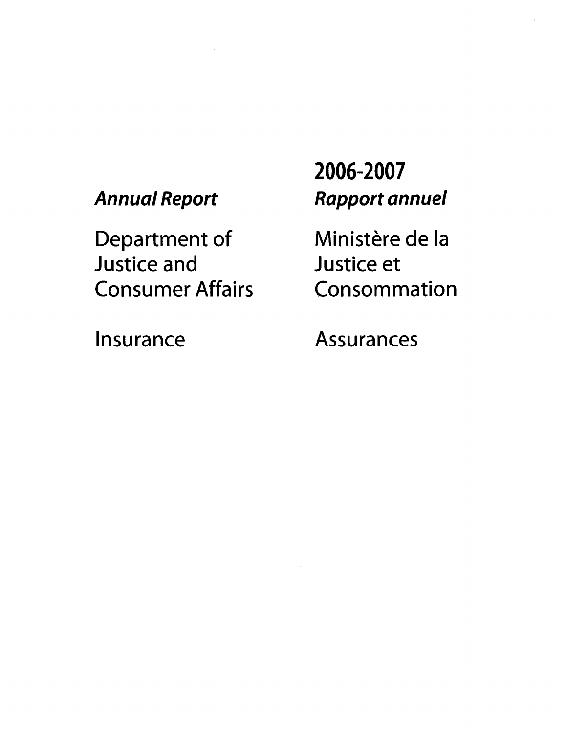# 2006-2007

*Annual Report*

*Rapport annuel*

Department of Justice and Consumer Affairs

Ministère de la Justice et Consommation

Insurance

Assurances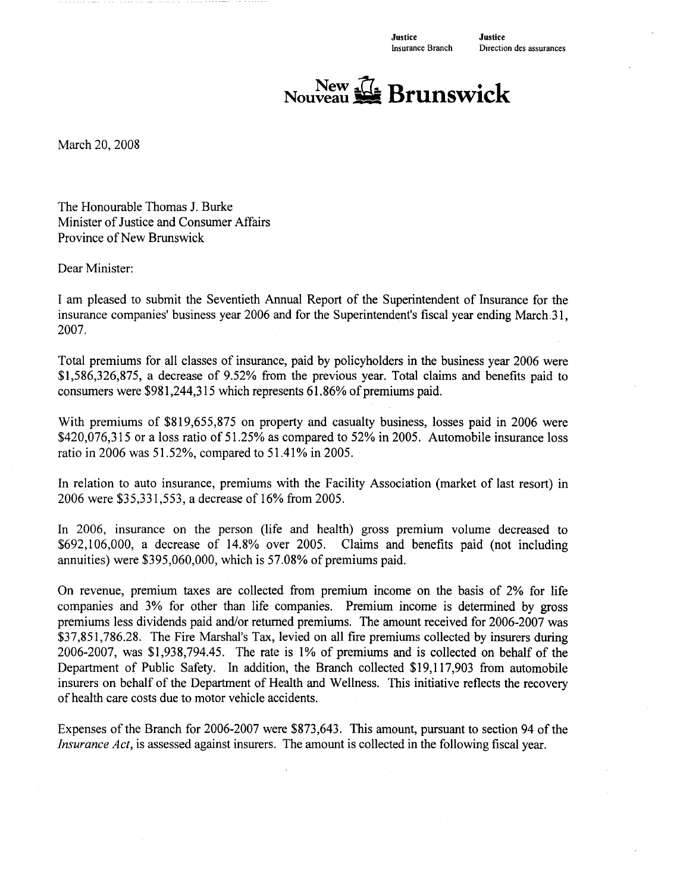Justice
Insurance Branch

Justice
Direction des assurances

New
Nouveau **Brunswick**

March 20, 2008

The Honourable Thomas J. Burke
Minister of Justice and Consumer Affairs
Province of New Brunswick

Dear Minister:

I am pleased to submit the Seventieth Annual Report of the Superintendent of Insurance for the insurance companies' business year 2006 and for the Superintendent's fiscal year ending March 31, 2007.

Total premiums for all classes of insurance, paid by policyholders in the business year 2006 were $1,586,326,875, a decrease of 9.52% from the previous year. Total claims and benefits paid to consumers were $981,244,315 which represents 61.86% of premiums paid.

With premiums of $819,655,875 on property and casualty business, losses paid in 2006 were $420,076,315 or a loss ratio of 51.25% as compared to 52% in 2005. Automobile insurance loss ratio in 2006 was 51.52%, compared to 51.41% in 2005.

In relation to auto insurance, premiums with the Facility Association (market of last resort) in 2006 were $35,331,553, a decrease of 16% from 2005.

In 2006, insurance on the person (life and health) gross premium volume decreased to $692,106,000, a decrease of 14.8% over 2005. Claims and benefits paid (not including annuities) were $395,060,000, which is 57.08% of premiums paid.

On revenue, premium taxes are collected from premium income on the basis of 2% for life companies and 3% for other than life companies. Premium income is determined by gross premiums less dividends paid and/or returned premiums. The amount received for 2006-2007 was $37,851,786.28. The Fire Marshal's Tax, levied on all fire premiums collected by insurers during 2006-2007, was $1,938,794.45. The rate is 1% of premiums and is collected on behalf of the Department of Public Safety. In addition, the Branch collected $19,117,903 from automobile insurers on behalf of the Department of Health and Wellness. This initiative reflects the recovery of health care costs due to motor vehicle accidents.

Expenses of the Branch for 2006-2007 were $873,643. This amount, pursuant to section 94 of the *Insurance Act*, is assessed against insurers. The amount is collected in the following fiscal year.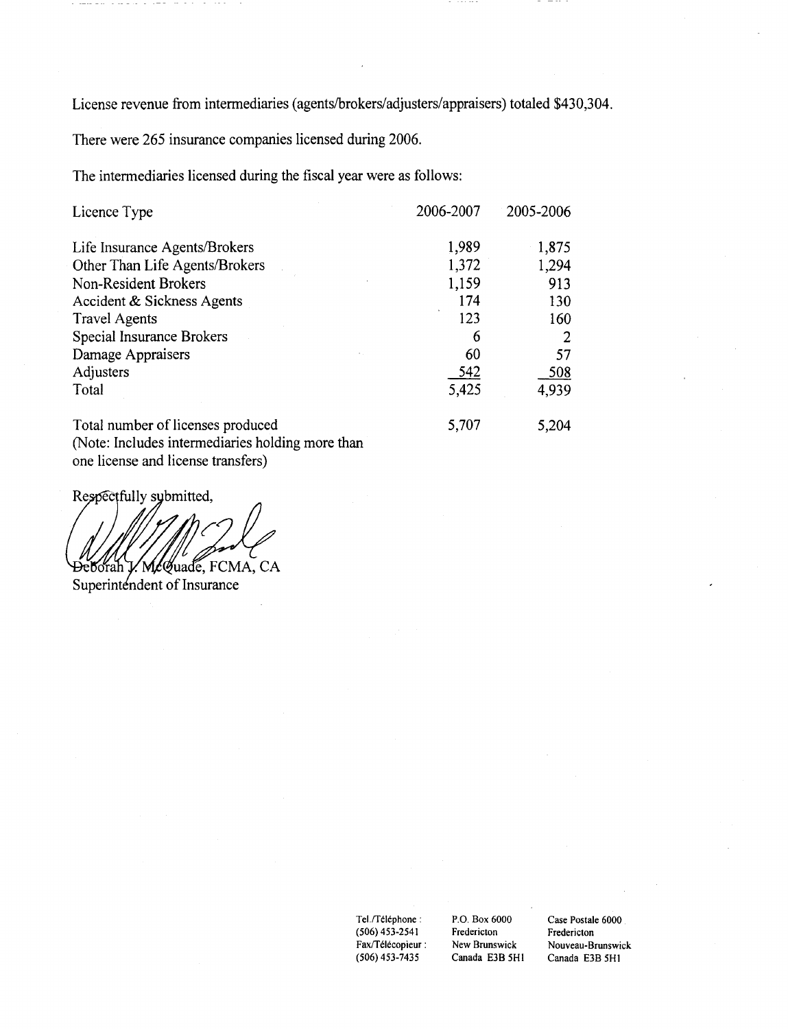License revenue from intermediaries (agents/brokers/adjusters/appraisers) totaled $430,304.

There were 265 insurance companies licensed during 2006.

The intermediaries licensed during the fiscal year were as follows:

| Licence Type | 2006-2007 | 2005-2006 |
|---|---|---|
| Life Insurance Agents/Brokers | 1,989 | 1,875 |
| Other Than Life Agents/Brokers | 1,372 | 1,294 |
| Non-Resident Brokers | 1,159 | 913 |
| Accident & Sickness Agents | 174 | 130 |
| Travel Agents | 123 | 160 |
| Special Insurance Brokers | 6 | 2 |
| Damage Appraisers | 60 | 57 |
| Adjusters | 542 | 508 |
| Total | 5,425 | 4,939 |
| | | |
| Total number of licenses produced (Note: Includes intermediaries holding more than one license and license transfers) | 5,707 | 5,204 |

Respectfully submitted,

Deborah J. McQuade, FCMA, CA
Superintendent of Insurance

Tel./Téléphone : (506) 453-2541
Fax/Télécopieur : (506) 453-7435

P.O. Box 6000
Fredericton
New Brunswick
Canada E3B 5H1

Case Postale 6000
Fredericton
Nouveau-Brunswick
Canada E3B 5H1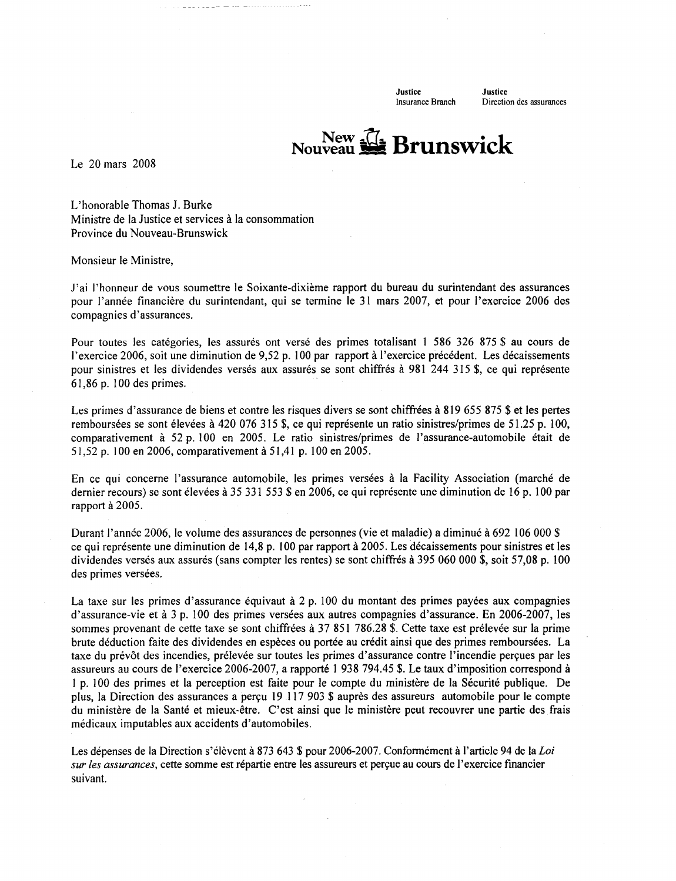Justice
Insurance Branch

Justice
Direction des assurances

New Nouveau Brunswick

Le 20 mars 2008

L'honorable Thomas J. Burke
Ministre de la Justice et services à la consommation
Province du Nouveau-Brunswick

Monsieur le Ministre,

J'ai l'honneur de vous soumettre le Soixante-dixième rapport du bureau du surintendant des assurances pour l'année financière du surintendant, qui se termine le 31 mars 2007, et pour l'exercice 2006 des compagnies d'assurances.

Pour toutes les catégories, les assurés ont versé des primes totalisant 1 586 326 875 $ au cours de l'exercice 2006, soit une diminution de 9,52 p. 100 par rapport à l'exercice précédent. Les décaissements pour sinistres et les dividendes versés aux assurés se sont chiffrés à 981 244 315 $, ce qui représente 61,86 p. 100 des primes.

Les primes d'assurance de biens et contre les risques divers se sont chiffrées à 819 655 875 $ et les pertes remboursées se sont élevées à 420 076 315 $, ce qui représente un ratio sinistres/primes de 51.25 p. 100, comparativement à 52 p. 100 en 2005. Le ratio sinistres/primes de l'assurance-automobile était de 51,52 p. 100 en 2006, comparativement à 51,41 p. 100 en 2005.

En ce qui concerne l'assurance automobile, les primes versées à la Facility Association (marché de dernier recours) se sont élevées à 35 331 553 $ en 2006, ce qui représente une diminution de 16 p. 100 par rapport à 2005.

Durant l'année 2006, le volume des assurances de personnes (vie et maladie) a diminué à 692 106 000 $ ce qui représente une diminution de 14,8 p. 100 par rapport à 2005. Les décaissements pour sinistres et les dividendes versés aux assurés (sans compter les rentes) se sont chiffrés à 395 060 000 $, soit 57,08 p. 100 des primes versées.

La taxe sur les primes d'assurance équivaut à 2 p. 100 du montant des primes payées aux compagnies d'assurance-vie et à 3 p. 100 des primes versées aux autres compagnies d'assurance. En 2006-2007, les sommes provenant de cette taxe se sont chiffrées à 37 851 786.28 $. Cette taxe est prélevée sur la prime brute déduction faite des dividendes en espèces ou portée au crédit ainsi que des primes remboursées. La taxe du prévôt des incendies, prélevée sur toutes les primes d'assurance contre l'incendie perçues par les assureurs au cours de l'exercice 2006-2007, a rapporté 1 938 794.45 $. Le taux d'imposition correspond à 1 p. 100 des primes et la perception est faite pour le compte du ministère de la Sécurité publique. De plus, la Direction des assurances a perçu 19 117 903 $ auprès des assureurs automobile pour le compte du ministère de la Santé et mieux-être. C'est ainsi que le ministère peut recouvrer une partie des frais médicaux imputables aux accidents d'automobiles.

Les dépenses de la Direction s'élèvent à 873 643 $ pour 2006-2007. Conformément à l'article 94 de la *Loi sur les assurances*, cette somme est répartie entre les assureurs et perçue au cours de l'exercice financier suivant.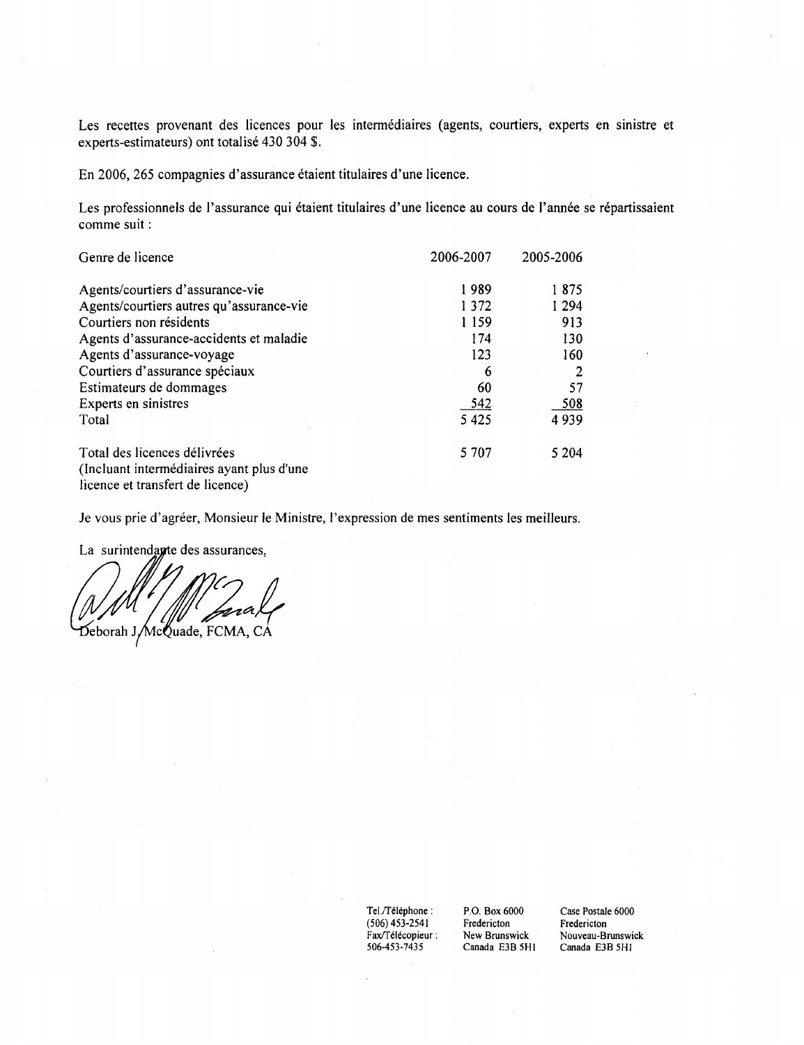Les recettes provenant des licences pour les intermédiaires (agents, courtiers, experts en sinistre et experts-estimateurs) ont totalisé 430 304 $.

En 2006, 265 compagnies d'assurance étaient titulaires d'une licence.

Les professionnels de l'assurance qui étaient titulaires d'une licence au cours de l'année se répartissaient comme suit :

| Genre de licence | 2006-2007 | 2005-2006 |
|---|---|---|
| Agents/courtiers d'assurance-vie | 1 989 | 1 875 |
| Agents/courtiers autres qu'assurance-vie | 1 372 | 1 294 |
| Courtiers non résidents | 1 159 | 913 |
| Agents d'assurance-accidents et maladie | 174 | 130 |
| Agents d'assurance-voyage | 123 | 160 |
| Courtiers d'assurance spéciaux | 6 | 2 |
| Estimateurs de dommages | 60 | 57 |
| Experts en sinistres | 542 | 508 |
| Total | 5 425 | 4 939 |
| Total des licences délivrées (Incluant intermédiaires ayant plus d'une licence et transfert de licence) | 5 707 | 5 204 |

Je vous prie d'agréer, Monsieur le Ministre, l'expression de mes sentiments les meilleurs.

La surintendante des assurances,

Deborah J. McQuade, FCMA, CA

Tel./Téléphone : (506) 453-2541
Fax/Télécopieur : 506-453-7435

P.O. Box 6000
Fredericton
New Brunswick
Canada E3B 5H1

Case Postale 6000
Fredericton
Nouveau-Brunswick
Canada E3B 5H1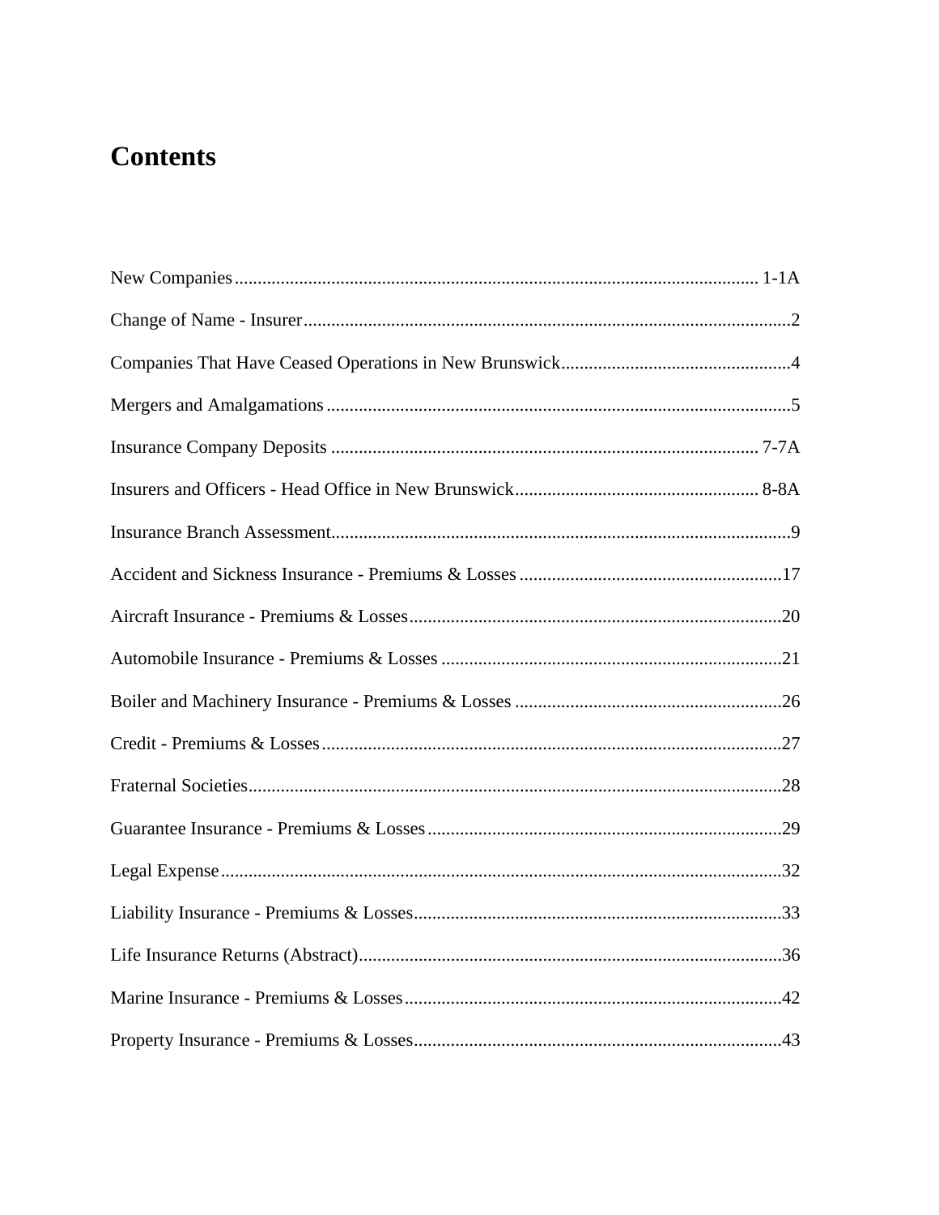# Contents

| | |
|---|---|
| New Companies | 1-1A |
| Change of Name - Insurer | 2 |
| Companies That Have Ceased Operations in New Brunswick | 4 |
| Mergers and Amalgamations | 5 |
| Insurance Company Deposits | 7-7A |
| Insurers and Officers - Head Office in New Brunswick | 8-8A |
| Insurance Branch Assessment | 9 |
| Accident and Sickness Insurance - Premiums & Losses | 17 |
| Aircraft Insurance - Premiums & Losses | 20 |
| Automobile Insurance - Premiums & Losses | 21 |
| Boiler and Machinery Insurance - Premiums & Losses | 26 |
| Credit - Premiums & Losses | 27 |
| Fraternal Societies | 28 |
| Guarantee Insurance - Premiums & Losses | 29 |
| Legal Expense | 32 |
| Liability Insurance - Premiums & Losses | 33 |
| Life Insurance Returns (Abstract) | 36 |
| Marine Insurance - Premiums & Losses | 42 |
| Property Insurance - Premiums & Losses | 43 |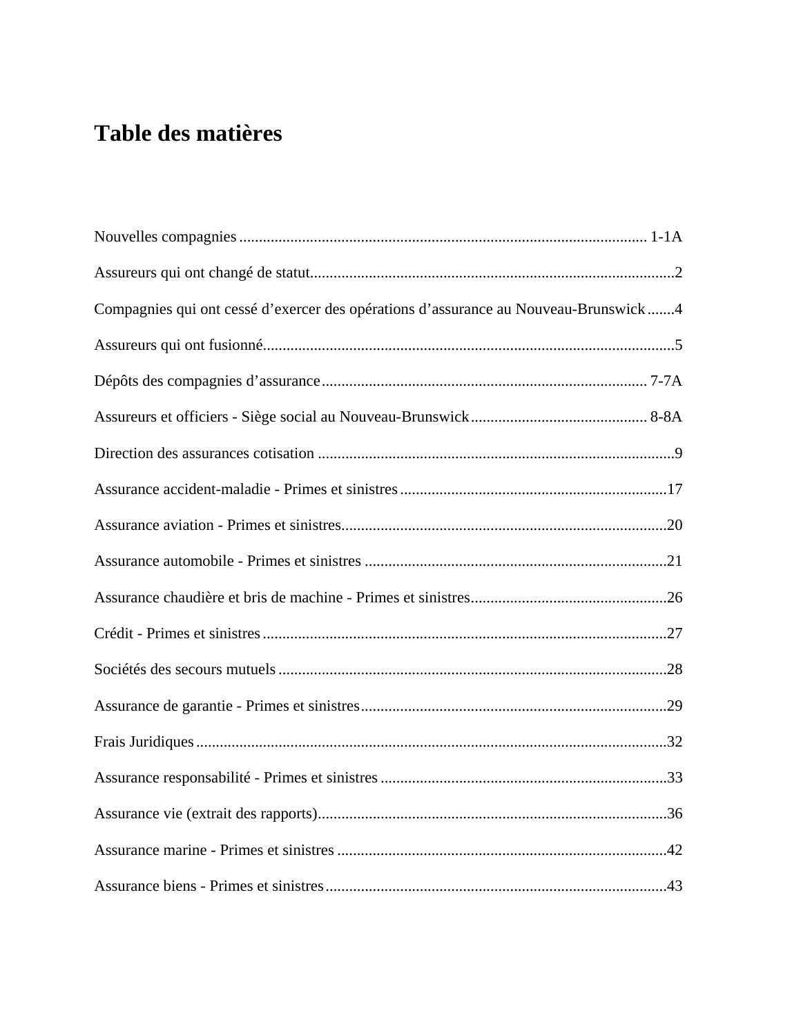# Table des matières

Nouvelles compagnies ........................................................................................................ 1-1A

Assureurs qui ont changé de statut..............................................................................................2

Compagnies qui ont cessé d'exercer des opérations d'assurance au Nouveau-Brunswick .......4

Assureurs qui ont fusionné...........................................................................................................5

Dépôts des compagnies d'assurance .................................................................................... 7-7A

Assureurs et officiers - Siège social au Nouveau-Brunswick ............................................. 8-8A

Direction des assurances cotisation ............................................................................................9

Assurance accident-maladie - Primes et sinistres ....................................................................17

Assurance aviation - Primes et sinistres....................................................................................20

Assurance automobile - Primes et sinistres ..............................................................................21

Assurance chaudière et bris de machine - Primes et sinistres...................................................26

Crédit - Primes et sinistres ........................................................................................................27

Sociétés des secours mutuels .....................................................................................................28

Assurance de garantie - Primes et sinistres...............................................................................29

Frais Juridiques ..........................................................................................................................32

Assurance responsabilité - Primes et sinistres ..........................................................................33

Assurance vie (extrait des rapports)..........................................................................................36

Assurance marine - Primes et sinistres .....................................................................................42

Assurance biens - Primes et sinistres ........................................................................................43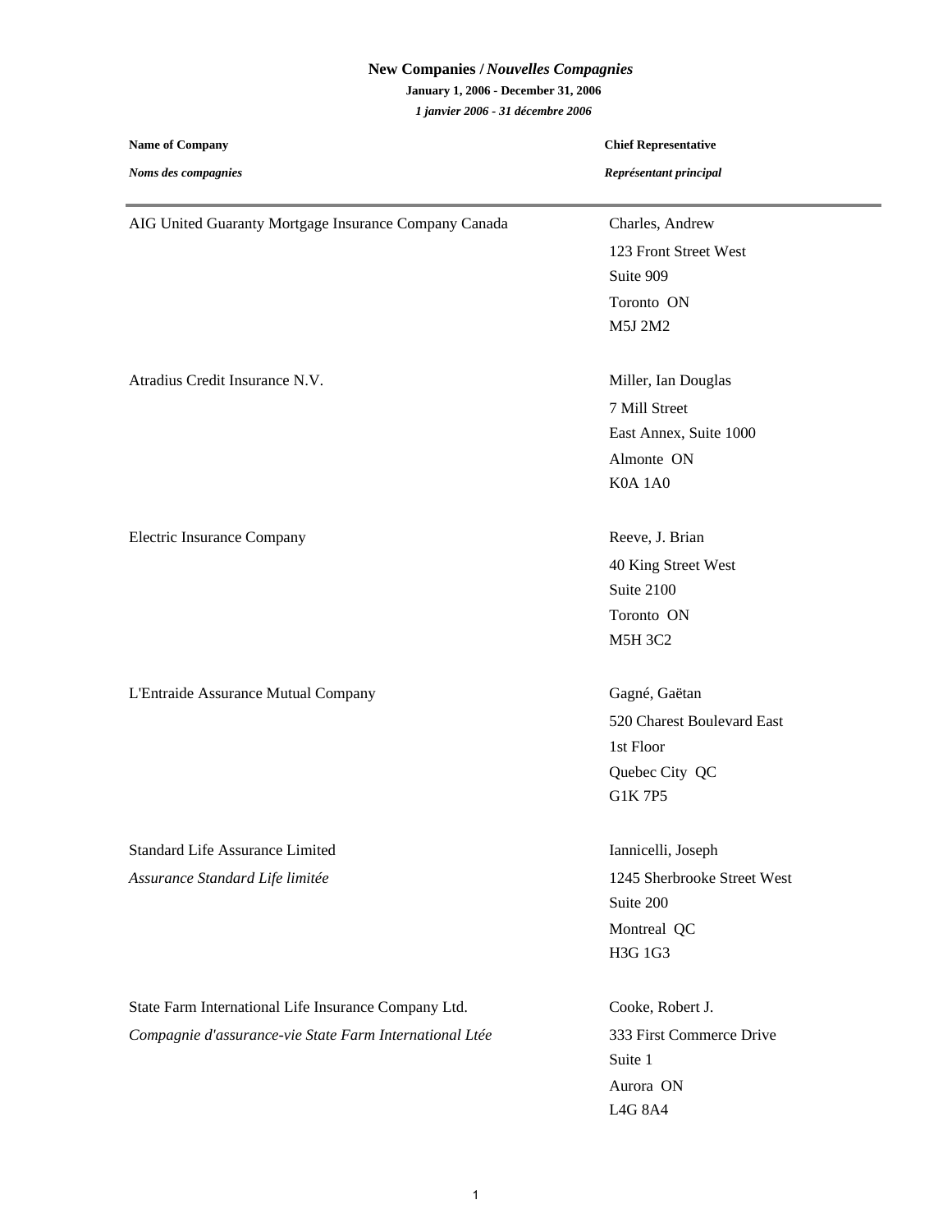## New Companies / *Nouvelles Compagnies*

**January 1, 2006 - December 31, 2006**

***1 janvier 2006 - 31 décembre 2006***

| **Name of Company**<br>***Noms des compagnies*** | **Chief Representative**<br>***Représentant principal*** |
|---|---|
| AIG United Guaranty Mortgage Insurance Company Canada | Charles, Andrew<br>123 Front Street West<br>Suite 909<br>Toronto ON<br>M5J 2M2 |
| Atradius Credit Insurance N.V. | Miller, Ian Douglas<br>7 Mill Street<br>East Annex, Suite 1000<br>Almonte ON<br>K0A 1A0 |
| Electric Insurance Company | Reeve, J. Brian<br>40 King Street West<br>Suite 2100<br>Toronto ON<br>M5H 3C2 |
| L'Entraide Assurance Mutual Company | Gagné, Gaëtan<br>520 Charest Boulevard East<br>1st Floor<br>Quebec City QC<br>G1K 7P5 |
| Standard Life Assurance Limited<br>*Assurance Standard Life limitée* | Iannicelli, Joseph<br>1245 Sherbrooke Street West<br>Suite 200<br>Montreal QC<br>H3G 1G3 |
| State Farm International Life Insurance Company Ltd.<br>*Compagnie d'assurance-vie State Farm International Ltée* | Cooke, Robert J.<br>333 First Commerce Drive<br>Suite 1<br>Aurora ON<br>L4G 8A4 |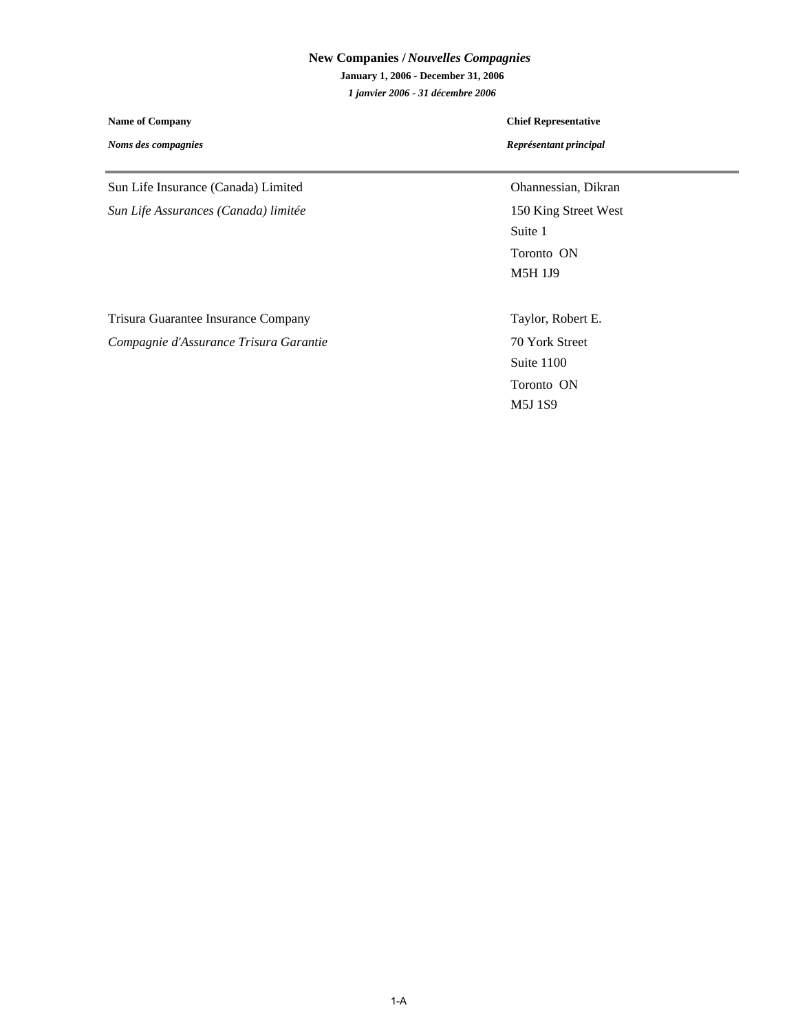## New Companies / *Nouvelles Compagnies*

**January 1, 2006 - December 31, 2006**

***1 janvier 2006 - 31 décembre 2006***

| **Name of Company** / ***Noms des compagnies*** | **Chief Representative** / ***Représentant principal*** |
|---|---|
| Sun Life Insurance (Canada) Limited<br>*Sun Life Assurances (Canada) limitée* | Ohannessian, Dikran<br>150 King Street West<br>Suite 1<br>Toronto ON<br>M5H 1J9 |
| Trisura Guarantee Insurance Company<br>*Compagnie d'Assurance Trisura Garantie* | Taylor, Robert E.<br>70 York Street<br>Suite 1100<br>Toronto ON<br>M5J 1S9 |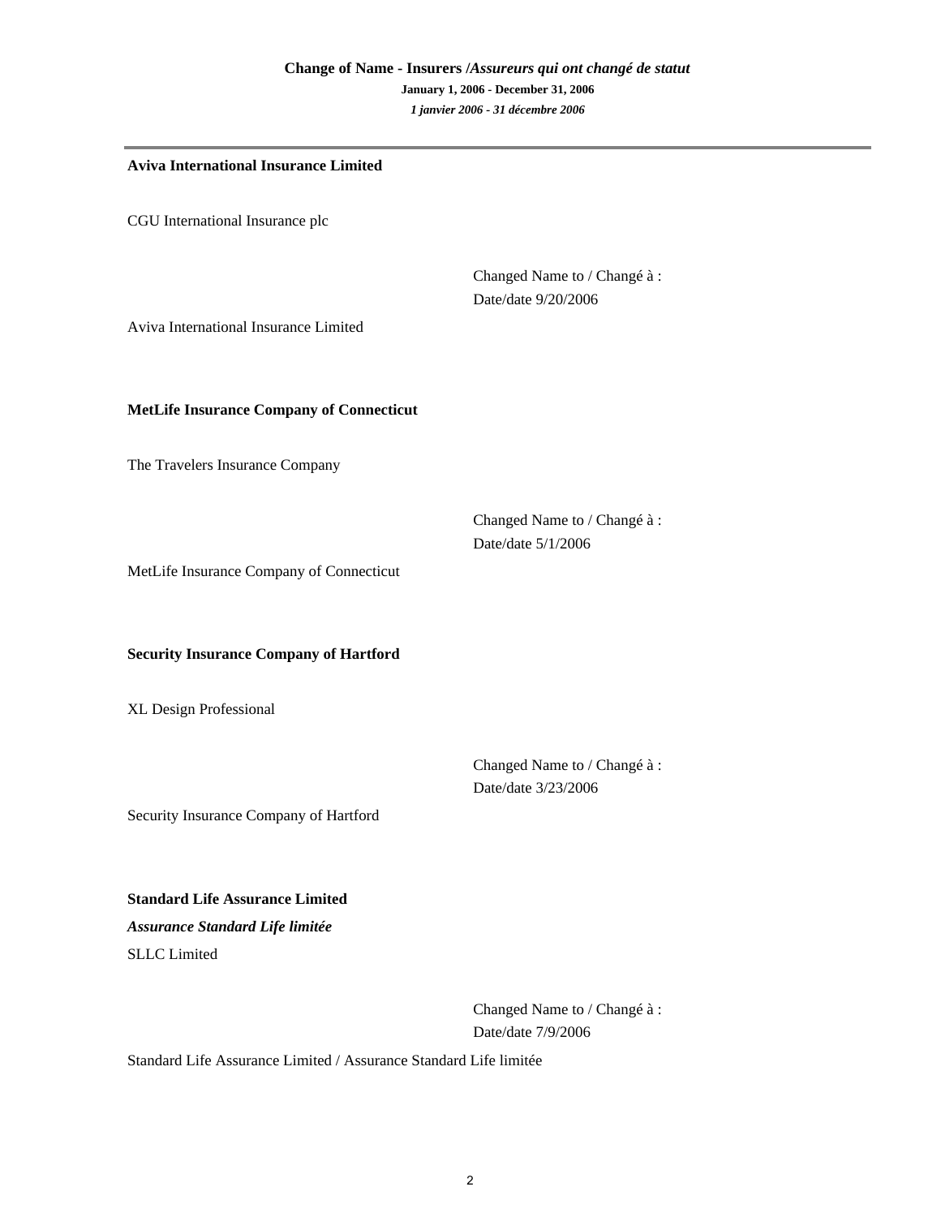## Change of Name - Insurers /*Assureurs qui ont changé de statut*

**January 1, 2006 - December 31, 2006**

***1 janvier 2006 - 31 décembre 2006***

---

**Aviva International Insurance Limited**

CGU International Insurance plc

Changed Name to / Changé à :
Date/date 9/20/2006

Aviva International Insurance Limited

**MetLife Insurance Company of Connecticut**

The Travelers Insurance Company

Changed Name to / Changé à :
Date/date 5/1/2006

MetLife Insurance Company of Connecticut

**Security Insurance Company of Hartford**

XL Design Professional

Changed Name to / Changé à :
Date/date 3/23/2006

Security Insurance Company of Hartford

**Standard Life Assurance Limited**

***Assurance Standard Life limitée***

SLLC Limited

Changed Name to / Changé à :
Date/date 7/9/2006

Standard Life Assurance Limited / Assurance Standard Life limitée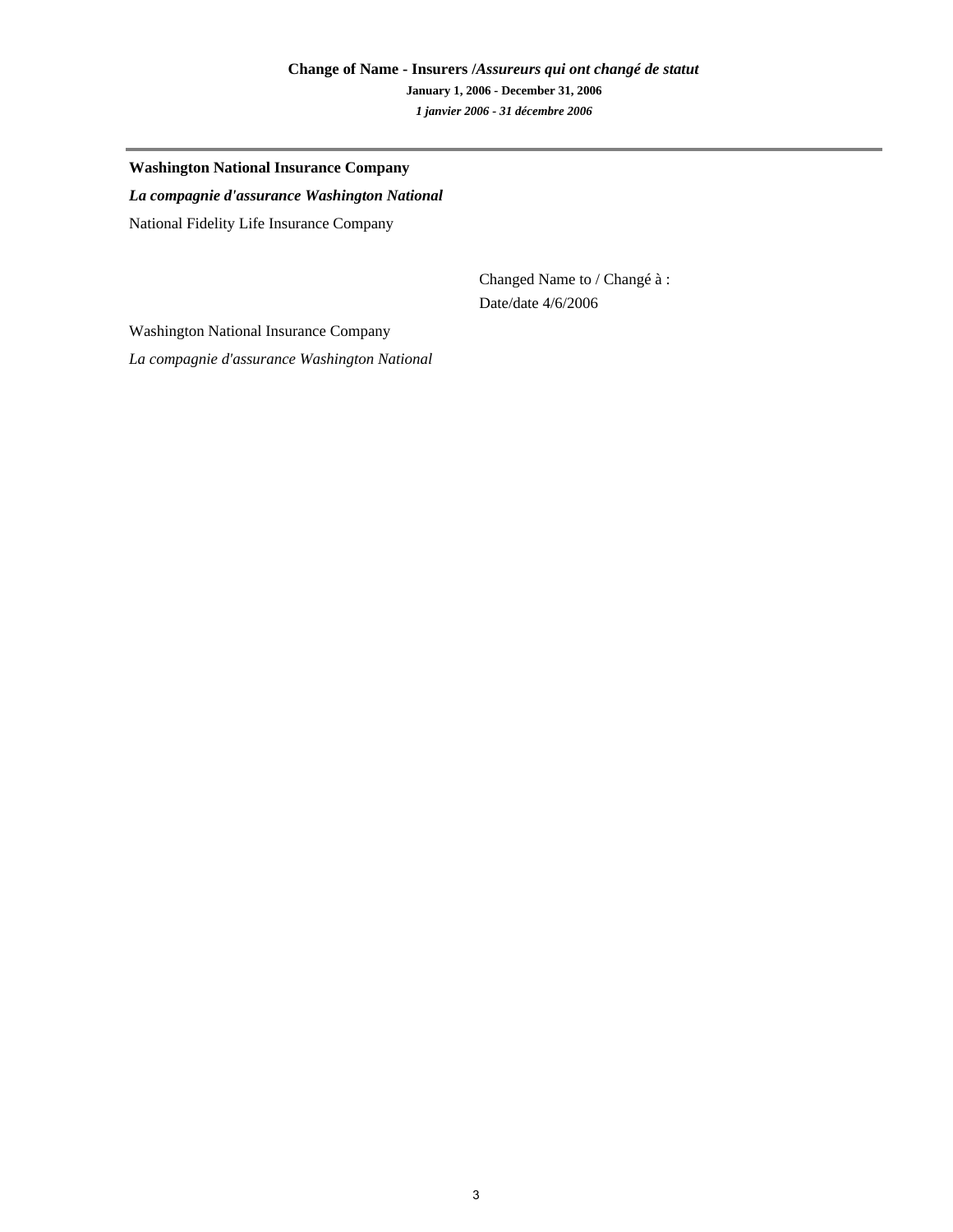**Change of Name - Insurers /*Assureurs qui ont changé de statut***

**January 1, 2006 - December 31, 2006**

***1 janvier 2006 - 31 décembre 2006***

---

**Washington National Insurance Company**

***La compagnie d'assurance Washington National***

National Fidelity Life Insurance Company

Changed Name to / Changé à :

Date/date 4/6/2006

Washington National Insurance Company

*La compagnie d'assurance Washington National*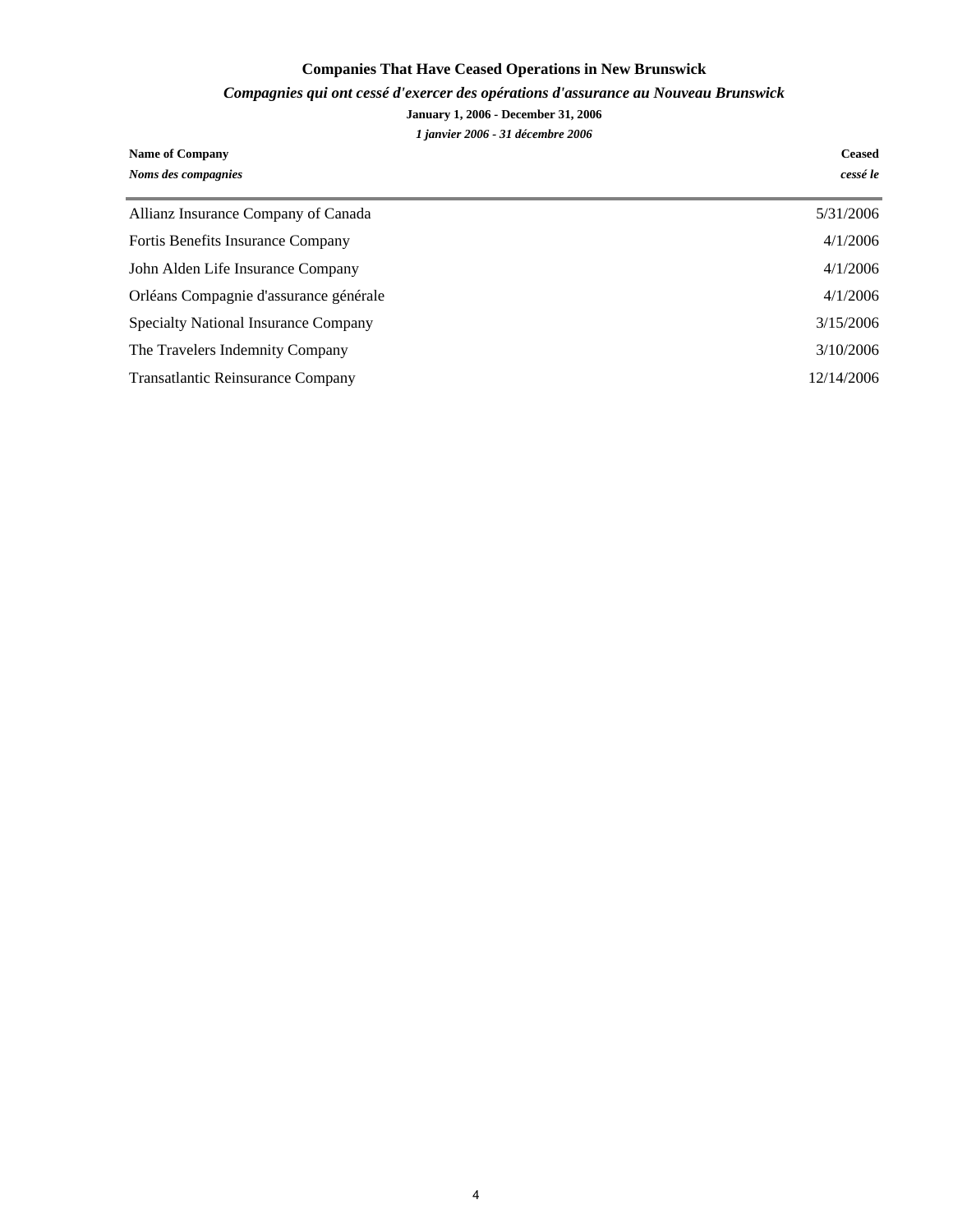# Companies That Have Ceased Operations in New Brunswick

*Compagnies qui ont cessé d'exercer des opérations d'assurance au Nouveau Brunswick*

**January 1, 2006 - December 31, 2006**

*1 janvier 2006 - 31 décembre 2006*

| **Name of Company** *Noms des compagnies* | **Ceased** *cessé le* |
|---|---|
| Allianz Insurance Company of Canada | 5/31/2006 |
| Fortis Benefits Insurance Company | 4/1/2006 |
| John Alden Life Insurance Company | 4/1/2006 |
| Orléans Compagnie d'assurance générale | 4/1/2006 |
| Specialty National Insurance Company | 3/15/2006 |
| The Travelers Indemnity Company | 3/10/2006 |
| Transatlantic Reinsurance Company | 12/14/2006 |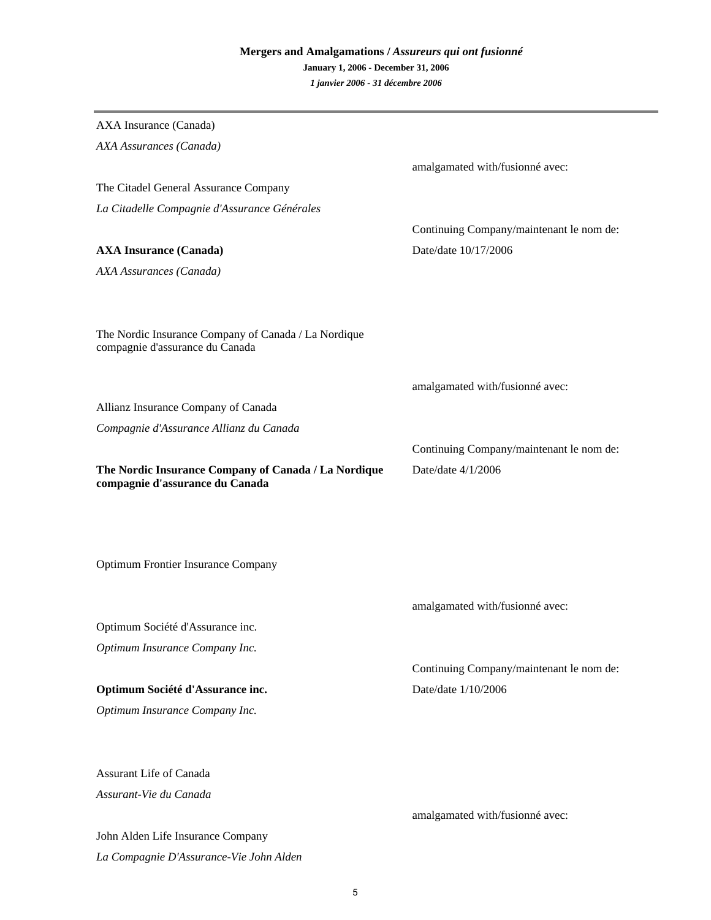# Mergers and Amalgamations / *Assureurs qui ont fusionné*

**January 1, 2006 - December 31, 2006**

***1 janvier 2006 - 31 décembre 2006***

---

AXA Insurance (Canada)

*AXA Assurances (Canada)*

amalgamated with/fusionné avec:

The Citadel General Assurance Company

*La Citadelle Compagnie d'Assurance Générales*

Continuing Company/maintenant le nom de:

**AXA Insurance (Canada)** — Date/date 10/17/2006

*AXA Assurances (Canada)*

The Nordic Insurance Company of Canada / La Nordique compagnie d'assurance du Canada

amalgamated with/fusionné avec:

Allianz Insurance Company of Canada

*Compagnie d'Assurance Allianz du Canada*

Continuing Company/maintenant le nom de:

**The Nordic Insurance Company of Canada / La Nordique compagnie d'assurance du Canada** — Date/date 4/1/2006

Optimum Frontier Insurance Company

amalgamated with/fusionné avec:

Optimum Société d'Assurance inc.

*Optimum Insurance Company Inc.*

Continuing Company/maintenant le nom de:

**Optimum Société d'Assurance inc.** — Date/date 1/10/2006

*Optimum Insurance Company Inc.*

Assurant Life of Canada

*Assurant-Vie du Canada*

amalgamated with/fusionné avec:

John Alden Life Insurance Company

*La Compagnie D'Assurance-Vie John Alden*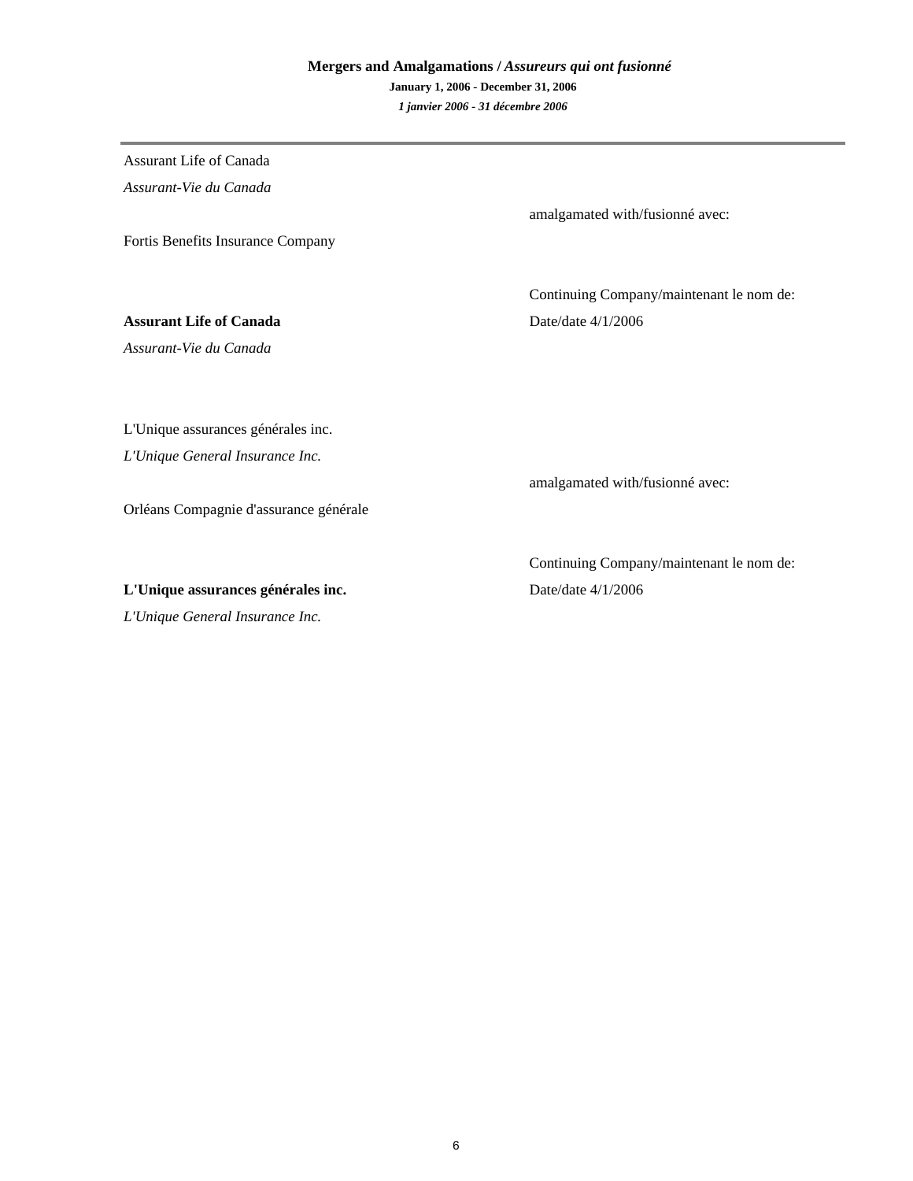**Mergers and Amalgamations /** ***Assureurs qui ont fusionné***

**January 1, 2006 - December 31, 2006**

***1 janvier 2006 - 31 décembre 2006***

---

Assurant Life of Canada

*Assurant-Vie du Canada*

amalgamated with/fusionné avec:

Fortis Benefits Insurance Company

Continuing Company/maintenant le nom de:

**Assurant Life of Canada**

*Assurant-Vie du Canada*

Date/date 4/1/2006

L'Unique assurances générales inc.

*L'Unique General Insurance Inc.*

amalgamated with/fusionné avec:

Orléans Compagnie d'assurance générale

Continuing Company/maintenant le nom de:

**L'Unique assurances générales inc.**

*L'Unique General Insurance Inc.*

Date/date 4/1/2006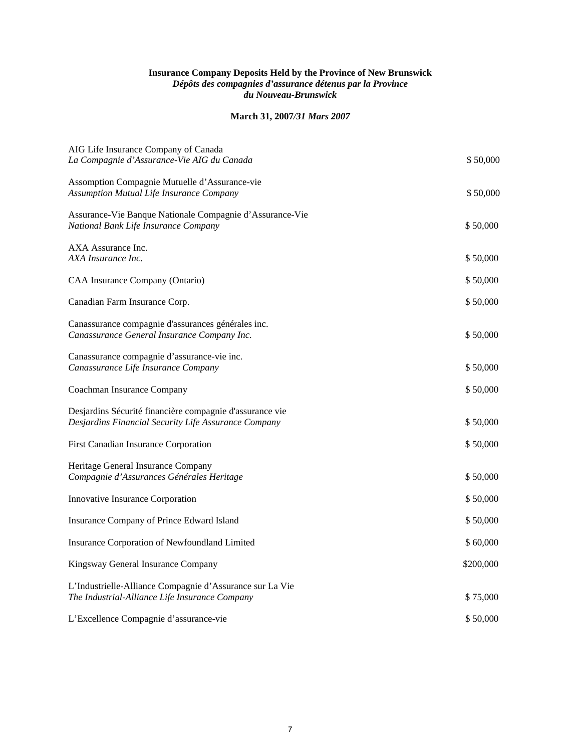**Insurance Company Deposits Held by the Province of New Brunswick**
***Dépôts des compagnies d'assurance détenus par la Province du Nouveau-Brunswick***

**March 31, 2007/*31 Mars 2007***

| Company | Deposit |
|---|---|
| AIG Life Insurance Company of Canada<br>*La Compagnie d'Assurance-Vie AIG du Canada* | $ 50,000 |
| Assomption Compagnie Mutuelle d'Assurance-vie<br>*Assumption Mutual Life Insurance Company* | $ 50,000 |
| Assurance-Vie Banque Nationale Compagnie d'Assurance-Vie<br>*National Bank Life Insurance Company* | $ 50,000 |
| AXA Assurance Inc.<br>*AXA Insurance Inc.* | $ 50,000 |
| CAA Insurance Company (Ontario) | $ 50,000 |
| Canadian Farm Insurance Corp. | $ 50,000 |
| Canassurance compagnie d'assurances générales inc.<br>*Canassurance General Insurance Company Inc.* | $ 50,000 |
| Canassurance compagnie d'assurance-vie inc.<br>*Canassurance Life Insurance Company* | $ 50,000 |
| Coachman Insurance Company | $ 50,000 |
| Desjardins Sécurité financière compagnie d'assurance vie<br>*Desjardins Financial Security Life Assurance Company* | $ 50,000 |
| First Canadian Insurance Corporation | $ 50,000 |
| Heritage General Insurance Company<br>*Compagnie d'Assurances Générales Heritage* | $ 50,000 |
| Innovative Insurance Corporation | $ 50,000 |
| Insurance Company of Prince Edward Island | $ 50,000 |
| Insurance Corporation of Newfoundland Limited | $ 60,000 |
| Kingsway General Insurance Company | $200,000 |
| L'Industrielle-Alliance Compagnie d'Assurance sur La Vie<br>*The Industrial-Alliance Life Insurance Company* | $ 75,000 |
| L'Excellence Compagnie d'assurance-vie | $ 50,000 |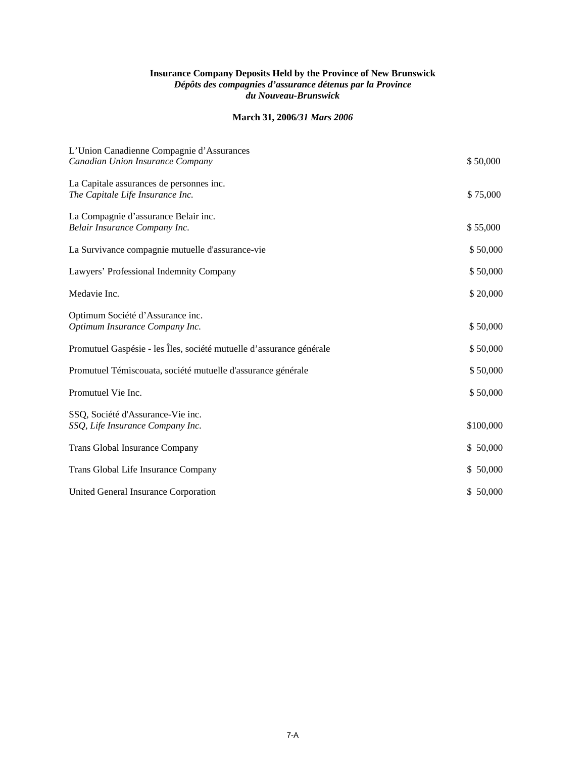**Insurance Company Deposits Held by the Province of New Brunswick**
***Dépôts des compagnies d'assurance détenus par la Province du Nouveau-Brunswick***

**March 31, 2006*/31 Mars 2006***

| | |
|---|---|
| L'Union Canadienne Compagnie d'Assurances<br>*Canadian Union Insurance Company* | $ 50,000 |
| La Capitale assurances de personnes inc.<br>*The Capitale Life Insurance Inc.* | $ 75,000 |
| La Compagnie d'assurance Belair inc.<br>*Belair Insurance Company Inc.* | $ 55,000 |
| La Survivance compagnie mutuelle d'assurance-vie | $ 50,000 |
| Lawyers' Professional Indemnity Company | $ 50,000 |
| Medavie Inc. | $ 20,000 |
| Optimum Société d'Assurance inc.<br>*Optimum Insurance Company Inc.* | $ 50,000 |
| Promutuel Gaspésie - les Îles, société mutuelle d'assurance générale | $ 50,000 |
| Promutuel Témiscouata, société mutuelle d'assurance générale | $ 50,000 |
| Promutuel Vie Inc. | $ 50,000 |
| SSQ, Société d'Assurance-Vie inc.<br>*SSQ, Life Insurance Company Inc.* | $100,000 |
| Trans Global Insurance Company | $ 50,000 |
| Trans Global Life Insurance Company | $ 50,000 |
| United General Insurance Corporation | $ 50,000 |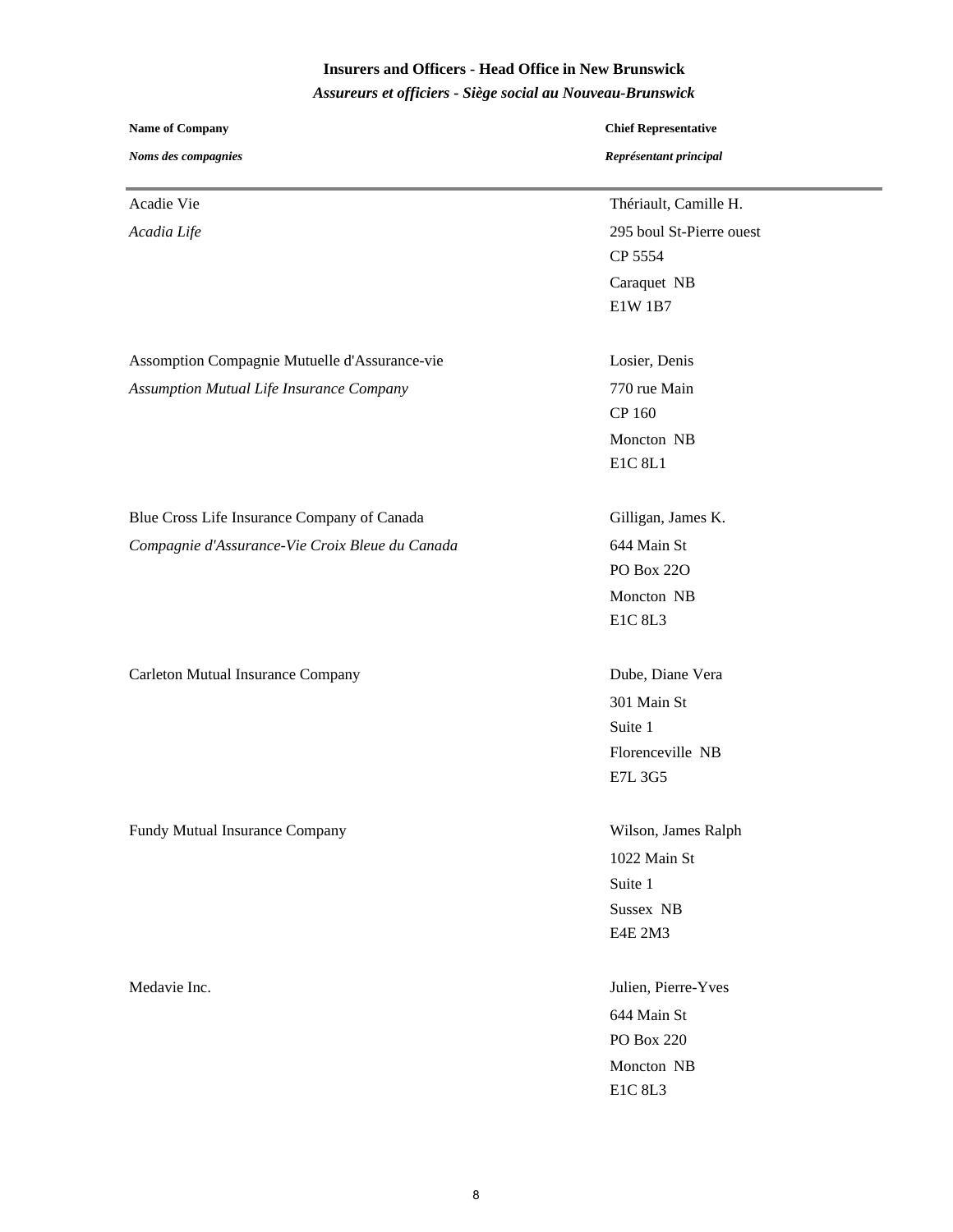## Insurers and Officers - Head Office in New Brunswick

### *Assureurs et officiers - Siège social au Nouveau-Brunswick*

| **Name of Company** *Noms des compagnies* | **Chief Representative** *Représentant principal* |
|---|---|
| Acadie Vie *Acadia Life* | Thériault, Camille H. 295 boul St-Pierre ouest CP 5554 Caraquet NB E1W 1B7 |
| Assomption Compagnie Mutuelle d'Assurance-vie *Assumption Mutual Life Insurance Company* | Losier, Denis 770 rue Main CP 160 Moncton NB E1C 8L1 |
| Blue Cross Life Insurance Company of Canada *Compagnie d'Assurance-Vie Croix Bleue du Canada* | Gilligan, James K. 644 Main St PO Box 22O Moncton NB E1C 8L3 |
| Carleton Mutual Insurance Company | Dube, Diane Vera 301 Main St Suite 1 Florenceville NB E7L 3G5 |
| Fundy Mutual Insurance Company | Wilson, James Ralph 1022 Main St Suite 1 Sussex NB E4E 2M3 |
| Medavie Inc. | Julien, Pierre-Yves 644 Main St PO Box 220 Moncton NB E1C 8L3 |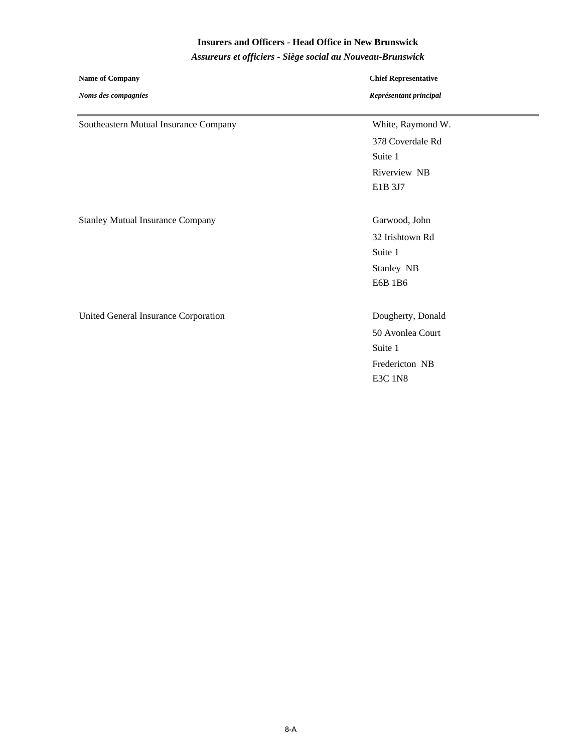## Insurers and Officers - Head Office in New Brunswick

### *Assureurs et officiers - Siège social au Nouveau-Brunswick*

| **Name of Company**<br>***Noms des compagnies*** | **Chief Representative**<br>***Représentant principal*** |
|---|---|
| Southeastern Mutual Insurance Company | White, Raymond W.<br>378 Coverdale Rd<br>Suite 1<br>Riverview NB<br>E1B 3J7 |
| Stanley Mutual Insurance Company | Garwood, John<br>32 Irishtown Rd<br>Suite 1<br>Stanley NB<br>E6B 1B6 |
| United General Insurance Corporation | Dougherty, Donald<br>50 Avonlea Court<br>Suite 1<br>Fredericton NB<br>E3C 1N8 |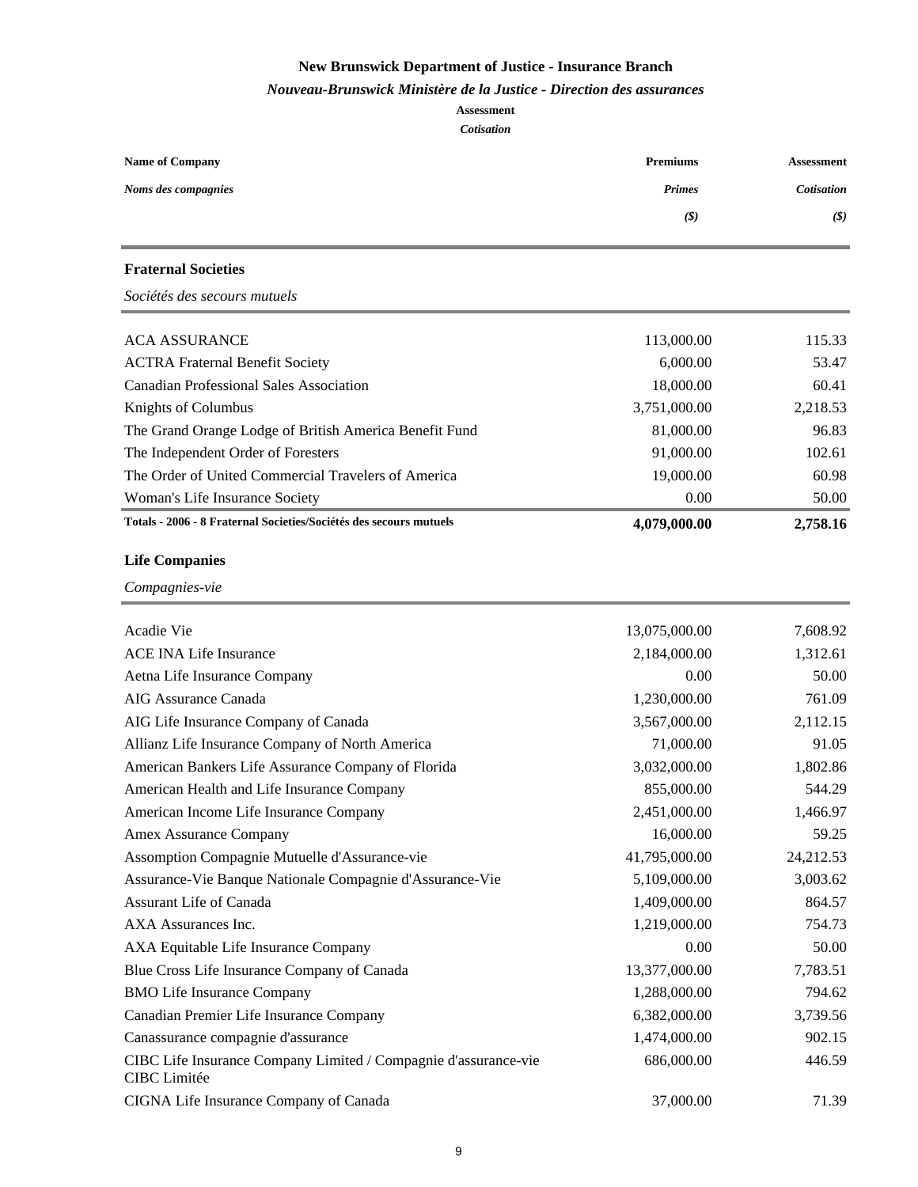**New Brunswick Department of Justice - Insurance Branch**

***Nouveau-Brunswick Ministère de la Justice - Direction des assurances***

**Assessment**

***Cotisation***

| **Name of Company** / ***Noms des compagnies*** | **Premiums** / ***Primes*** ***($)*** | **Assessment** / ***Cotisation*** ***($)*** |
|---|---|---|
| **Fraternal Societies** / *Sociétés des secours mutuels* | | |
| ACA ASSURANCE | 113,000.00 | 115.33 |
| ACTRA Fraternal Benefit Society | 6,000.00 | 53.47 |
| Canadian Professional Sales Association | 18,000.00 | 60.41 |
| Knights of Columbus | 3,751,000.00 | 2,218.53 |
| The Grand Orange Lodge of British America Benefit Fund | 81,000.00 | 96.83 |
| The Independent Order of Foresters | 91,000.00 | 102.61 |
| The Order of United Commercial Travelers of America | 19,000.00 | 60.98 |
| Woman's Life Insurance Society | 0.00 | 50.00 |
| **Totals - 2006 - 8 Fraternal Societies/Sociétés des secours mutuels** | **4,079,000.00** | **2,758.16** |
| **Life Companies** / *Compagnies-vie* | | |
| Acadie Vie | 13,075,000.00 | 7,608.92 |
| ACE INA Life Insurance | 2,184,000.00 | 1,312.61 |
| Aetna Life Insurance Company | 0.00 | 50.00 |
| AIG Assurance Canada | 1,230,000.00 | 761.09 |
| AIG Life Insurance Company of Canada | 3,567,000.00 | 2,112.15 |
| Allianz Life Insurance Company of North America | 71,000.00 | 91.05 |
| American Bankers Life Assurance Company of Florida | 3,032,000.00 | 1,802.86 |
| American Health and Life Insurance Company | 855,000.00 | 544.29 |
| American Income Life Insurance Company | 2,451,000.00 | 1,466.97 |
| Amex Assurance Company | 16,000.00 | 59.25 |
| Assomption Compagnie Mutuelle d'Assurance-vie | 41,795,000.00 | 24,212.53 |
| Assurance-Vie Banque Nationale Compagnie d'Assurance-Vie | 5,109,000.00 | 3,003.62 |
| Assurant Life of Canada | 1,409,000.00 | 864.57 |
| AXA Assurances Inc. | 1,219,000.00 | 754.73 |
| AXA Equitable Life Insurance Company | 0.00 | 50.00 |
| Blue Cross Life Insurance Company of Canada | 13,377,000.00 | 7,783.51 |
| BMO Life Insurance Company | 1,288,000.00 | 794.62 |
| Canadian Premier Life Insurance Company | 6,382,000.00 | 3,739.56 |
| Canassurance compagnie d'assurance | 1,474,000.00 | 902.15 |
| CIBC Life Insurance Company Limited / Compagnie d'assurance-vie CIBC Limitée | 686,000.00 | 446.59 |
| CIGNA Life Insurance Company of Canada | 37,000.00 | 71.39 |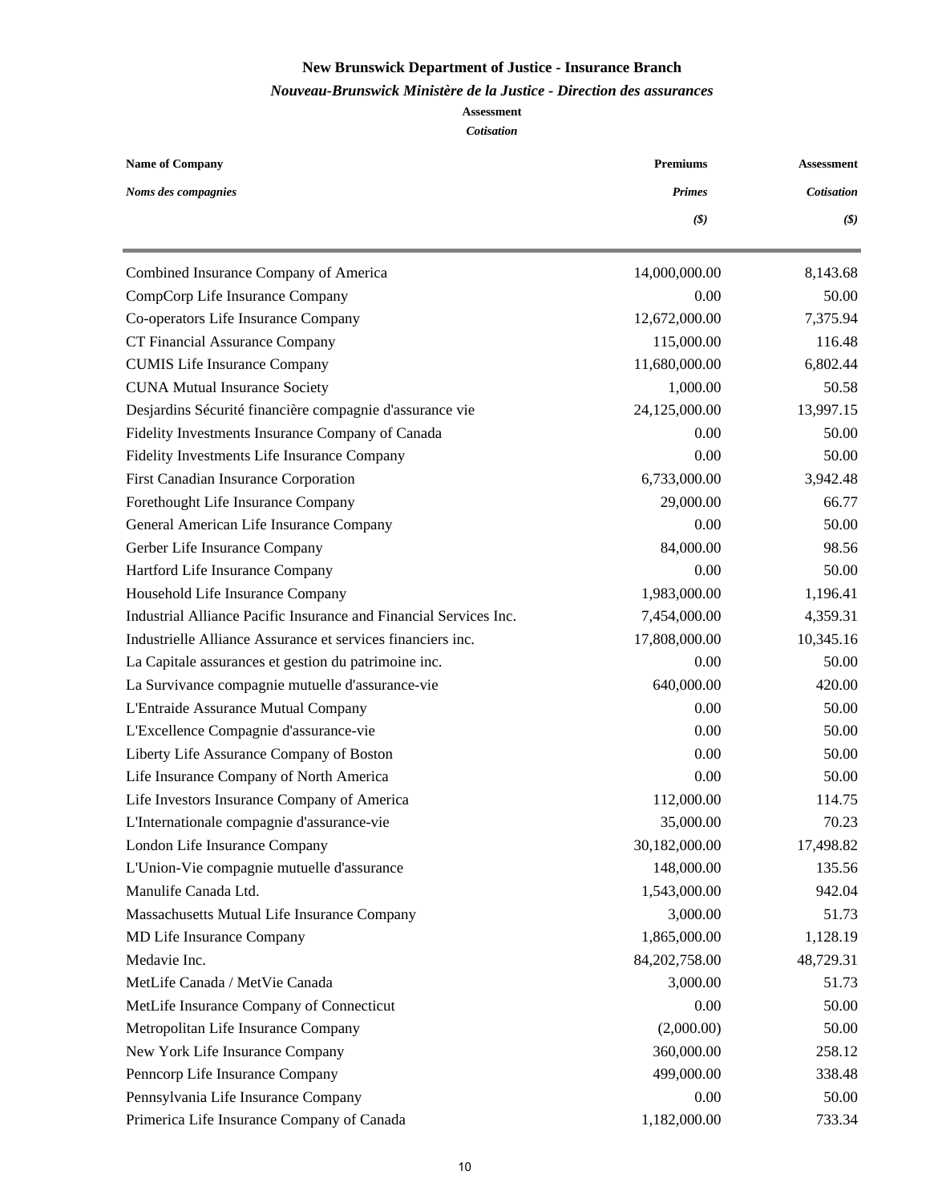**New Brunswick Department of Justice - Insurance Branch**

***Nouveau-Brunswick Ministère de la Justice - Direction des assurances***

**Assessment**

***Cotisation***

| **Name of Company** *Noms des compagnies* | **Premiums** *Primes* *($)* | **Assessment** *Cotisation* *($)* |
|---|---|---|
| Combined Insurance Company of America | 14,000,000.00 | 8,143.68 |
| CompCorp Life Insurance Company | 0.00 | 50.00 |
| Co-operators Life Insurance Company | 12,672,000.00 | 7,375.94 |
| CT Financial Assurance Company | 115,000.00 | 116.48 |
| CUMIS Life Insurance Company | 11,680,000.00 | 6,802.44 |
| CUNA Mutual Insurance Society | 1,000.00 | 50.58 |
| Desjardins Sécurité financière compagnie d'assurance vie | 24,125,000.00 | 13,997.15 |
| Fidelity Investments Insurance Company of Canada | 0.00 | 50.00 |
| Fidelity Investments Life Insurance Company | 0.00 | 50.00 |
| First Canadian Insurance Corporation | 6,733,000.00 | 3,942.48 |
| Forethought Life Insurance Company | 29,000.00 | 66.77 |
| General American Life Insurance Company | 0.00 | 50.00 |
| Gerber Life Insurance Company | 84,000.00 | 98.56 |
| Hartford Life Insurance Company | 0.00 | 50.00 |
| Household Life Insurance Company | 1,983,000.00 | 1,196.41 |
| Industrial Alliance Pacific Insurance and Financial Services Inc. | 7,454,000.00 | 4,359.31 |
| Industrielle Alliance Assurance et services financiers inc. | 17,808,000.00 | 10,345.16 |
| La Capitale assurances et gestion du patrimoine inc. | 0.00 | 50.00 |
| La Survivance compagnie mutuelle d'assurance-vie | 640,000.00 | 420.00 |
| L'Entraide Assurance Mutual Company | 0.00 | 50.00 |
| L'Excellence Compagnie d'assurance-vie | 0.00 | 50.00 |
| Liberty Life Assurance Company of Boston | 0.00 | 50.00 |
| Life Insurance Company of North America | 0.00 | 50.00 |
| Life Investors Insurance Company of America | 112,000.00 | 114.75 |
| L'Internationale compagnie d'assurance-vie | 35,000.00 | 70.23 |
| London Life Insurance Company | 30,182,000.00 | 17,498.82 |
| L'Union-Vie compagnie mutuelle d'assurance | 148,000.00 | 135.56 |
| Manulife Canada Ltd. | 1,543,000.00 | 942.04 |
| Massachusetts Mutual Life Insurance Company | 3,000.00 | 51.73 |
| MD Life Insurance Company | 1,865,000.00 | 1,128.19 |
| Medavie Inc. | 84,202,758.00 | 48,729.31 |
| MetLife Canada / MetVie Canada | 3,000.00 | 51.73 |
| MetLife Insurance Company of Connecticut | 0.00 | 50.00 |
| Metropolitan Life Insurance Company | (2,000.00) | 50.00 |
| New York Life Insurance Company | 360,000.00 | 258.12 |
| Penncorp Life Insurance Company | 499,000.00 | 338.48 |
| Pennsylvania Life Insurance Company | 0.00 | 50.00 |
| Primerica Life Insurance Company of Canada | 1,182,000.00 | 733.34 |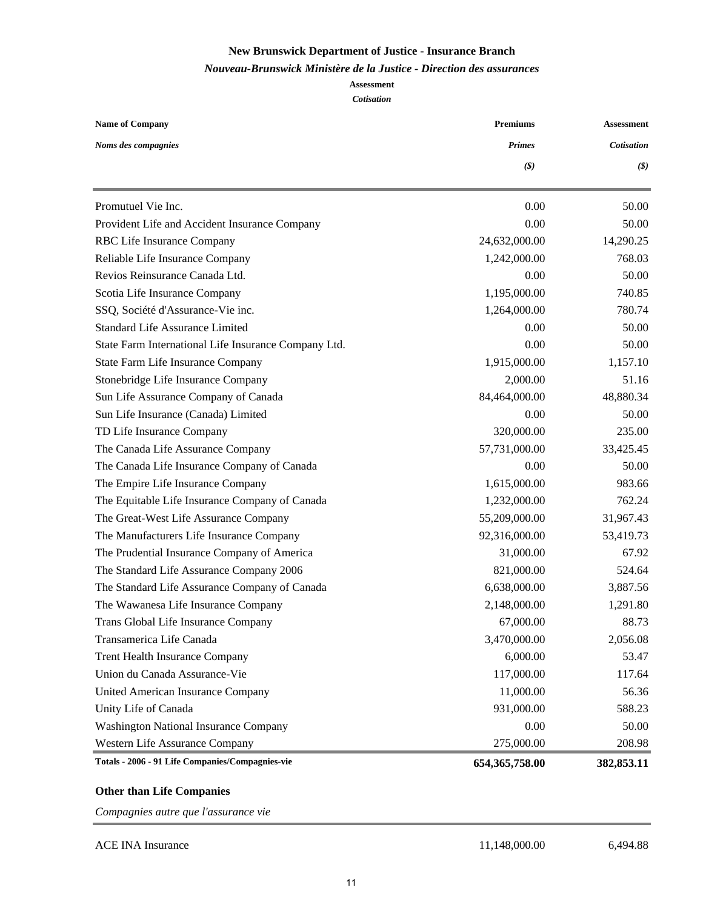**New Brunswick Department of Justice - Insurance Branch**

***Nouveau-Brunswick Ministère de la Justice - Direction des assurances***

**Assessment**

***Cotisation***

| Name of Company / *Noms des compagnies* | Premiums / *Primes* *($)* | Assessment / *Cotisation* *($)* |
|---|---|---|
| Promutuel Vie Inc. | 0.00 | 50.00 |
| Provident Life and Accident Insurance Company | 0.00 | 50.00 |
| RBC Life Insurance Company | 24,632,000.00 | 14,290.25 |
| Reliable Life Insurance Company | 1,242,000.00 | 768.03 |
| Revios Reinsurance Canada Ltd. | 0.00 | 50.00 |
| Scotia Life Insurance Company | 1,195,000.00 | 740.85 |
| SSQ, Société d'Assurance-Vie inc. | 1,264,000.00 | 780.74 |
| Standard Life Assurance Limited | 0.00 | 50.00 |
| State Farm International Life Insurance Company Ltd. | 0.00 | 50.00 |
| State Farm Life Insurance Company | 1,915,000.00 | 1,157.10 |
| Stonebridge Life Insurance Company | 2,000.00 | 51.16 |
| Sun Life Assurance Company of Canada | 84,464,000.00 | 48,880.34 |
| Sun Life Insurance (Canada) Limited | 0.00 | 50.00 |
| TD Life Insurance Company | 320,000.00 | 235.00 |
| The Canada Life Assurance Company | 57,731,000.00 | 33,425.45 |
| The Canada Life Insurance Company of Canada | 0.00 | 50.00 |
| The Empire Life Insurance Company | 1,615,000.00 | 983.66 |
| The Equitable Life Insurance Company of Canada | 1,232,000.00 | 762.24 |
| The Great-West Life Assurance Company | 55,209,000.00 | 31,967.43 |
| The Manufacturers Life Insurance Company | 92,316,000.00 | 53,419.73 |
| The Prudential Insurance Company of America | 31,000.00 | 67.92 |
| The Standard Life Assurance Company 2006 | 821,000.00 | 524.64 |
| The Standard Life Assurance Company of Canada | 6,638,000.00 | 3,887.56 |
| The Wawanesa Life Insurance Company | 2,148,000.00 | 1,291.80 |
| Trans Global Life Insurance Company | 67,000.00 | 88.73 |
| Transamerica Life Canada | 3,470,000.00 | 2,056.08 |
| Trent Health Insurance Company | 6,000.00 | 53.47 |
| Union du Canada Assurance-Vie | 117,000.00 | 117.64 |
| United American Insurance Company | 11,000.00 | 56.36 |
| Unity Life of Canada | 931,000.00 | 588.23 |
| Washington National Insurance Company | 0.00 | 50.00 |
| Western Life Assurance Company | 275,000.00 | 208.98 |
| **Totals - 2006 - 91 Life Companies/Compagnies-vie** | **654,365,758.00** | **382,853.11** |

**Other than Life Companies**

*Compagnies autre que l'assurance vie*

| Name of Company / *Noms des compagnies* | Premiums / *Primes* *($)* | Assessment / *Cotisation* *($)* |
|---|---|---|
| ACE INA Insurance | 11,148,000.00 | 6,494.88 |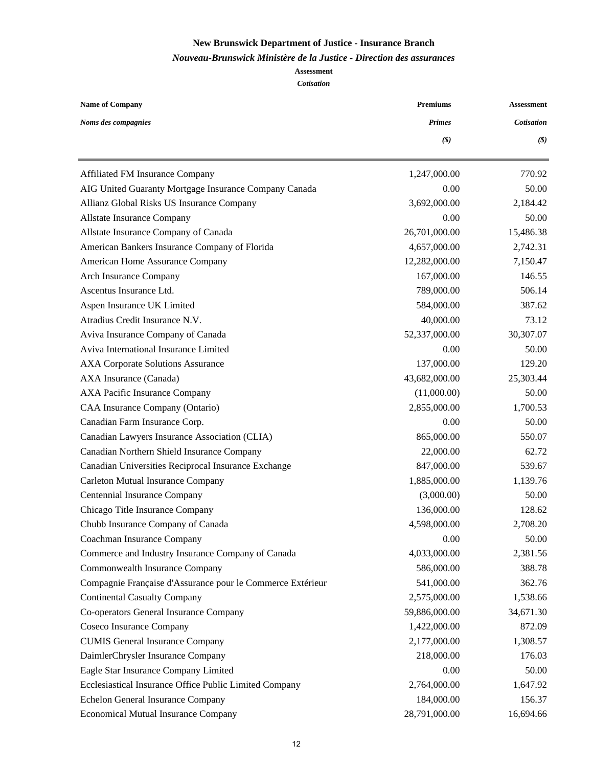**New Brunswick Department of Justice - Insurance Branch**

***Nouveau-Brunswick Ministère de la Justice - Direction des assurances***

**Assessment**

***Cotisation***

| **Name of Company** *Noms des compagnies* | **Premiums** *Primes* *($)* | **Assessment** *Cotisation* *($)* |
|---|---:|---:|
| Affiliated FM Insurance Company | 1,247,000.00 | 770.92 |
| AIG United Guaranty Mortgage Insurance Company Canada | 0.00 | 50.00 |
| Allianz Global Risks US Insurance Company | 3,692,000.00 | 2,184.42 |
| Allstate Insurance Company | 0.00 | 50.00 |
| Allstate Insurance Company of Canada | 26,701,000.00 | 15,486.38 |
| American Bankers Insurance Company of Florida | 4,657,000.00 | 2,742.31 |
| American Home Assurance Company | 12,282,000.00 | 7,150.47 |
| Arch Insurance Company | 167,000.00 | 146.55 |
| Ascentus Insurance Ltd. | 789,000.00 | 506.14 |
| Aspen Insurance UK Limited | 584,000.00 | 387.62 |
| Atradius Credit Insurance N.V. | 40,000.00 | 73.12 |
| Aviva Insurance Company of Canada | 52,337,000.00 | 30,307.07 |
| Aviva International Insurance Limited | 0.00 | 50.00 |
| AXA Corporate Solutions Assurance | 137,000.00 | 129.20 |
| AXA Insurance (Canada) | 43,682,000.00 | 25,303.44 |
| AXA Pacific Insurance Company | (11,000.00) | 50.00 |
| CAA Insurance Company (Ontario) | 2,855,000.00 | 1,700.53 |
| Canadian Farm Insurance Corp. | 0.00 | 50.00 |
| Canadian Lawyers Insurance Association (CLIA) | 865,000.00 | 550.07 |
| Canadian Northern Shield Insurance Company | 22,000.00 | 62.72 |
| Canadian Universities Reciprocal Insurance Exchange | 847,000.00 | 539.67 |
| Carleton Mutual Insurance Company | 1,885,000.00 | 1,139.76 |
| Centennial Insurance Company | (3,000.00) | 50.00 |
| Chicago Title Insurance Company | 136,000.00 | 128.62 |
| Chubb Insurance Company of Canada | 4,598,000.00 | 2,708.20 |
| Coachman Insurance Company | 0.00 | 50.00 |
| Commerce and Industry Insurance Company of Canada | 4,033,000.00 | 2,381.56 |
| Commonwealth Insurance Company | 586,000.00 | 388.78 |
| Compagnie Française d'Assurance pour le Commerce Extérieur | 541,000.00 | 362.76 |
| Continental Casualty Company | 2,575,000.00 | 1,538.66 |
| Co-operators General Insurance Company | 59,886,000.00 | 34,671.30 |
| Coseco Insurance Company | 1,422,000.00 | 872.09 |
| CUMIS General Insurance Company | 2,177,000.00 | 1,308.57 |
| DaimlerChrysler Insurance Company | 218,000.00 | 176.03 |
| Eagle Star Insurance Company Limited | 0.00 | 50.00 |
| Ecclesiastical Insurance Office Public Limited Company | 2,764,000.00 | 1,647.92 |
| Echelon General Insurance Company | 184,000.00 | 156.37 |
| Economical Mutual Insurance Company | 28,791,000.00 | 16,694.66 |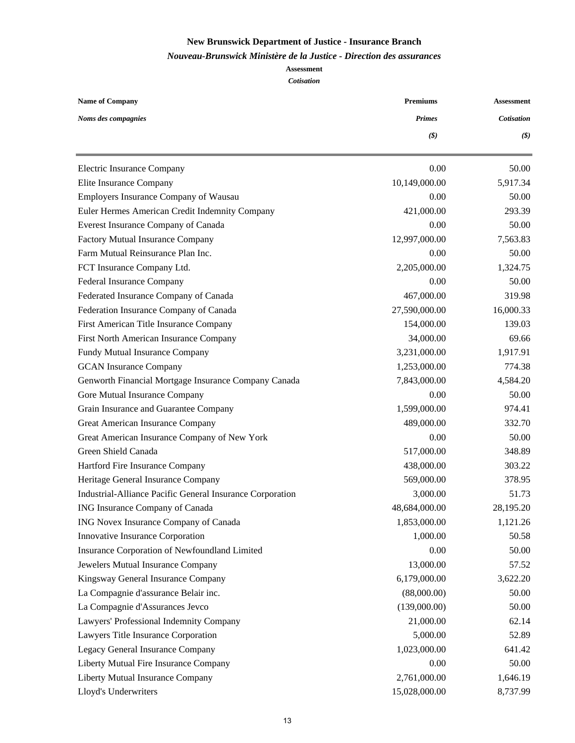**New Brunswick Department of Justice - Insurance Branch**

***Nouveau-Brunswick Ministère de la Justice - Direction des assurances***

**Assessment**

***Cotisation***

| **Name of Company** *Noms des compagnies* | **Premiums** *Primes* *($)* | **Assessment** *Cotisation* *($)* |
|---|---|---|
| Electric Insurance Company | 0.00 | 50.00 |
| Elite Insurance Company | 10,149,000.00 | 5,917.34 |
| Employers Insurance Company of Wausau | 0.00 | 50.00 |
| Euler Hermes American Credit Indemnity Company | 421,000.00 | 293.39 |
| Everest Insurance Company of Canada | 0.00 | 50.00 |
| Factory Mutual Insurance Company | 12,997,000.00 | 7,563.83 |
| Farm Mutual Reinsurance Plan Inc. | 0.00 | 50.00 |
| FCT Insurance Company Ltd. | 2,205,000.00 | 1,324.75 |
| Federal Insurance Company | 0.00 | 50.00 |
| Federated Insurance Company of Canada | 467,000.00 | 319.98 |
| Federation Insurance Company of Canada | 27,590,000.00 | 16,000.33 |
| First American Title Insurance Company | 154,000.00 | 139.03 |
| First North American Insurance Company | 34,000.00 | 69.66 |
| Fundy Mutual Insurance Company | 3,231,000.00 | 1,917.91 |
| GCAN Insurance Company | 1,253,000.00 | 774.38 |
| Genworth Financial Mortgage Insurance Company Canada | 7,843,000.00 | 4,584.20 |
| Gore Mutual Insurance Company | 0.00 | 50.00 |
| Grain Insurance and Guarantee Company | 1,599,000.00 | 974.41 |
| Great American Insurance Company | 489,000.00 | 332.70 |
| Great American Insurance Company of New York | 0.00 | 50.00 |
| Green Shield Canada | 517,000.00 | 348.89 |
| Hartford Fire Insurance Company | 438,000.00 | 303.22 |
| Heritage General Insurance Company | 569,000.00 | 378.95 |
| Industrial-Alliance Pacific General Insurance Corporation | 3,000.00 | 51.73 |
| ING Insurance Company of Canada | 48,684,000.00 | 28,195.20 |
| ING Novex Insurance Company of Canada | 1,853,000.00 | 1,121.26 |
| Innovative Insurance Corporation | 1,000.00 | 50.58 |
| Insurance Corporation of Newfoundland Limited | 0.00 | 50.00 |
| Jewelers Mutual Insurance Company | 13,000.00 | 57.52 |
| Kingsway General Insurance Company | 6,179,000.00 | 3,622.20 |
| La Compagnie d'assurance Belair inc. | (88,000.00) | 50.00 |
| La Compagnie d'Assurances Jevco | (139,000.00) | 50.00 |
| Lawyers' Professional Indemnity Company | 21,000.00 | 62.14 |
| Lawyers Title Insurance Corporation | 5,000.00 | 52.89 |
| Legacy General Insurance Company | 1,023,000.00 | 641.42 |
| Liberty Mutual Fire Insurance Company | 0.00 | 50.00 |
| Liberty Mutual Insurance Company | 2,761,000.00 | 1,646.19 |
| Lloyd's Underwriters | 15,028,000.00 | 8,737.99 |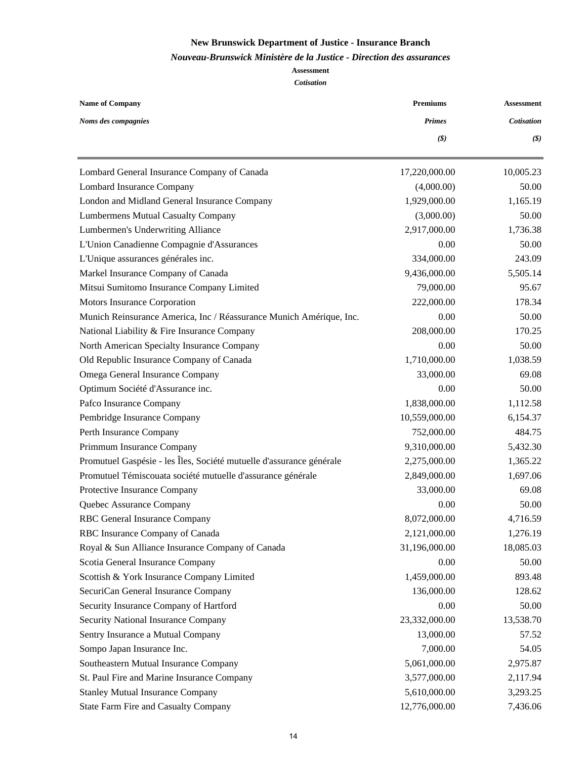**New Brunswick Department of Justice - Insurance Branch**

***Nouveau-Brunswick Ministère de la Justice - Direction des assurances***

**Assessment**

***Cotisation***

| **Name of Company** *Noms des compagnies* | **Premiums** *Primes* *($)* | **Assessment** *Cotisation* *($)* |
|---|---:|---:|
| Lombard General Insurance Company of Canada | 17,220,000.00 | 10,005.23 |
| Lombard Insurance Company | (4,000.00) | 50.00 |
| London and Midland General Insurance Company | 1,929,000.00 | 1,165.19 |
| Lumbermens Mutual Casualty Company | (3,000.00) | 50.00 |
| Lumbermen's Underwriting Alliance | 2,917,000.00 | 1,736.38 |
| L'Union Canadienne Compagnie d'Assurances | 0.00 | 50.00 |
| L'Unique assurances générales inc. | 334,000.00 | 243.09 |
| Markel Insurance Company of Canada | 9,436,000.00 | 5,505.14 |
| Mitsui Sumitomo Insurance Company Limited | 79,000.00 | 95.67 |
| Motors Insurance Corporation | 222,000.00 | 178.34 |
| Munich Reinsurance America, Inc / Réassurance Munich Amérique, Inc. | 0.00 | 50.00 |
| National Liability & Fire Insurance Company | 208,000.00 | 170.25 |
| North American Specialty Insurance Company | 0.00 | 50.00 |
| Old Republic Insurance Company of Canada | 1,710,000.00 | 1,038.59 |
| Omega General Insurance Company | 33,000.00 | 69.08 |
| Optimum Société d'Assurance inc. | 0.00 | 50.00 |
| Pafco Insurance Company | 1,838,000.00 | 1,112.58 |
| Pembridge Insurance Company | 10,559,000.00 | 6,154.37 |
| Perth Insurance Company | 752,000.00 | 484.75 |
| Primmum Insurance Company | 9,310,000.00 | 5,432.30 |
| Promutuel Gaspésie - les Îles, Société mutuelle d'assurance générale | 2,275,000.00 | 1,365.22 |
| Promutuel Témiscouata société mutuelle d'assurance générale | 2,849,000.00 | 1,697.06 |
| Protective Insurance Company | 33,000.00 | 69.08 |
| Quebec Assurance Company | 0.00 | 50.00 |
| RBC General Insurance Company | 8,072,000.00 | 4,716.59 |
| RBC Insurance Company of Canada | 2,121,000.00 | 1,276.19 |
| Royal & Sun Alliance Insurance Company of Canada | 31,196,000.00 | 18,085.03 |
| Scotia General Insurance Company | 0.00 | 50.00 |
| Scottish & York Insurance Company Limited | 1,459,000.00 | 893.48 |
| SecuriCan General Insurance Company | 136,000.00 | 128.62 |
| Security Insurance Company of Hartford | 0.00 | 50.00 |
| Security National Insurance Company | 23,332,000.00 | 13,538.70 |
| Sentry Insurance a Mutual Company | 13,000.00 | 57.52 |
| Sompo Japan Insurance Inc. | 7,000.00 | 54.05 |
| Southeastern Mutual Insurance Company | 5,061,000.00 | 2,975.87 |
| St. Paul Fire and Marine Insurance Company | 3,577,000.00 | 2,117.94 |
| Stanley Mutual Insurance Company | 5,610,000.00 | 3,293.25 |
| State Farm Fire and Casualty Company | 12,776,000.00 | 7,436.06 |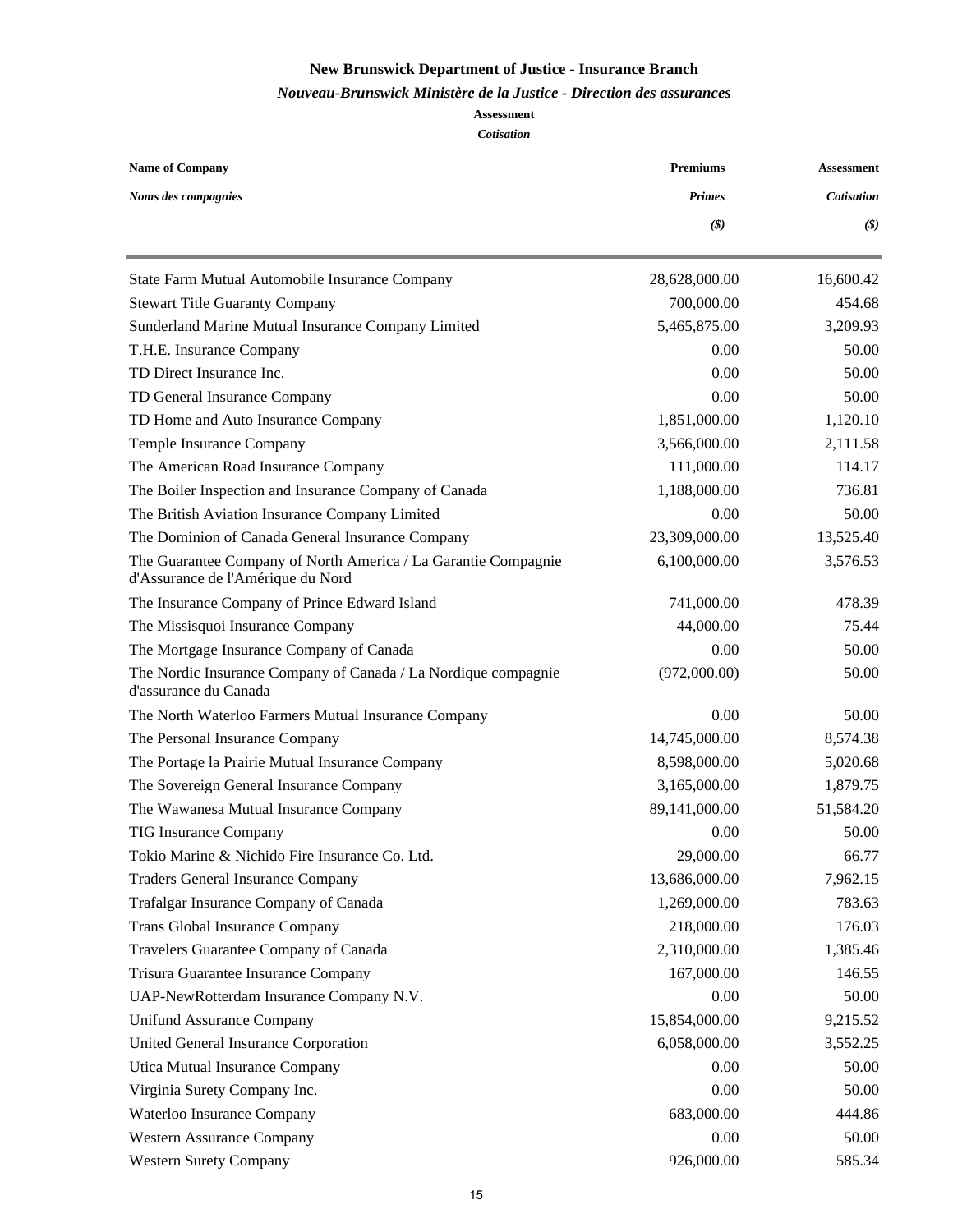**New Brunswick Department of Justice - Insurance Branch**

***Nouveau-Brunswick Ministère de la Justice - Direction des assurances***

**Assessment**

***Cotisation***

| **Name of Company** *Noms des compagnies* | **Premiums** *Primes* *($)* | **Assessment** *Cotisation* *($)* |
|---|---:|---:|
| State Farm Mutual Automobile Insurance Company | 28,628,000.00 | 16,600.42 |
| Stewart Title Guaranty Company | 700,000.00 | 454.68 |
| Sunderland Marine Mutual Insurance Company Limited | 5,465,875.00 | 3,209.93 |
| T.H.E. Insurance Company | 0.00 | 50.00 |
| TD Direct Insurance Inc. | 0.00 | 50.00 |
| TD General Insurance Company | 0.00 | 50.00 |
| TD Home and Auto Insurance Company | 1,851,000.00 | 1,120.10 |
| Temple Insurance Company | 3,566,000.00 | 2,111.58 |
| The American Road Insurance Company | 111,000.00 | 114.17 |
| The Boiler Inspection and Insurance Company of Canada | 1,188,000.00 | 736.81 |
| The British Aviation Insurance Company Limited | 0.00 | 50.00 |
| The Dominion of Canada General Insurance Company | 23,309,000.00 | 13,525.40 |
| The Guarantee Company of North America / La Garantie Compagnie d'Assurance de l'Amérique du Nord | 6,100,000.00 | 3,576.53 |
| The Insurance Company of Prince Edward Island | 741,000.00 | 478.39 |
| The Missisquoi Insurance Company | 44,000.00 | 75.44 |
| The Mortgage Insurance Company of Canada | 0.00 | 50.00 |
| The Nordic Insurance Company of Canada / La Nordique compagnie d'assurance du Canada | (972,000.00) | 50.00 |
| The North Waterloo Farmers Mutual Insurance Company | 0.00 | 50.00 |
| The Personal Insurance Company | 14,745,000.00 | 8,574.38 |
| The Portage la Prairie Mutual Insurance Company | 8,598,000.00 | 5,020.68 |
| The Sovereign General Insurance Company | 3,165,000.00 | 1,879.75 |
| The Wawanesa Mutual Insurance Company | 89,141,000.00 | 51,584.20 |
| TIG Insurance Company | 0.00 | 50.00 |
| Tokio Marine & Nichido Fire Insurance Co. Ltd. | 29,000.00 | 66.77 |
| Traders General Insurance Company | 13,686,000.00 | 7,962.15 |
| Trafalgar Insurance Company of Canada | 1,269,000.00 | 783.63 |
| Trans Global Insurance Company | 218,000.00 | 176.03 |
| Travelers Guarantee Company of Canada | 2,310,000.00 | 1,385.46 |
| Trisura Guarantee Insurance Company | 167,000.00 | 146.55 |
| UAP-NewRotterdam Insurance Company N.V. | 0.00 | 50.00 |
| Unifund Assurance Company | 15,854,000.00 | 9,215.52 |
| United General Insurance Corporation | 6,058,000.00 | 3,552.25 |
| Utica Mutual Insurance Company | 0.00 | 50.00 |
| Virginia Surety Company Inc. | 0.00 | 50.00 |
| Waterloo Insurance Company | 683,000.00 | 444.86 |
| Western Assurance Company | 0.00 | 50.00 |
| Western Surety Company | 926,000.00 | 585.34 |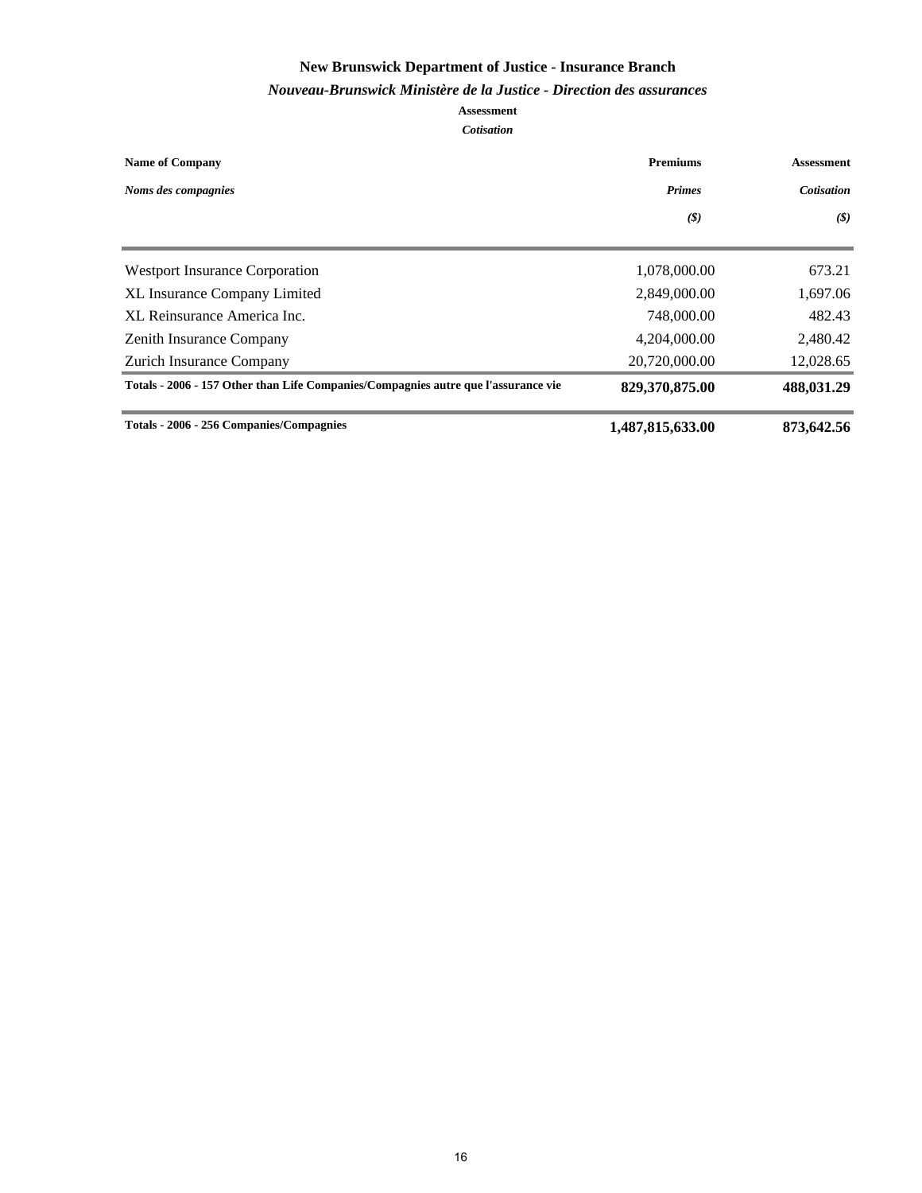**New Brunswick Department of Justice - Insurance Branch**

***Nouveau-Brunswick Ministère de la Justice - Direction des assurances***

**Assessment**

***Cotisation***

| **Name of Company** *Noms des compagnies* | **Premiums** *Primes* *($)* | **Assessment** *Cotisation* *($)* |
|---|---|---|
| Westport Insurance Corporation | 1,078,000.00 | 673.21 |
| XL Insurance Company Limited | 2,849,000.00 | 1,697.06 |
| XL Reinsurance America Inc. | 748,000.00 | 482.43 |
| Zenith Insurance Company | 4,204,000.00 | 2,480.42 |
| Zurich Insurance Company | 20,720,000.00 | 12,028.65 |
| **Totals - 2006 - 157 Other than Life Companies/Compagnies autre que l'assurance vie** | **829,370,875.00** | **488,031.29** |
| **Totals - 2006 - 256 Companies/Compagnies** | **1,487,815,633.00** | **873,642.56** |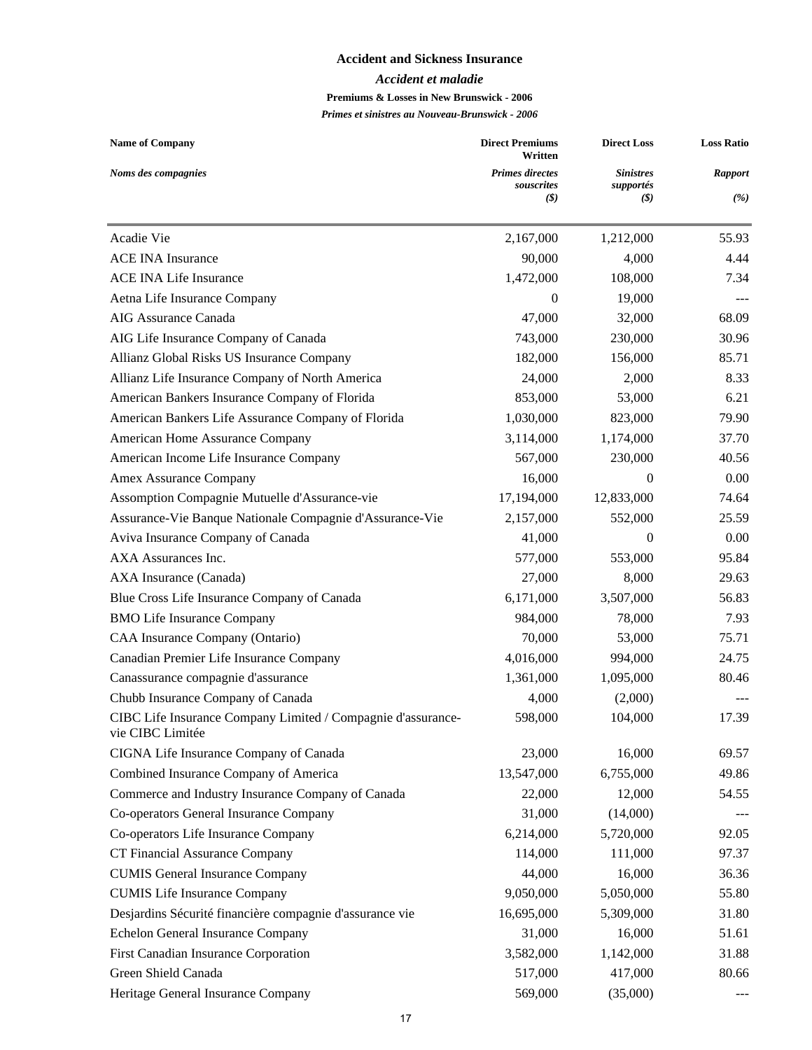# Accident and Sickness Insurance

## *Accident et maladie*

### Premiums & Losses in New Brunswick - 2006

### *Primes et sinistres au Nouveau-Brunswick - 2006*

| **Name of Company** / *Noms des compagnies* | **Direct Premiums Written** / *Primes directes souscrites* *($)* | **Direct Loss** / *Sinistres supportés* *($)* | **Loss Ratio** / *Rapport* *(%)* |
|---|---|---|---|
| Acadie Vie | 2,167,000 | 1,212,000 | 55.93 |
| ACE INA Insurance | 90,000 | 4,000 | 4.44 |
| ACE INA Life Insurance | 1,472,000 | 108,000 | 7.34 |
| Aetna Life Insurance Company | 0 | 19,000 | --- |
| AIG Assurance Canada | 47,000 | 32,000 | 68.09 |
| AIG Life Insurance Company of Canada | 743,000 | 230,000 | 30.96 |
| Allianz Global Risks US Insurance Company | 182,000 | 156,000 | 85.71 |
| Allianz Life Insurance Company of North America | 24,000 | 2,000 | 8.33 |
| American Bankers Insurance Company of Florida | 853,000 | 53,000 | 6.21 |
| American Bankers Life Assurance Company of Florida | 1,030,000 | 823,000 | 79.90 |
| American Home Assurance Company | 3,114,000 | 1,174,000 | 37.70 |
| American Income Life Insurance Company | 567,000 | 230,000 | 40.56 |
| Amex Assurance Company | 16,000 | 0 | 0.00 |
| Assomption Compagnie Mutuelle d'Assurance-vie | 17,194,000 | 12,833,000 | 74.64 |
| Assurance-Vie Banque Nationale Compagnie d'Assurance-Vie | 2,157,000 | 552,000 | 25.59 |
| Aviva Insurance Company of Canada | 41,000 | 0 | 0.00 |
| AXA Assurances Inc. | 577,000 | 553,000 | 95.84 |
| AXA Insurance (Canada) | 27,000 | 8,000 | 29.63 |
| Blue Cross Life Insurance Company of Canada | 6,171,000 | 3,507,000 | 56.83 |
| BMO Life Insurance Company | 984,000 | 78,000 | 7.93 |
| CAA Insurance Company (Ontario) | 70,000 | 53,000 | 75.71 |
| Canadian Premier Life Insurance Company | 4,016,000 | 994,000 | 24.75 |
| Canassurance compagnie d'assurance | 1,361,000 | 1,095,000 | 80.46 |
| Chubb Insurance Company of Canada | 4,000 | (2,000) | --- |
| CIBC Life Insurance Company Limited / Compagnie d'assurance-vie CIBC Limitée | 598,000 | 104,000 | 17.39 |
| CIGNA Life Insurance Company of Canada | 23,000 | 16,000 | 69.57 |
| Combined Insurance Company of America | 13,547,000 | 6,755,000 | 49.86 |
| Commerce and Industry Insurance Company of Canada | 22,000 | 12,000 | 54.55 |
| Co-operators General Insurance Company | 31,000 | (14,000) | --- |
| Co-operators Life Insurance Company | 6,214,000 | 5,720,000 | 92.05 |
| CT Financial Assurance Company | 114,000 | 111,000 | 97.37 |
| CUMIS General Insurance Company | 44,000 | 16,000 | 36.36 |
| CUMIS Life Insurance Company | 9,050,000 | 5,050,000 | 55.80 |
| Desjardins Sécurité financière compagnie d'assurance vie | 16,695,000 | 5,309,000 | 31.80 |
| Echelon General Insurance Company | 31,000 | 16,000 | 51.61 |
| First Canadian Insurance Corporation | 3,582,000 | 1,142,000 | 31.88 |
| Green Shield Canada | 517,000 | 417,000 | 80.66 |
| Heritage General Insurance Company | 569,000 | (35,000) | --- |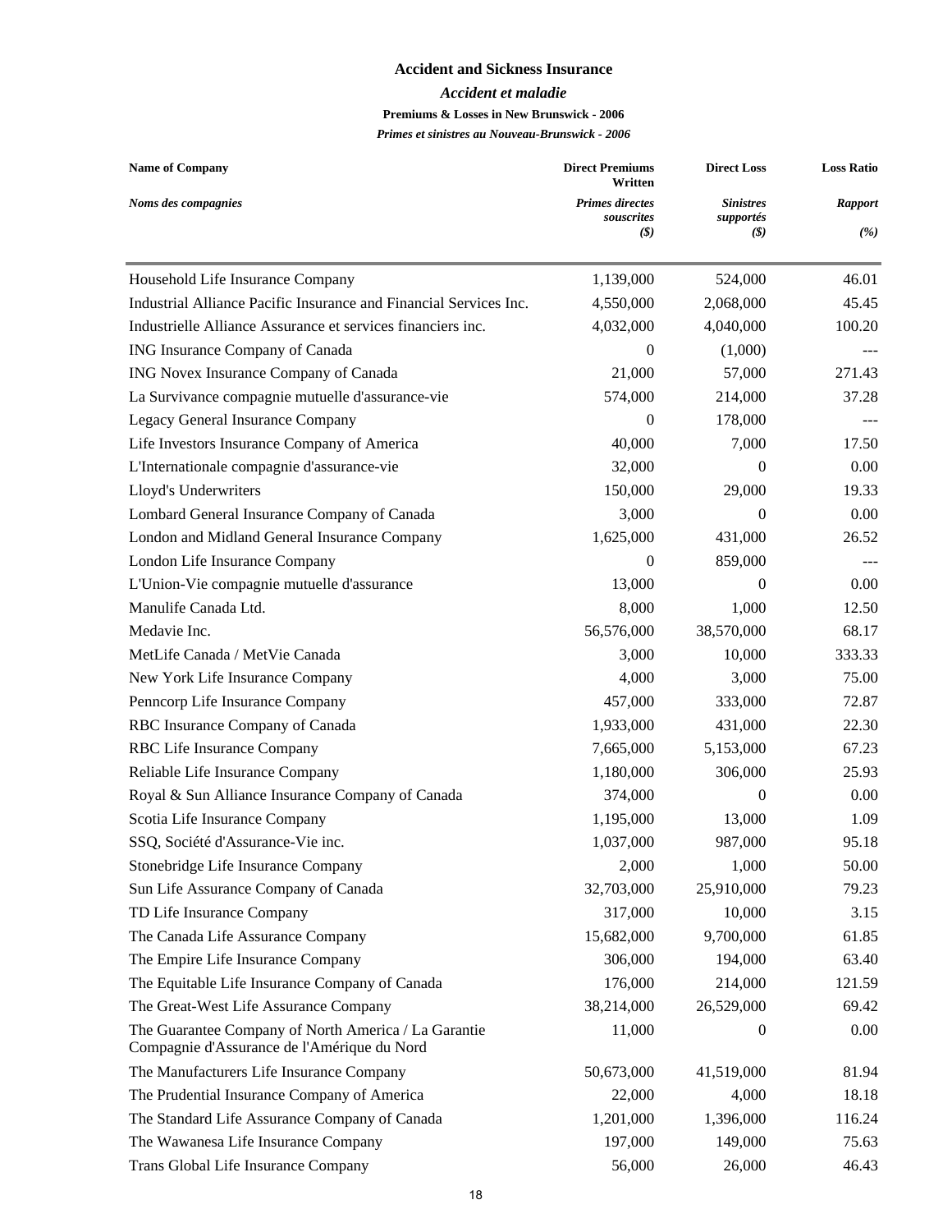# Accident and Sickness Insurance

## *Accident et maladie*

### Premiums & Losses in New Brunswick - 2006

### *Primes et sinistres au Nouveau-Brunswick - 2006*

| Name of Company<br>*Noms des compagnies* | Direct Premiums Written<br>*Primes directes souscrites*<br>*($)* | Direct Loss<br>*Sinistres supportés*<br>*($)* | Loss Ratio<br>*Rapport*<br>*(%)* |
|---|---|---|---|
| Household Life Insurance Company | 1,139,000 | 524,000 | 46.01 |
| Industrial Alliance Pacific Insurance and Financial Services Inc. | 4,550,000 | 2,068,000 | 45.45 |
| Industrielle Alliance Assurance et services financiers inc. | 4,032,000 | 4,040,000 | 100.20 |
| ING Insurance Company of Canada | 0 | (1,000) | --- |
| ING Novex Insurance Company of Canada | 21,000 | 57,000 | 271.43 |
| La Survivance compagnie mutuelle d'assurance-vie | 574,000 | 214,000 | 37.28 |
| Legacy General Insurance Company | 0 | 178,000 | --- |
| Life Investors Insurance Company of America | 40,000 | 7,000 | 17.50 |
| L'Internationale compagnie d'assurance-vie | 32,000 | 0 | 0.00 |
| Lloyd's Underwriters | 150,000 | 29,000 | 19.33 |
| Lombard General Insurance Company of Canada | 3,000 | 0 | 0.00 |
| London and Midland General Insurance Company | 1,625,000 | 431,000 | 26.52 |
| London Life Insurance Company | 0 | 859,000 | --- |
| L'Union-Vie compagnie mutuelle d'assurance | 13,000 | 0 | 0.00 |
| Manulife Canada Ltd. | 8,000 | 1,000 | 12.50 |
| Medavie Inc. | 56,576,000 | 38,570,000 | 68.17 |
| MetLife Canada / MetVie Canada | 3,000 | 10,000 | 333.33 |
| New York Life Insurance Company | 4,000 | 3,000 | 75.00 |
| Penncorp Life Insurance Company | 457,000 | 333,000 | 72.87 |
| RBC Insurance Company of Canada | 1,933,000 | 431,000 | 22.30 |
| RBC Life Insurance Company | 7,665,000 | 5,153,000 | 67.23 |
| Reliable Life Insurance Company | 1,180,000 | 306,000 | 25.93 |
| Royal & Sun Alliance Insurance Company of Canada | 374,000 | 0 | 0.00 |
| Scotia Life Insurance Company | 1,195,000 | 13,000 | 1.09 |
| SSQ, Société d'Assurance-Vie inc. | 1,037,000 | 987,000 | 95.18 |
| Stonebridge Life Insurance Company | 2,000 | 1,000 | 50.00 |
| Sun Life Assurance Company of Canada | 32,703,000 | 25,910,000 | 79.23 |
| TD Life Insurance Company | 317,000 | 10,000 | 3.15 |
| The Canada Life Assurance Company | 15,682,000 | 9,700,000 | 61.85 |
| The Empire Life Insurance Company | 306,000 | 194,000 | 63.40 |
| The Equitable Life Insurance Company of Canada | 176,000 | 214,000 | 121.59 |
| The Great-West Life Assurance Company | 38,214,000 | 26,529,000 | 69.42 |
| The Guarantee Company of North America / La Garantie Compagnie d'Assurance de l'Amérique du Nord | 11,000 | 0 | 0.00 |
| The Manufacturers Life Insurance Company | 50,673,000 | 41,519,000 | 81.94 |
| The Prudential Insurance Company of America | 22,000 | 4,000 | 18.18 |
| The Standard Life Assurance Company of Canada | 1,201,000 | 1,396,000 | 116.24 |
| The Wawanesa Life Insurance Company | 197,000 | 149,000 | 75.63 |
| Trans Global Life Insurance Company | 56,000 | 26,000 | 46.43 |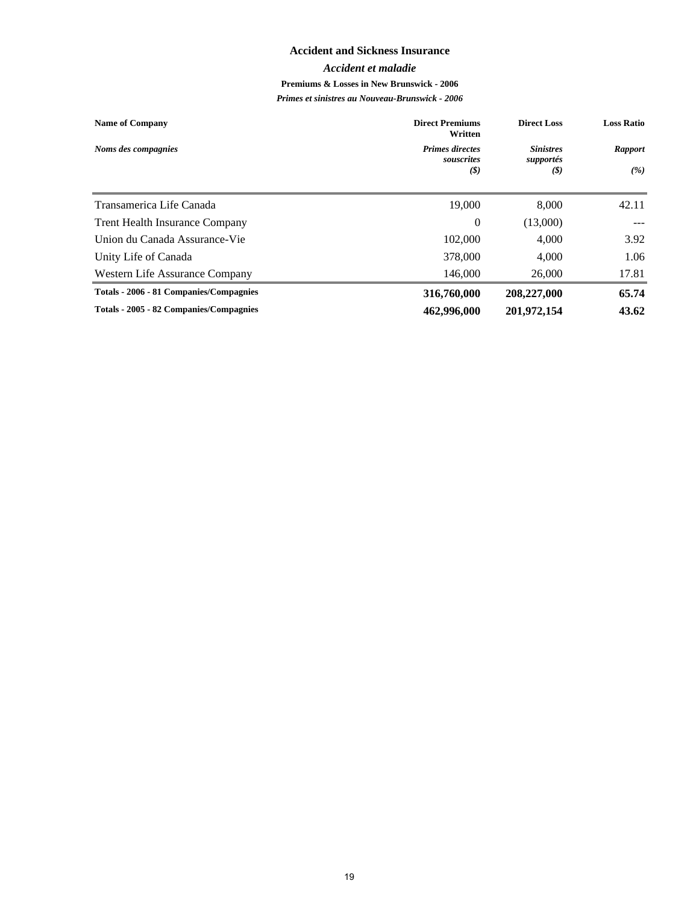## Accident and Sickness Insurance

### *Accident et maladie*

**Premiums & Losses in New Brunswick - 2006**

***Primes et sinistres au Nouveau-Brunswick - 2006***

| **Name of Company** / *Noms des compagnies* | **Direct Premiums Written** / *Primes directes souscrites* *($)* | **Direct Loss** / *Sinistres supportés* *($)* | **Loss Ratio** / *Rapport* *(%)* |
|---|---|---|---|
| Transamerica Life Canada | 19,000 | 8,000 | 42.11 |
| Trent Health Insurance Company | 0 | (13,000) | --- |
| Union du Canada Assurance-Vie | 102,000 | 4,000 | 3.92 |
| Unity Life of Canada | 378,000 | 4,000 | 1.06 |
| Western Life Assurance Company | 146,000 | 26,000 | 17.81 |
| **Totals - 2006 - 81 Companies/Compagnies** | **316,760,000** | **208,227,000** | **65.74** |
| **Totals - 2005 - 82 Companies/Compagnies** | **462,996,000** | **201,972,154** | **43.62** |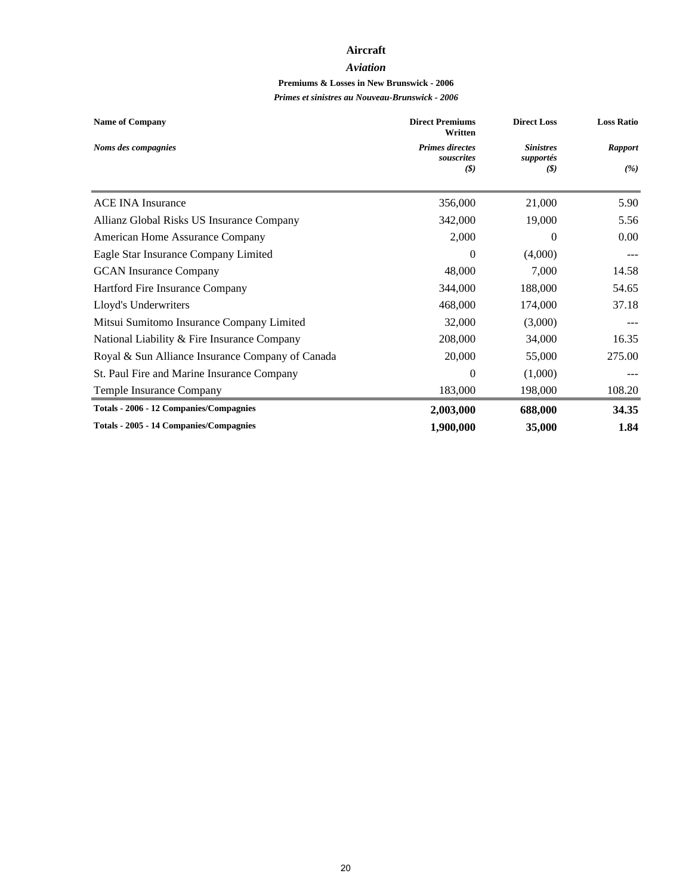# Aircraft

## *Aviation*

### Premiums & Losses in New Brunswick - 2006

### *Primes et sinistres au Nouveau-Brunswick - 2006*

| Name of Company<br>*Noms des compagnies* | Direct Premiums Written<br>*Primes directes souscrites*<br>*($)* | Direct Loss<br>*Sinistres supportés*<br>*($)* | Loss Ratio<br>*Rapport*<br>*(%)* |
|---|---|---|---|
| ACE INA Insurance | 356,000 | 21,000 | 5.90 |
| Allianz Global Risks US Insurance Company | 342,000 | 19,000 | 5.56 |
| American Home Assurance Company | 2,000 | 0 | 0.00 |
| Eagle Star Insurance Company Limited | 0 | (4,000) | --- |
| GCAN Insurance Company | 48,000 | 7,000 | 14.58 |
| Hartford Fire Insurance Company | 344,000 | 188,000 | 54.65 |
| Lloyd's Underwriters | 468,000 | 174,000 | 37.18 |
| Mitsui Sumitomo Insurance Company Limited | 32,000 | (3,000) | --- |
| National Liability & Fire Insurance Company | 208,000 | 34,000 | 16.35 |
| Royal & Sun Alliance Insurance Company of Canada | 20,000 | 55,000 | 275.00 |
| St. Paul Fire and Marine Insurance Company | 0 | (1,000) | --- |
| Temple Insurance Company | 183,000 | 198,000 | 108.20 |
| **Totals - 2006 - 12 Companies/Compagnies** | **2,003,000** | **688,000** | **34.35** |
| **Totals - 2005 - 14 Companies/Compagnies** | **1,900,000** | **35,000** | **1.84** |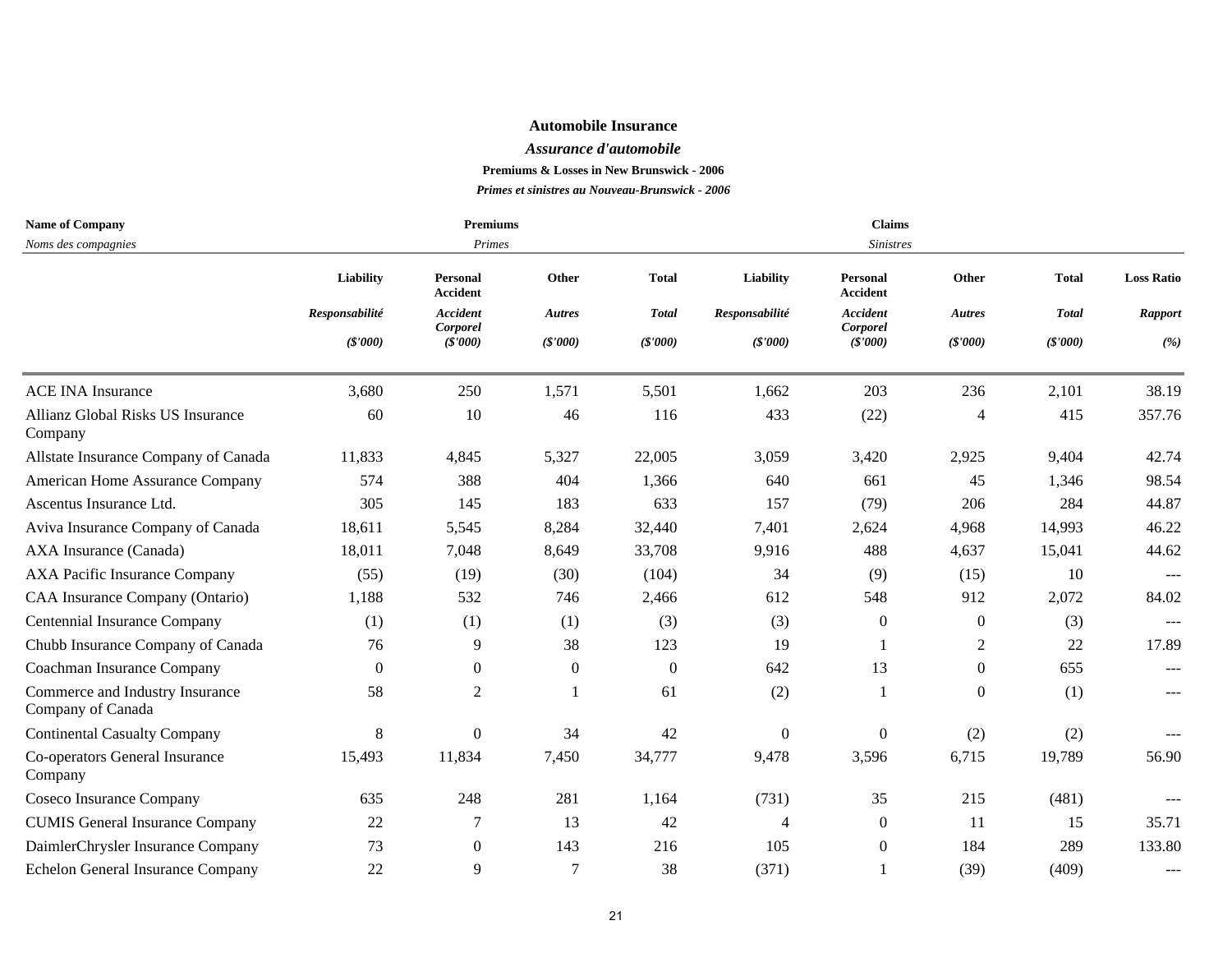**Automobile Insurance**

***Assurance d'automobile***

**Premiums & Losses in New Brunswick - 2006**

***Primes et sinistres au Nouveau-Brunswick - 2006***

| Name of Company<br>*Noms des compagnies* | Premiums<br>*Primes* | | | | Claims<br>*Sinistres* | | | | |
|---|---|---|---|---|---|---|---|---|---|
| | **Liability**<br>*Responsabilité*<br>*($'000)* | **Personal Accident**<br>*Accident Corporel*<br>*($'000)* | **Other**<br>*Autres*<br>*($'000)* | **Total**<br>*Total*<br>*($'000)* | **Liability**<br>*Responsabilité*<br>*($'000)* | **Personal Accident**<br>*Accident Corporel*<br>*($'000)* | **Other**<br>*Autres*<br>*($'000)* | **Total**<br>*Total*<br>*($'000)* | **Loss Ratio**<br>*Rapport*<br>*(%)* |
| ACE INA Insurance | 3,680 | 250 | 1,571 | 5,501 | 1,662 | 203 | 236 | 2,101 | 38.19 |
| Allianz Global Risks US Insurance Company | 60 | 10 | 46 | 116 | 433 | (22) | 4 | 415 | 357.76 |
| Allstate Insurance Company of Canada | 11,833 | 4,845 | 5,327 | 22,005 | 3,059 | 3,420 | 2,925 | 9,404 | 42.74 |
| American Home Assurance Company | 574 | 388 | 404 | 1,366 | 640 | 661 | 45 | 1,346 | 98.54 |
| Ascentus Insurance Ltd. | 305 | 145 | 183 | 633 | 157 | (79) | 206 | 284 | 44.87 |
| Aviva Insurance Company of Canada | 18,611 | 5,545 | 8,284 | 32,440 | 7,401 | 2,624 | 4,968 | 14,993 | 46.22 |
| AXA Insurance (Canada) | 18,011 | 7,048 | 8,649 | 33,708 | 9,916 | 488 | 4,637 | 15,041 | 44.62 |
| AXA Pacific Insurance Company | (55) | (19) | (30) | (104) | 34 | (9) | (15) | 10 | --- |
| CAA Insurance Company (Ontario) | 1,188 | 532 | 746 | 2,466 | 612 | 548 | 912 | 2,072 | 84.02 |
| Centennial Insurance Company | (1) | (1) | (1) | (3) | (3) | 0 | 0 | (3) | --- |
| Chubb Insurance Company of Canada | 76 | 9 | 38 | 123 | 19 | 1 | 2 | 22 | 17.89 |
| Coachman Insurance Company | 0 | 0 | 0 | 0 | 642 | 13 | 0 | 655 | --- |
| Commerce and Industry Insurance Company of Canada | 58 | 2 | 1 | 61 | (2) | 1 | 0 | (1) | --- |
| Continental Casualty Company | 8 | 0 | 34 | 42 | 0 | 0 | (2) | (2) | --- |
| Co-operators General Insurance Company | 15,493 | 11,834 | 7,450 | 34,777 | 9,478 | 3,596 | 6,715 | 19,789 | 56.90 |
| Coseco Insurance Company | 635 | 248 | 281 | 1,164 | (731) | 35 | 215 | (481) | --- |
| CUMIS General Insurance Company | 22 | 7 | 13 | 42 | 4 | 0 | 11 | 15 | 35.71 |
| DaimlerChrysler Insurance Company | 73 | 0 | 143 | 216 | 105 | 0 | 184 | 289 | 133.80 |
| Echelon General Insurance Company | 22 | 9 | 7 | 38 | (371) | 1 | (39) | (409) | --- |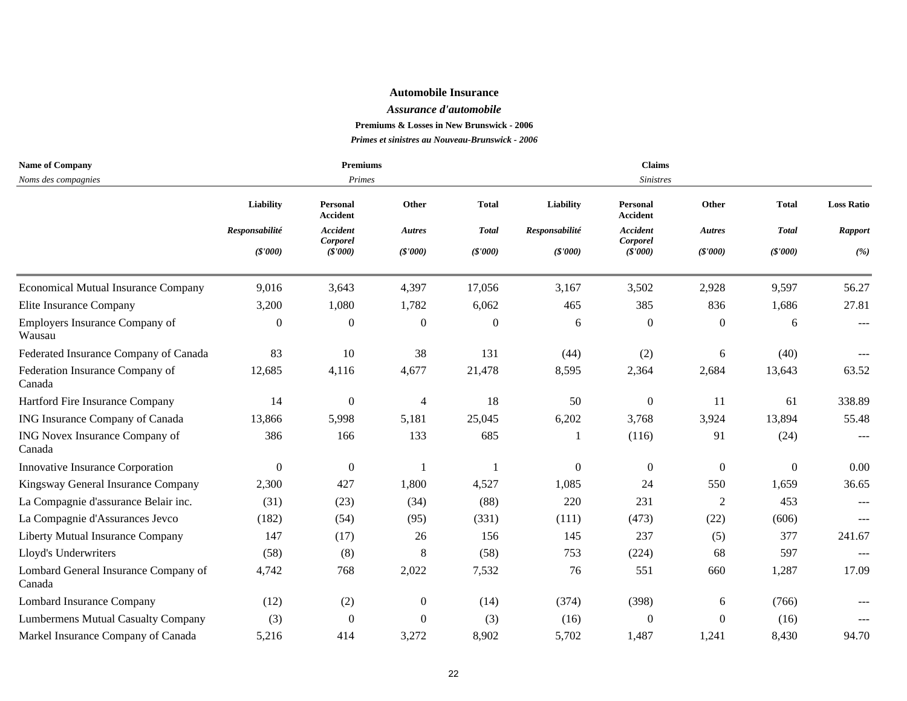**Automobile Insurance**

***Assurance d'automobile***

**Premiums & Losses in New Brunswick - 2006**

***Primes et sinistres au Nouveau-Brunswick - 2006***

| **Name of Company** *Noms des compagnies* | **Premiums** *Primes* | | | | **Claims** *Sinistres* | | | | |
|---|---|---|---|---|---|---|---|---|---|
| | **Liability** *Responsabilité* *($'000)* | **Personal Accident** *Accident Corporel* *($'000)* | **Other** *Autres* *($'000)* | **Total** *Total* *($'000)* | **Liability** *Responsabilité* *($'000)* | **Personal Accident** *Accident Corporel* *($'000)* | **Other** *Autres* *($'000)* | **Total** *Total* *($'000)* | **Loss Ratio** *Rapport* *(%)* |
| Economical Mutual Insurance Company | 9,016 | 3,643 | 4,397 | 17,056 | 3,167 | 3,502 | 2,928 | 9,597 | 56.27 |
| Elite Insurance Company | 3,200 | 1,080 | 1,782 | 6,062 | 465 | 385 | 836 | 1,686 | 27.81 |
| Employers Insurance Company of Wausau | 0 | 0 | 0 | 0 | 6 | 0 | 0 | 6 | --- |
| Federated Insurance Company of Canada | 83 | 10 | 38 | 131 | (44) | (2) | 6 | (40) | --- |
| Federation Insurance Company of Canada | 12,685 | 4,116 | 4,677 | 21,478 | 8,595 | 2,364 | 2,684 | 13,643 | 63.52 |
| Hartford Fire Insurance Company | 14 | 0 | 4 | 18 | 50 | 0 | 11 | 61 | 338.89 |
| ING Insurance Company of Canada | 13,866 | 5,998 | 5,181 | 25,045 | 6,202 | 3,768 | 3,924 | 13,894 | 55.48 |
| ING Novex Insurance Company of Canada | 386 | 166 | 133 | 685 | 1 | (116) | 91 | (24) | --- |
| Innovative Insurance Corporation | 0 | 0 | 1 | 1 | 0 | 0 | 0 | 0 | 0.00 |
| Kingsway General Insurance Company | 2,300 | 427 | 1,800 | 4,527 | 1,085 | 24 | 550 | 1,659 | 36.65 |
| La Compagnie d'assurance Belair inc. | (31) | (23) | (34) | (88) | 220 | 231 | 2 | 453 | --- |
| La Compagnie d'Assurances Jevco | (182) | (54) | (95) | (331) | (111) | (473) | (22) | (606) | --- |
| Liberty Mutual Insurance Company | 147 | (17) | 26 | 156 | 145 | 237 | (5) | 377 | 241.67 |
| Lloyd's Underwriters | (58) | (8) | 8 | (58) | 753 | (224) | 68 | 597 | --- |
| Lombard General Insurance Company of Canada | 4,742 | 768 | 2,022 | 7,532 | 76 | 551 | 660 | 1,287 | 17.09 |
| Lombard Insurance Company | (12) | (2) | 0 | (14) | (374) | (398) | 6 | (766) | --- |
| Lumbermens Mutual Casualty Company | (3) | 0 | 0 | (3) | (16) | 0 | 0 | (16) | --- |
| Markel Insurance Company of Canada | 5,216 | 414 | 3,272 | 8,902 | 5,702 | 1,487 | 1,241 | 8,430 | 94.70 |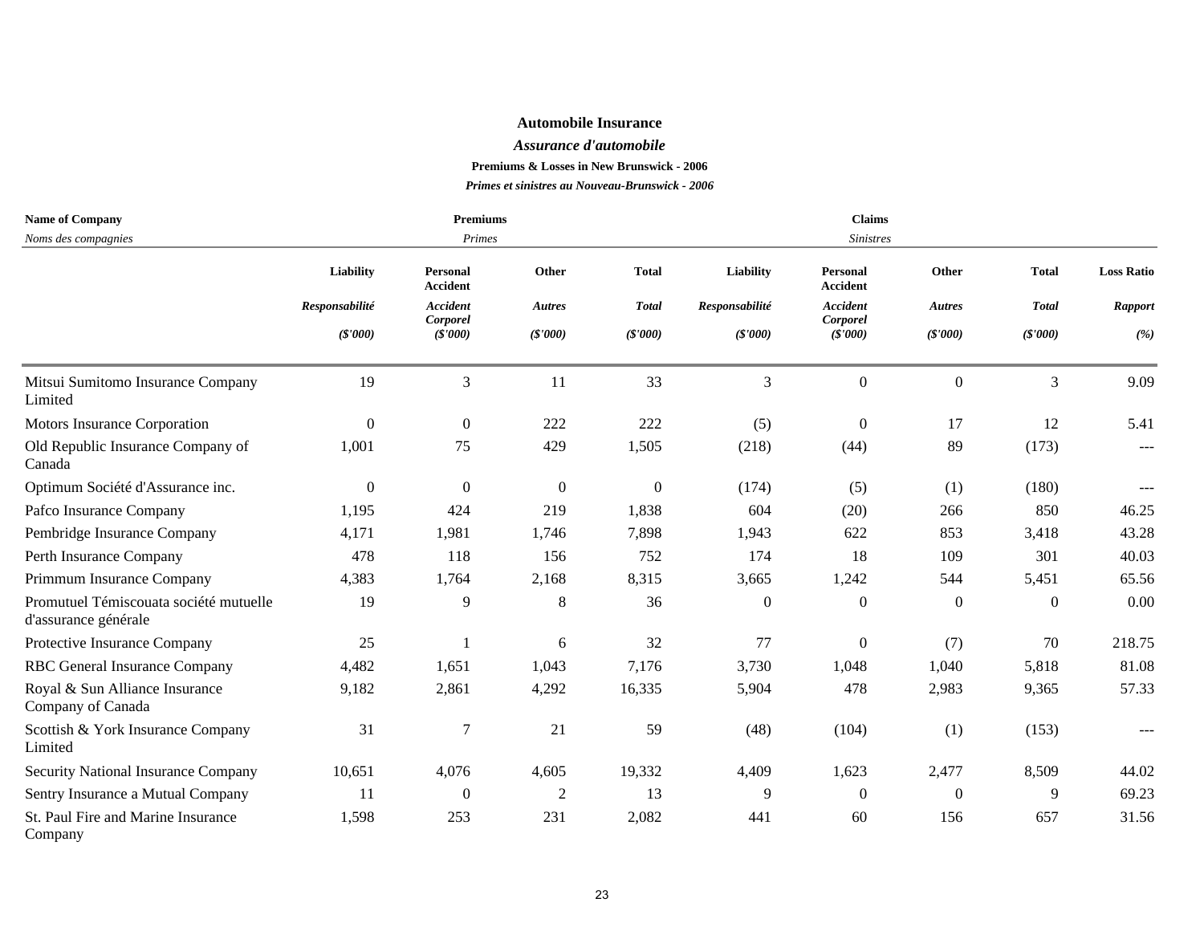**Automobile Insurance**

***Assurance d'automobile***

**Premiums & Losses in New Brunswick - 2006**

***Primes et sinistres au Nouveau-Brunswick - 2006***

| **Name of Company** *Noms des compagnies* | **Premiums** *Primes* | | | | **Claims** *Sinistres* | | | | |
|---|---|---|---|---|---|---|---|---|---|
| | **Liability** *Responsabilité* *($'000)* | **Personal Accident** *Accident Corporel* *($'000)* | **Other** *Autres* *($'000)* | **Total** *Total* *($'000)* | **Liability** *Responsabilité* *($'000)* | **Personal Accident** *Accident Corporel* *($'000)* | **Other** *Autres* *($'000)* | **Total** *Total* *($'000)* | **Loss Ratio** *Rapport* *(%)* |
| Mitsui Sumitomo Insurance Company Limited | 19 | 3 | 11 | 33 | 3 | 0 | 0 | 3 | 9.09 |
| Motors Insurance Corporation | 0 | 0 | 222 | 222 | (5) | 0 | 17 | 12 | 5.41 |
| Old Republic Insurance Company of Canada | 1,001 | 75 | 429 | 1,505 | (218) | (44) | 89 | (173) | --- |
| Optimum Société d'Assurance inc. | 0 | 0 | 0 | 0 | (174) | (5) | (1) | (180) | --- |
| Pafco Insurance Company | 1,195 | 424 | 219 | 1,838 | 604 | (20) | 266 | 850 | 46.25 |
| Pembridge Insurance Company | 4,171 | 1,981 | 1,746 | 7,898 | 1,943 | 622 | 853 | 3,418 | 43.28 |
| Perth Insurance Company | 478 | 118 | 156 | 752 | 174 | 18 | 109 | 301 | 40.03 |
| Primmum Insurance Company | 4,383 | 1,764 | 2,168 | 8,315 | 3,665 | 1,242 | 544 | 5,451 | 65.56 |
| Promutuel Témiscouata société mutuelle d'assurance générale | 19 | 9 | 8 | 36 | 0 | 0 | 0 | 0 | 0.00 |
| Protective Insurance Company | 25 | 1 | 6 | 32 | 77 | 0 | (7) | 70 | 218.75 |
| RBC General Insurance Company | 4,482 | 1,651 | 1,043 | 7,176 | 3,730 | 1,048 | 1,040 | 5,818 | 81.08 |
| Royal & Sun Alliance Insurance Company of Canada | 9,182 | 2,861 | 4,292 | 16,335 | 5,904 | 478 | 2,983 | 9,365 | 57.33 |
| Scottish & York Insurance Company Limited | 31 | 7 | 21 | 59 | (48) | (104) | (1) | (153) | --- |
| Security National Insurance Company | 10,651 | 4,076 | 4,605 | 19,332 | 4,409 | 1,623 | 2,477 | 8,509 | 44.02 |
| Sentry Insurance a Mutual Company | 11 | 0 | 2 | 13 | 9 | 0 | 0 | 9 | 69.23 |
| St. Paul Fire and Marine Insurance Company | 1,598 | 253 | 231 | 2,082 | 441 | 60 | 156 | 657 | 31.56 |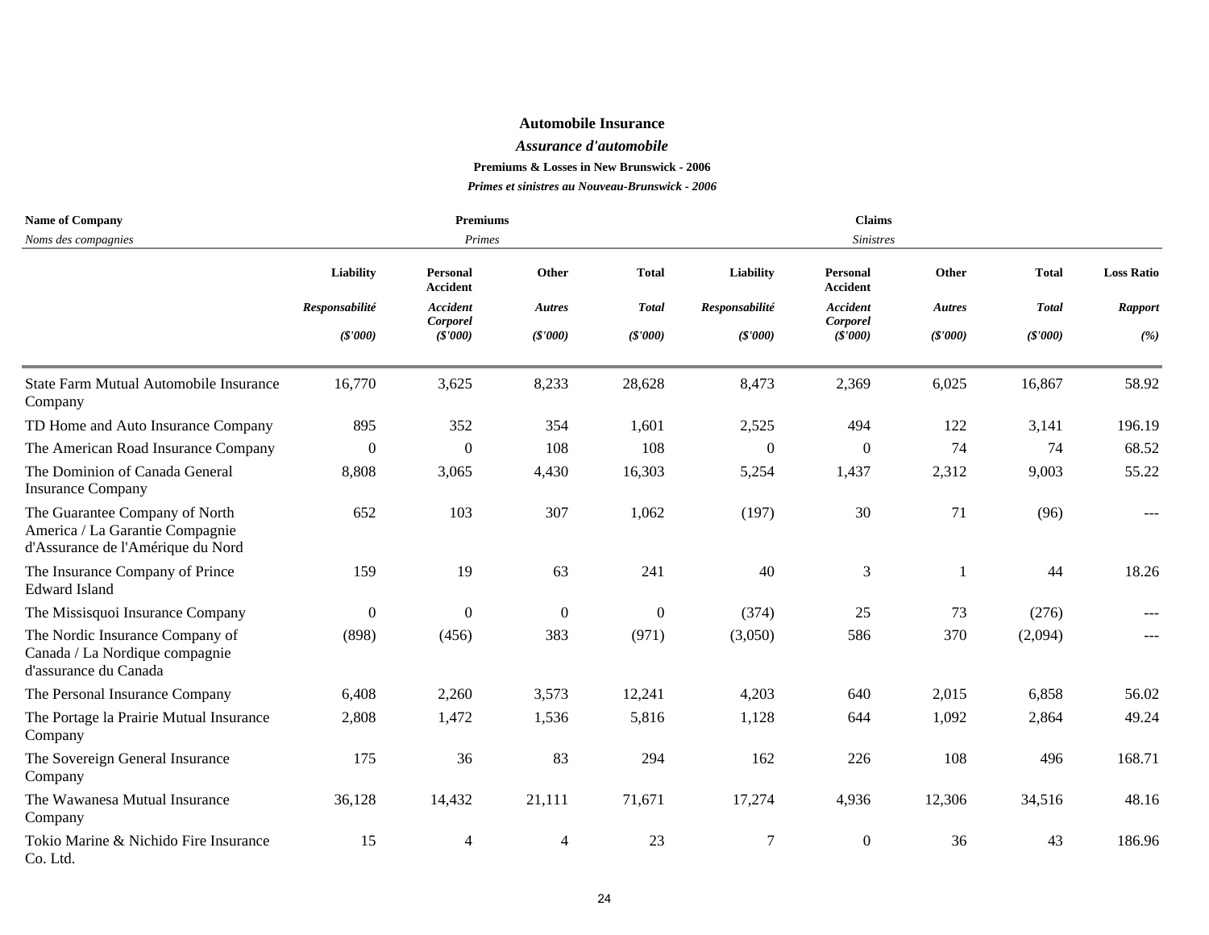**Automobile Insurance**

***Assurance d'automobile***

**Premiums & Losses in New Brunswick - 2006**

***Primes et sinistres au Nouveau-Brunswick - 2006***

| **Name of Company** *Noms des compagnies* | **Premiums** *Primes* | | | | **Claims** *Sinistres* | | | | |
|---|---|---|---|---|---|---|---|---|---|
| | **Liability** *Responsabilité* *($'000)* | **Personal Accident** *Accident Corporel* *($'000)* | **Other** *Autres* *($'000)* | **Total** *Total* *($'000)* | **Liability** *Responsabilité* *($'000)* | **Personal Accident** *Accident Corporel* *($'000)* | **Other** *Autres* *($'000)* | **Total** *Total* *($'000)* | **Loss Ratio** *Rapport* *(%)* |
| State Farm Mutual Automobile Insurance Company | 16,770 | 3,625 | 8,233 | 28,628 | 8,473 | 2,369 | 6,025 | 16,867 | 58.92 |
| TD Home and Auto Insurance Company | 895 | 352 | 354 | 1,601 | 2,525 | 494 | 122 | 3,141 | 196.19 |
| The American Road Insurance Company | 0 | 0 | 108 | 108 | 0 | 0 | 74 | 74 | 68.52 |
| The Dominion of Canada General Insurance Company | 8,808 | 3,065 | 4,430 | 16,303 | 5,254 | 1,437 | 2,312 | 9,003 | 55.22 |
| The Guarantee Company of North America / La Garantie Compagnie d'Assurance de l'Amérique du Nord | 652 | 103 | 307 | 1,062 | (197) | 30 | 71 | (96) | --- |
| The Insurance Company of Prince Edward Island | 159 | 19 | 63 | 241 | 40 | 3 | 1 | 44 | 18.26 |
| The Missisquoi Insurance Company | 0 | 0 | 0 | 0 | (374) | 25 | 73 | (276) | --- |
| The Nordic Insurance Company of Canada / La Nordique compagnie d'assurance du Canada | (898) | (456) | 383 | (971) | (3,050) | 586 | 370 | (2,094) | --- |
| The Personal Insurance Company | 6,408 | 2,260 | 3,573 | 12,241 | 4,203 | 640 | 2,015 | 6,858 | 56.02 |
| The Portage la Prairie Mutual Insurance Company | 2,808 | 1,472 | 1,536 | 5,816 | 1,128 | 644 | 1,092 | 2,864 | 49.24 |
| The Sovereign General Insurance Company | 175 | 36 | 83 | 294 | 162 | 226 | 108 | 496 | 168.71 |
| The Wawanesa Mutual Insurance Company | 36,128 | 14,432 | 21,111 | 71,671 | 17,274 | 4,936 | 12,306 | 34,516 | 48.16 |
| Tokio Marine & Nichido Fire Insurance Co. Ltd. | 15 | 4 | 4 | 23 | 7 | 0 | 36 | 43 | 186.96 |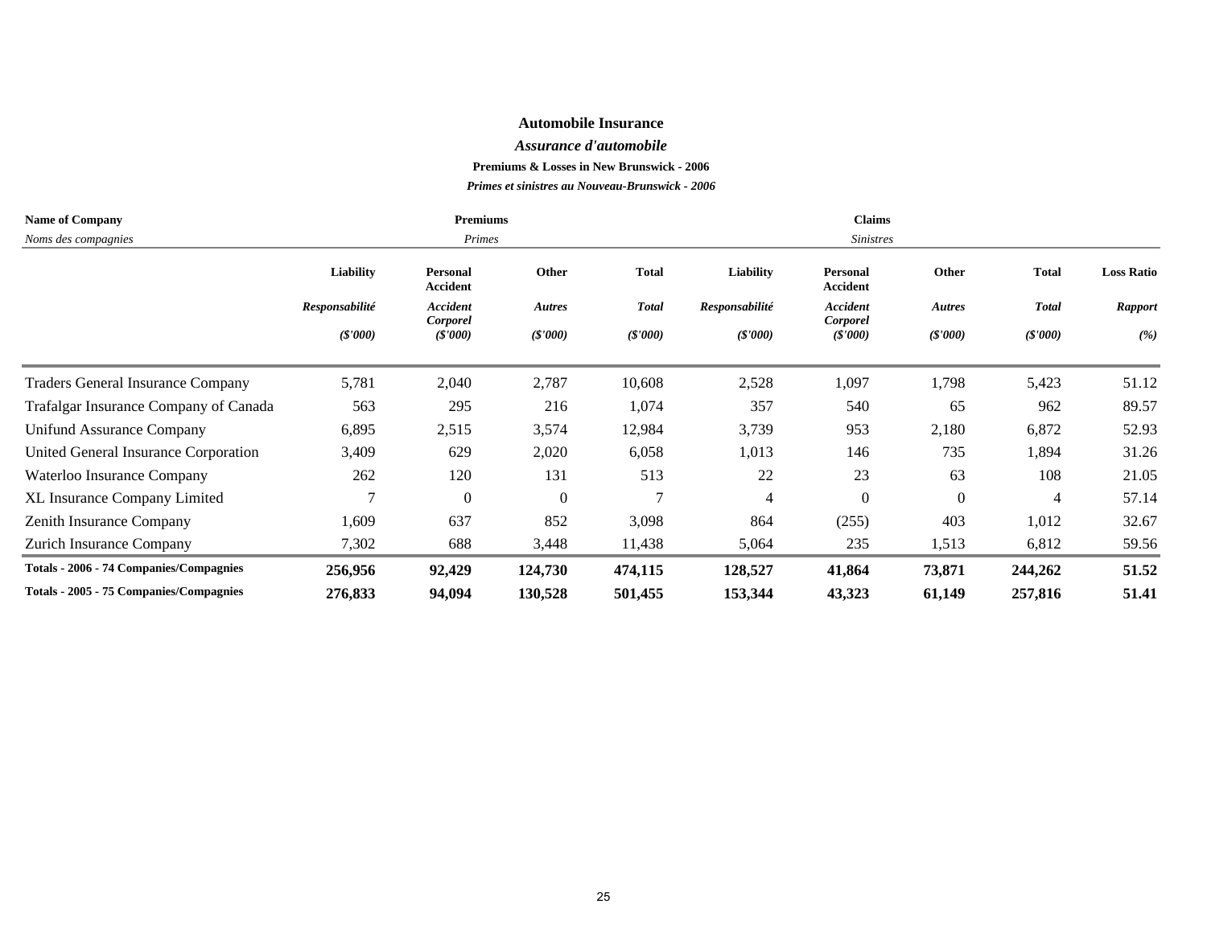**Automobile Insurance**

***Assurance d'automobile***

**Premiums & Losses in New Brunswick - 2006**

***Primes et sinistres au Nouveau-Brunswick - 2006***

| **Name of Company** *Noms des compagnies* | **Premiums** *Primes* | | | | **Claims** *Sinistres* | | | | |
|---|---|---|---|---|---|---|---|---|---|
| | **Liability** *Responsabilité* *($'000)* | **Personal Accident** *Accident Corporel* *($'000)* | **Other** *Autres* *($'000)* | **Total** *Total* *($'000)* | **Liability** *Responsabilité* *($'000)* | **Personal Accident** *Accident Corporel* *($'000)* | **Other** *Autres* *($'000)* | **Total** *Total* *($'000)* | **Loss Ratio** *Rapport* *(%)* |
| Traders General Insurance Company | 5,781 | 2,040 | 2,787 | 10,608 | 2,528 | 1,097 | 1,798 | 5,423 | 51.12 |
| Trafalgar Insurance Company of Canada | 563 | 295 | 216 | 1,074 | 357 | 540 | 65 | 962 | 89.57 |
| Unifund Assurance Company | 6,895 | 2,515 | 3,574 | 12,984 | 3,739 | 953 | 2,180 | 6,872 | 52.93 |
| United General Insurance Corporation | 3,409 | 629 | 2,020 | 6,058 | 1,013 | 146 | 735 | 1,894 | 31.26 |
| Waterloo Insurance Company | 262 | 120 | 131 | 513 | 22 | 23 | 63 | 108 | 21.05 |
| XL Insurance Company Limited | 7 | 0 | 0 | 7 | 4 | 0 | 0 | 4 | 57.14 |
| Zenith Insurance Company | 1,609 | 637 | 852 | 3,098 | 864 | (255) | 403 | 1,012 | 32.67 |
| Zurich Insurance Company | 7,302 | 688 | 3,448 | 11,438 | 5,064 | 235 | 1,513 | 6,812 | 59.56 |
| **Totals - 2006 - 74 Companies/Compagnies** | **256,956** | **92,429** | **124,730** | **474,115** | **128,527** | **41,864** | **73,871** | **244,262** | **51.52** |
| **Totals - 2005 - 75 Companies/Compagnies** | **276,833** | **94,094** | **130,528** | **501,455** | **153,344** | **43,323** | **61,149** | **257,816** | **51.41** |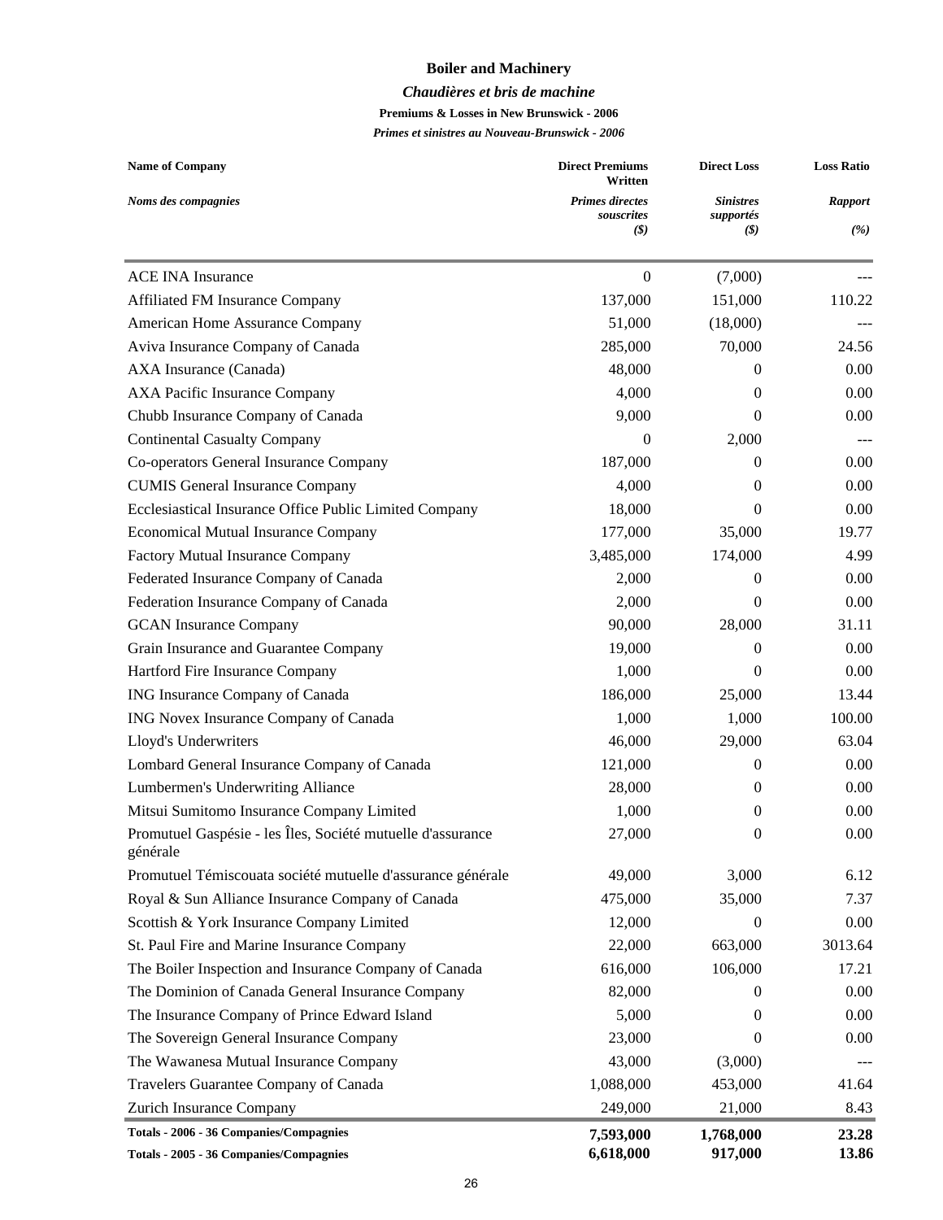# Boiler and Machinery

## *Chaudières et bris de machine*

### Premiums & Losses in New Brunswick - 2006

### *Primes et sinistres au Nouveau-Brunswick - 2006*

| Name of Company<br>*Noms des compagnies* | Direct Premiums Written<br>*Primes directes souscrites*<br>*($)* | Direct Loss<br>*Sinistres supportés*<br>*($)* | Loss Ratio<br>*Rapport*<br>*(%)* |
|---|---|---|---|
| ACE INA Insurance | 0 | (7,000) | --- |
| Affiliated FM Insurance Company | 137,000 | 151,000 | 110.22 |
| American Home Assurance Company | 51,000 | (18,000) | --- |
| Aviva Insurance Company of Canada | 285,000 | 70,000 | 24.56 |
| AXA Insurance (Canada) | 48,000 | 0 | 0.00 |
| AXA Pacific Insurance Company | 4,000 | 0 | 0.00 |
| Chubb Insurance Company of Canada | 9,000 | 0 | 0.00 |
| Continental Casualty Company | 0 | 2,000 | --- |
| Co-operators General Insurance Company | 187,000 | 0 | 0.00 |
| CUMIS General Insurance Company | 4,000 | 0 | 0.00 |
| Ecclesiastical Insurance Office Public Limited Company | 18,000 | 0 | 0.00 |
| Economical Mutual Insurance Company | 177,000 | 35,000 | 19.77 |
| Factory Mutual Insurance Company | 3,485,000 | 174,000 | 4.99 |
| Federated Insurance Company of Canada | 2,000 | 0 | 0.00 |
| Federation Insurance Company of Canada | 2,000 | 0 | 0.00 |
| GCAN Insurance Company | 90,000 | 28,000 | 31.11 |
| Grain Insurance and Guarantee Company | 19,000 | 0 | 0.00 |
| Hartford Fire Insurance Company | 1,000 | 0 | 0.00 |
| ING Insurance Company of Canada | 186,000 | 25,000 | 13.44 |
| ING Novex Insurance Company of Canada | 1,000 | 1,000 | 100.00 |
| Lloyd's Underwriters | 46,000 | 29,000 | 63.04 |
| Lombard General Insurance Company of Canada | 121,000 | 0 | 0.00 |
| Lumbermen's Underwriting Alliance | 28,000 | 0 | 0.00 |
| Mitsui Sumitomo Insurance Company Limited | 1,000 | 0 | 0.00 |
| Promutuel Gaspésie - les Îles, Société mutuelle d'assurance générale | 27,000 | 0 | 0.00 |
| Promutuel Témiscouata société mutuelle d'assurance générale | 49,000 | 3,000 | 6.12 |
| Royal & Sun Alliance Insurance Company of Canada | 475,000 | 35,000 | 7.37 |
| Scottish & York Insurance Company Limited | 12,000 | 0 | 0.00 |
| St. Paul Fire and Marine Insurance Company | 22,000 | 663,000 | 3013.64 |
| The Boiler Inspection and Insurance Company of Canada | 616,000 | 106,000 | 17.21 |
| The Dominion of Canada General Insurance Company | 82,000 | 0 | 0.00 |
| The Insurance Company of Prince Edward Island | 5,000 | 0 | 0.00 |
| The Sovereign General Insurance Company | 23,000 | 0 | 0.00 |
| The Wawanesa Mutual Insurance Company | 43,000 | (3,000) | --- |
| Travelers Guarantee Company of Canada | 1,088,000 | 453,000 | 41.64 |
| Zurich Insurance Company | 249,000 | 21,000 | 8.43 |
| **Totals - 2006 - 36 Companies/Compagnies** | **7,593,000** | **1,768,000** | **23.28** |
| **Totals - 2005 - 36 Companies/Compagnies** | **6,618,000** | **917,000** | **13.86** |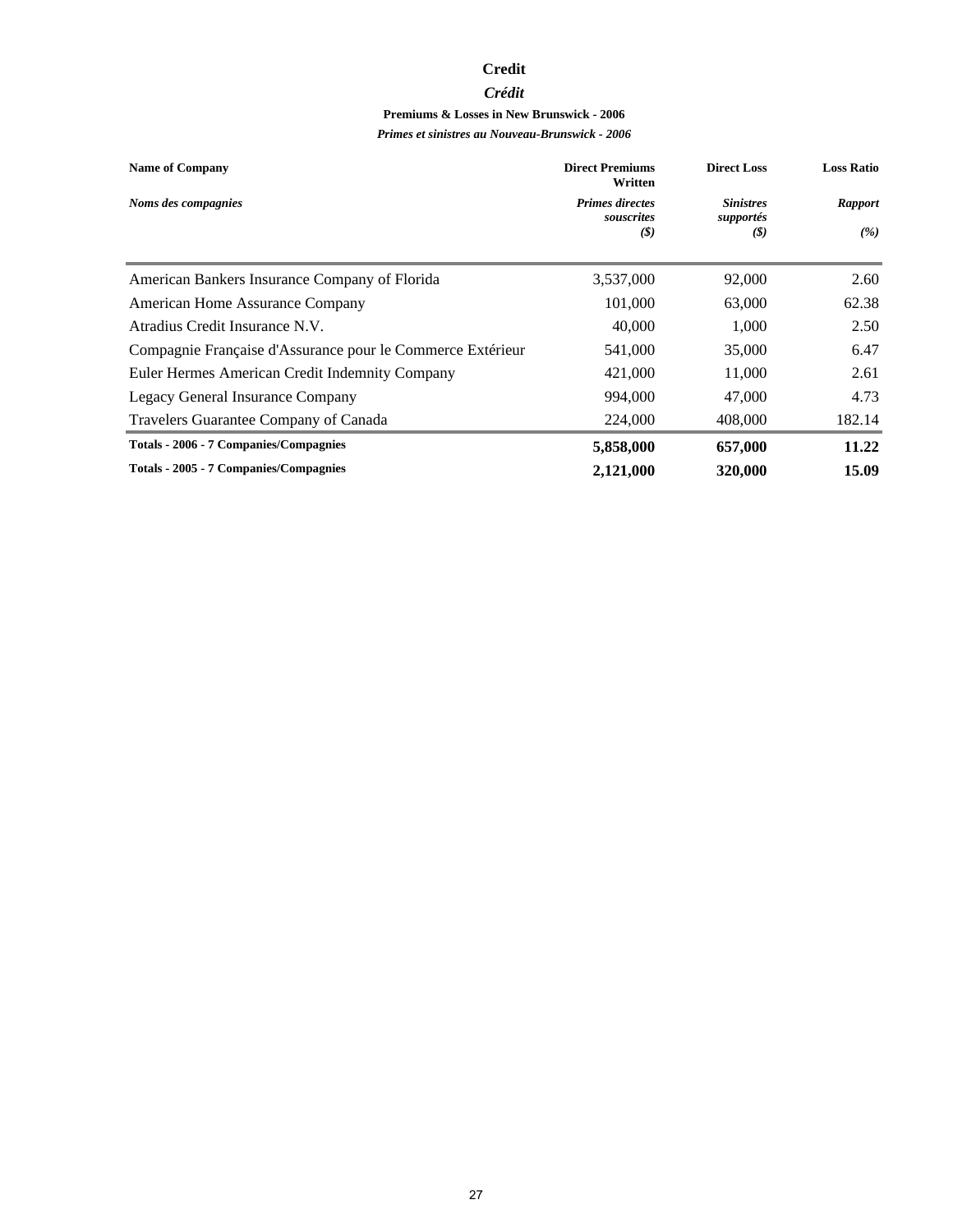# Credit

## *Crédit*

### Premiums & Losses in New Brunswick - 2006

### *Primes et sinistres au Nouveau-Brunswick - 2006*

| Name of Company<br>*Noms des compagnies* | Direct Premiums Written<br>*Primes directes souscrites*<br>*($)* | Direct Loss<br>*Sinistres supportés*<br>*($)* | Loss Ratio<br>*Rapport*<br>*(%)* |
|---|---|---|---|
| American Bankers Insurance Company of Florida | 3,537,000 | 92,000 | 2.60 |
| American Home Assurance Company | 101,000 | 63,000 | 62.38 |
| Atradius Credit Insurance N.V. | 40,000 | 1,000 | 2.50 |
| Compagnie Française d'Assurance pour le Commerce Extérieur | 541,000 | 35,000 | 6.47 |
| Euler Hermes American Credit Indemnity Company | 421,000 | 11,000 | 2.61 |
| Legacy General Insurance Company | 994,000 | 47,000 | 4.73 |
| Travelers Guarantee Company of Canada | 224,000 | 408,000 | 182.14 |
| **Totals - 2006 - 7 Companies/Compagnies** | **5,858,000** | **657,000** | **11.22** |
| **Totals - 2005 - 7 Companies/Compagnies** | **2,121,000** | **320,000** | **15.09** |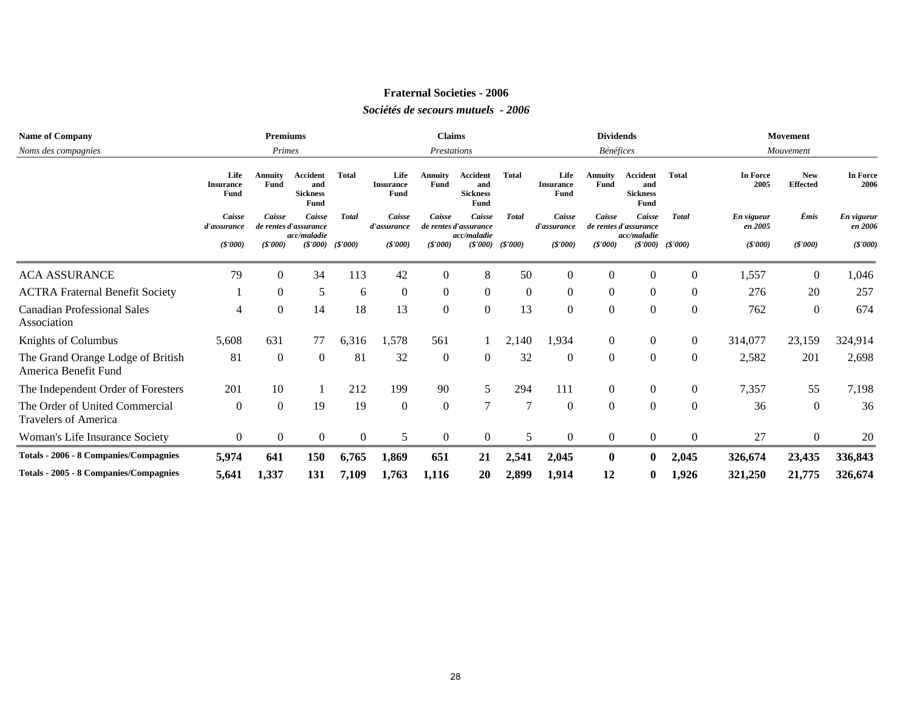## Fraternal Societies - 2006

### *Sociétés de secours mutuels - 2006*

| Name of Company / *Noms des compagnies* | Premiums / *Primes* | | | | Claims / *Prestations* | | | | Dividends / *Bénéfices* | | | | Movement / *Mouvement* | | |
|---|---|---|---|---|---|---|---|---|---|---|---|---|---|---|---|
| | Life Insurance Fund / *Caisse d'assurance* (*$'000*) | Annuity Fund / *Caisse de rentes* (*$'000*) | Accident and Sickness Fund / *Caisse d'assurance acc/maladie* (*$'000*) | Total / *Total* (*$'000*) | Life Insurance Fund / *Caisse d'assurance* (*$'000*) | Annuity Fund / *Caisse de rentes* (*$'000*) | Accident and Sickness Fund / *Caisse d'assurance acc/maladie* (*$'000*) | Total / *Total* (*$'000*) | Life Insurance Fund / *Caisse d'assurance* (*$'000*) | Annuity Fund / *Caisse de rentes* (*$'000*) | Accident and Sickness Fund / *Caisse d'assurance acc/maladie* (*$'000*) | Total / *Total* (*$'000*) | In Force 2005 / *En vigueur en 2005* (*$'000*) | New Effected / *Émis* (*$'000*) | In Force 2006 / *En vigueur en 2006* (*$'000*) |
| ACA ASSURANCE | 79 | 0 | 34 | 113 | 42 | 0 | 8 | 50 | 0 | 0 | 0 | 0 | 1,557 | 0 | 1,046 |
| ACTRA Fraternal Benefit Society | 1 | 0 | 5 | 6 | 0 | 0 | 0 | 0 | 0 | 0 | 0 | 0 | 276 | 20 | 257 |
| Canadian Professional Sales Association | 4 | 0 | 14 | 18 | 13 | 0 | 0 | 13 | 0 | 0 | 0 | 0 | 762 | 0 | 674 |
| Knights of Columbus | 5,608 | 631 | 77 | 6,316 | 1,578 | 561 | 1 | 2,140 | 1,934 | 0 | 0 | 0 | 314,077 | 23,159 | 324,914 |
| The Grand Orange Lodge of British America Benefit Fund | 81 | 0 | 0 | 81 | 32 | 0 | 0 | 32 | 0 | 0 | 0 | 0 | 2,582 | 201 | 2,698 |
| The Independent Order of Foresters | 201 | 10 | 1 | 212 | 199 | 90 | 5 | 294 | 111 | 0 | 0 | 0 | 7,357 | 55 | 7,198 |
| The Order of United Commercial Travelers of America | 0 | 0 | 19 | 19 | 0 | 0 | 7 | 7 | 0 | 0 | 0 | 0 | 36 | 0 | 36 |
| Woman's Life Insurance Society | 0 | 0 | 0 | 0 | 5 | 0 | 0 | 5 | 0 | 0 | 0 | 0 | 27 | 0 | 20 |
| **Totals - 2006 - 8 Companies/Compagnies** | **5,974** | **641** | **150** | **6,765** | **1,869** | **651** | **21** | **2,541** | **2,045** | **0** | **0** | **2,045** | **326,674** | **23,435** | **336,843** |
| **Totals - 2005 - 8 Companies/Compagnies** | **5,641** | **1,337** | **131** | **7,109** | **1,763** | **1,116** | **20** | **2,899** | **1,914** | **12** | **0** | **1,926** | **321,250** | **21,775** | **326,674** |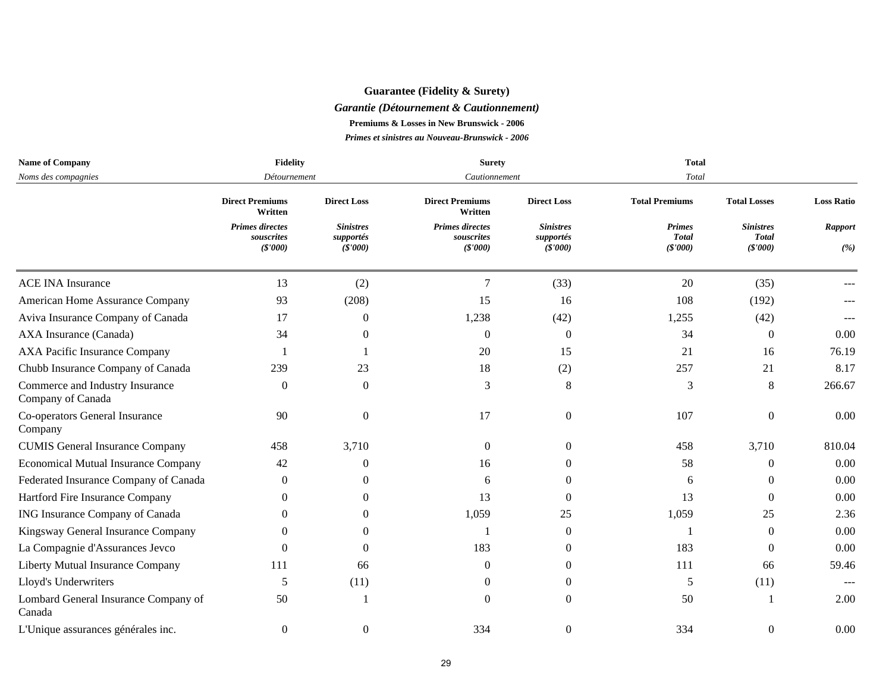**Guarantee (Fidelity & Surety)**

***Garantie (Détournement & Cautionnement)***

**Premiums & Losses in New Brunswick - 2006**

***Primes et sinistres au Nouveau-Brunswick - 2006***

| **Name of Company** *Noms des compagnies* | **Fidelity** *Détournement* | | **Surety** *Cautionnement* | | **Total** *Total* | | |
|---|---|---|---|---|---|---|---|
| | **Direct Premiums Written** *Primes directes souscrites ($'000)* | **Direct Loss** *Sinistres supportés ($'000)* | **Direct Premiums Written** *Primes directes souscrites ($'000)* | **Direct Loss** *Sinistres supportés ($'000)* | **Total Premiums** *Primes Total ($'000)* | **Total Losses** *Sinistres Total ($'000)* | **Loss Ratio** *Rapport (%)* |
| ACE INA Insurance | 13 | (2) | 7 | (33) | 20 | (35) | --- |
| American Home Assurance Company | 93 | (208) | 15 | 16 | 108 | (192) | --- |
| Aviva Insurance Company of Canada | 17 | 0 | 1,238 | (42) | 1,255 | (42) | --- |
| AXA Insurance (Canada) | 34 | 0 | 0 | 0 | 34 | 0 | 0.00 |
| AXA Pacific Insurance Company | 1 | 1 | 20 | 15 | 21 | 16 | 76.19 |
| Chubb Insurance Company of Canada | 239 | 23 | 18 | (2) | 257 | 21 | 8.17 |
| Commerce and Industry Insurance Company of Canada | 0 | 0 | 3 | 8 | 3 | 8 | 266.67 |
| Co-operators General Insurance Company | 90 | 0 | 17 | 0 | 107 | 0 | 0.00 |
| CUMIS General Insurance Company | 458 | 3,710 | 0 | 0 | 458 | 3,710 | 810.04 |
| Economical Mutual Insurance Company | 42 | 0 | 16 | 0 | 58 | 0 | 0.00 |
| Federated Insurance Company of Canada | 0 | 0 | 6 | 0 | 6 | 0 | 0.00 |
| Hartford Fire Insurance Company | 0 | 0 | 13 | 0 | 13 | 0 | 0.00 |
| ING Insurance Company of Canada | 0 | 0 | 1,059 | 25 | 1,059 | 25 | 2.36 |
| Kingsway General Insurance Company | 0 | 0 | 1 | 0 | 1 | 0 | 0.00 |
| La Compagnie d'Assurances Jevco | 0 | 0 | 183 | 0 | 183 | 0 | 0.00 |
| Liberty Mutual Insurance Company | 111 | 66 | 0 | 0 | 111 | 66 | 59.46 |
| Lloyd's Underwriters | 5 | (11) | 0 | 0 | 5 | (11) | --- |
| Lombard General Insurance Company of Canada | 50 | 1 | 0 | 0 | 50 | 1 | 2.00 |
| L'Unique assurances générales inc. | 0 | 0 | 334 | 0 | 334 | 0 | 0.00 |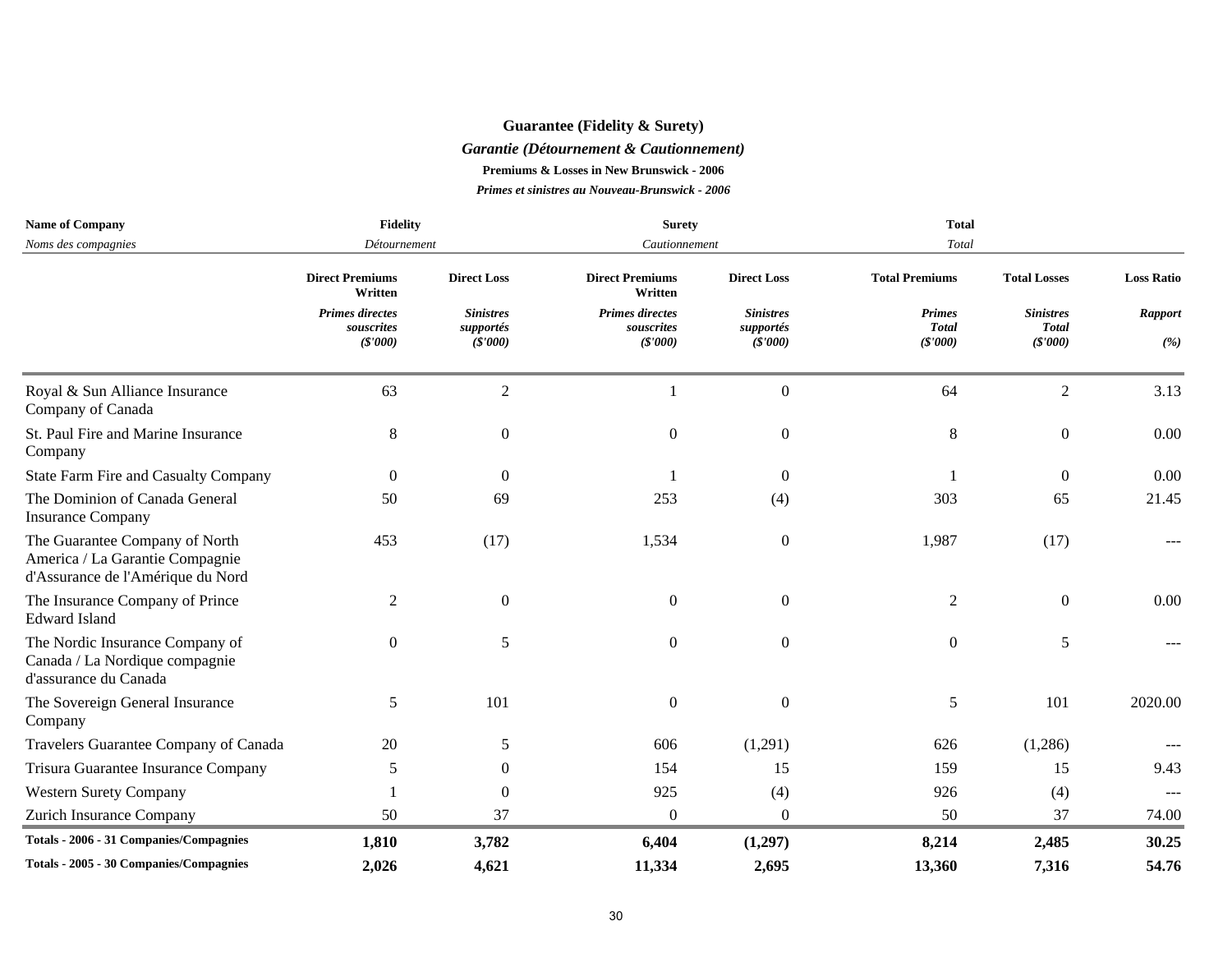**Guarantee (Fidelity & Surety)**

***Garantie (Détournement & Cautionnement)***

**Premiums & Losses in New Brunswick - 2006**

***Primes et sinistres au Nouveau-Brunswick - 2006***

| **Name of Company** *Noms des compagnies* | **Fidelity** *Détournement* | | **Surety** *Cautionnement* | | **Total** *Total* | | |
|---|---|---|---|---|---|---|---|
| | **Direct Premiums Written** *Primes directes souscrites ($'000)* | **Direct Loss** *Sinistres supportés ($'000)* | **Direct Premiums Written** *Primes directes souscrites ($'000)* | **Direct Loss** *Sinistres supportés ($'000)* | **Total Premiums** *Primes Total ($'000)* | **Total Losses** *Sinistres Total ($'000)* | **Loss Ratio** *Rapport (%)* |
| Royal & Sun Alliance Insurance Company of Canada | 63 | 2 | 1 | 0 | 64 | 2 | 3.13 |
| St. Paul Fire and Marine Insurance Company | 8 | 0 | 0 | 0 | 8 | 0 | 0.00 |
| State Farm Fire and Casualty Company | 0 | 0 | 1 | 0 | 1 | 0 | 0.00 |
| The Dominion of Canada General Insurance Company | 50 | 69 | 253 | (4) | 303 | 65 | 21.45 |
| The Guarantee Company of North America / La Garantie Compagnie d'Assurance de l'Amérique du Nord | 453 | (17) | 1,534 | 0 | 1,987 | (17) | --- |
| The Insurance Company of Prince Edward Island | 2 | 0 | 0 | 0 | 2 | 0 | 0.00 |
| The Nordic Insurance Company of Canada / La Nordique compagnie d'assurance du Canada | 0 | 5 | 0 | 0 | 0 | 5 | --- |
| The Sovereign General Insurance Company | 5 | 101 | 0 | 0 | 5 | 101 | 2020.00 |
| Travelers Guarantee Company of Canada | 20 | 5 | 606 | (1,291) | 626 | (1,286) | --- |
| Trisura Guarantee Insurance Company | 5 | 0 | 154 | 15 | 159 | 15 | 9.43 |
| Western Surety Company | 1 | 0 | 925 | (4) | 926 | (4) | --- |
| Zurich Insurance Company | 50 | 37 | 0 | 0 | 50 | 37 | 74.00 |
| **Totals - 2006 - 31 Companies/Compagnies** | **1,810** | **3,782** | **6,404** | **(1,297)** | **8,214** | **2,485** | **30.25** |
| **Totals - 2005 - 30 Companies/Compagnies** | **2,026** | **4,621** | **11,334** | **2,695** | **13,360** | **7,316** | **54.76** |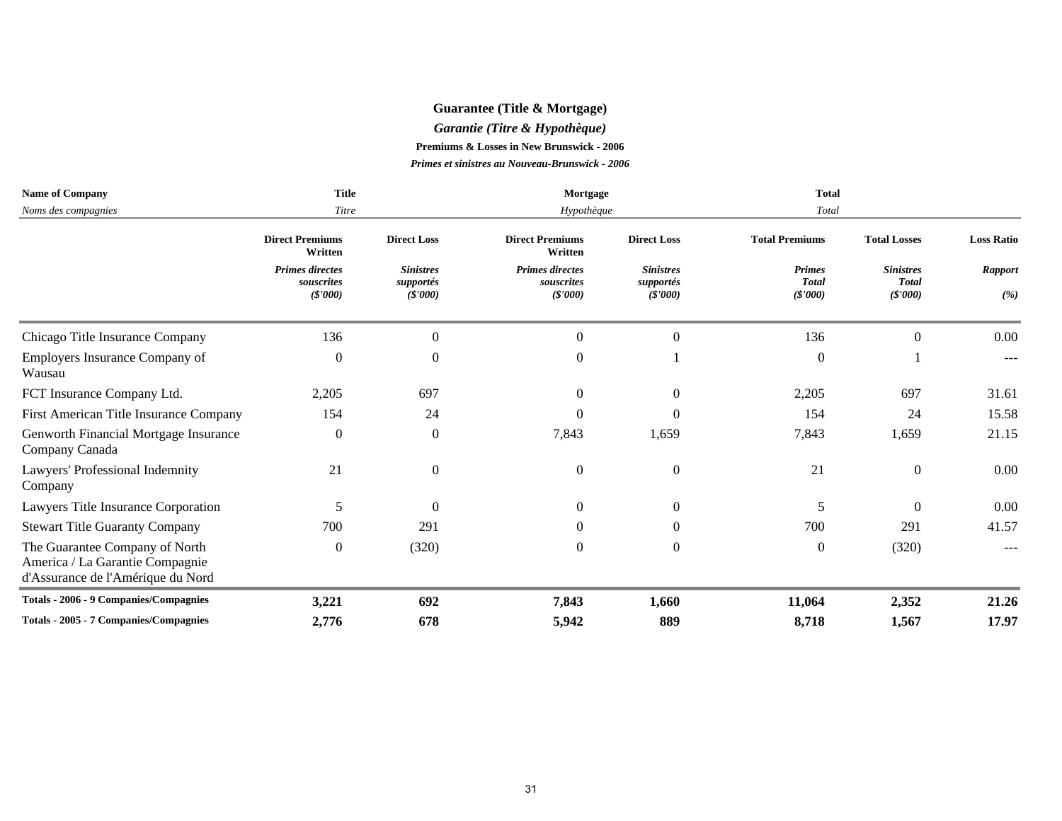## Guarantee (Title & Mortgage)

### *Garantie (Titre & Hypothèque)*

**Premiums & Losses in New Brunswick - 2006**

***Primes et sinistres au Nouveau-Brunswick - 2006***

| **Name of Company** / *Noms des compagnies* | **Title** / *Titre* | | **Mortgage** / *Hypothèque* | | **Total** / *Total* | | |
|---|---|---|---|---|---|---|---|
| | **Direct Premiums Written** / *Primes directes souscrites (\$'000)* | **Direct Loss** / *Sinistres supportés (\$'000)* | **Direct Premiums Written** / *Primes directes souscrites (\$'000)* | **Direct Loss** / *Sinistres supportés (\$'000)* | **Total Premiums** / *Primes Total (\$'000)* | **Total Losses** / *Sinistres Total (\$'000)* | **Loss Ratio** / *Rapport (%)* |
| Chicago Title Insurance Company | 136 | 0 | 0 | 0 | 136 | 0 | 0.00 |
| Employers Insurance Company of Wausau | 0 | 0 | 0 | 1 | 0 | 1 | --- |
| FCT Insurance Company Ltd. | 2,205 | 697 | 0 | 0 | 2,205 | 697 | 31.61 |
| First American Title Insurance Company | 154 | 24 | 0 | 0 | 154 | 24 | 15.58 |
| Genworth Financial Mortgage Insurance Company Canada | 0 | 0 | 7,843 | 1,659 | 7,843 | 1,659 | 21.15 |
| Lawyers' Professional Indemnity Company | 21 | 0 | 0 | 0 | 21 | 0 | 0.00 |
| Lawyers Title Insurance Corporation | 5 | 0 | 0 | 0 | 5 | 0 | 0.00 |
| Stewart Title Guaranty Company | 700 | 291 | 0 | 0 | 700 | 291 | 41.57 |
| The Guarantee Company of North America / La Garantie Compagnie d'Assurance de l'Amérique du Nord | 0 | (320) | 0 | 0 | 0 | (320) | --- |
| **Totals - 2006 - 9 Companies/Compagnies** | **3,221** | **692** | **7,843** | **1,660** | **11,064** | **2,352** | **21.26** |
| **Totals - 2005 - 7 Companies/Compagnies** | **2,776** | **678** | **5,942** | **889** | **8,718** | **1,567** | **17.97** |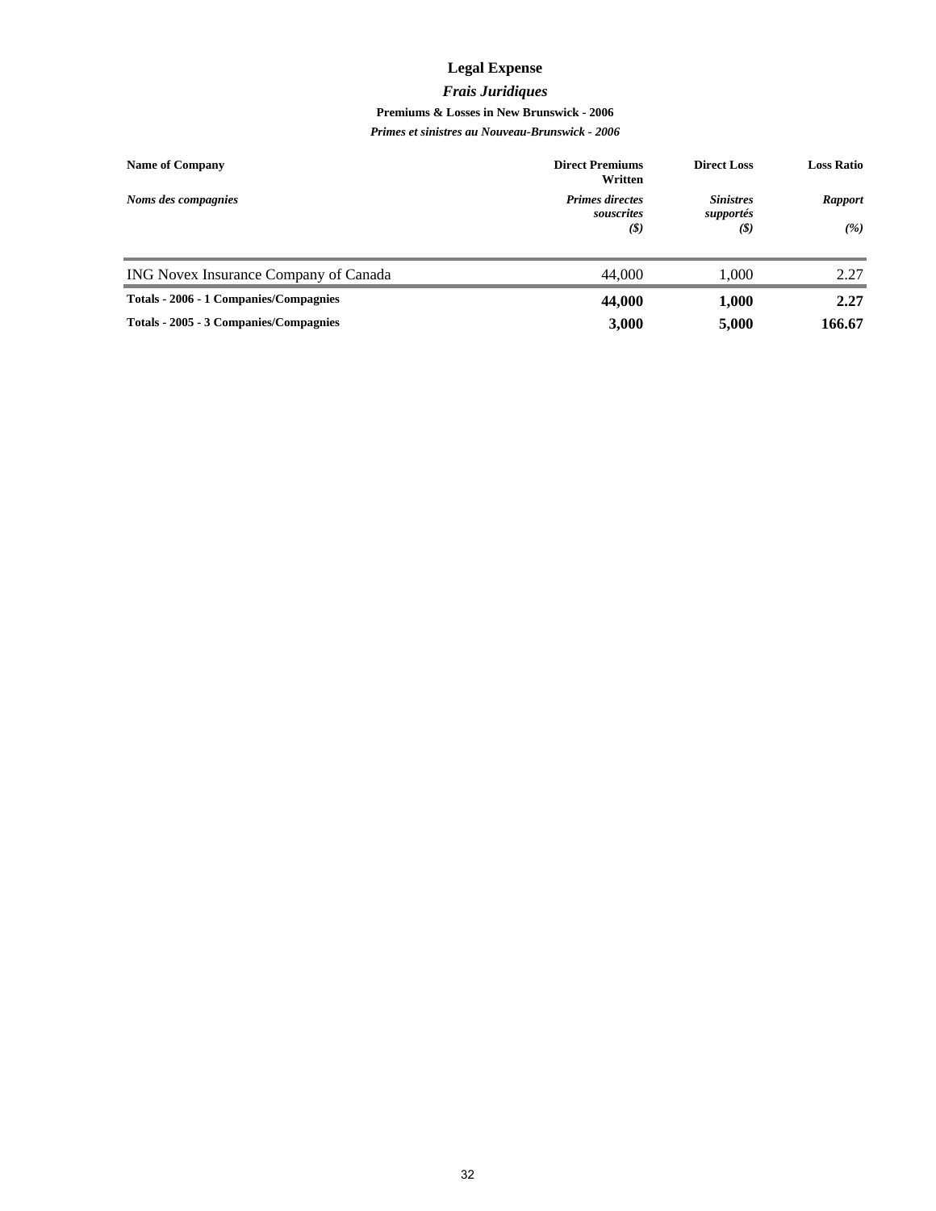# Legal Expense

## *Frais Juridiques*

### Premiums & Losses in New Brunswick - 2006

### *Primes et sinistres au Nouveau-Brunswick - 2006*

| **Name of Company** <br> ***Noms des compagnies*** | **Direct Premiums Written** <br> ***Primes directes souscrites*** <br> ***($)*** | **Direct Loss** <br> ***Sinistres supportés*** <br> ***($)*** | **Loss Ratio** <br> ***Rapport*** <br> ***(%)*** |
|---|---|---|---|
| ING Novex Insurance Company of Canada | 44,000 | 1,000 | 2.27 |
| **Totals - 2006 - 1 Companies/Compagnies** | **44,000** | **1,000** | **2.27** |
| **Totals - 2005 - 3 Companies/Compagnies** | **3,000** | **5,000** | **166.67** |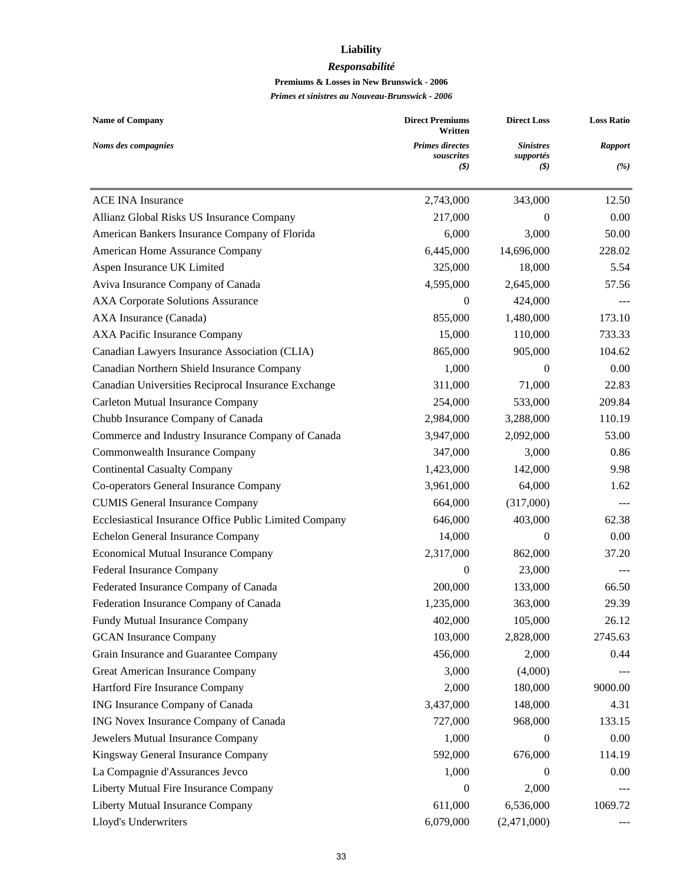# Liability

## *Responsabilité*

### Premiums & Losses in New Brunswick - 2006

### *Primes et sinistres au Nouveau-Brunswick - 2006*

| Name of Company<br>*Noms des compagnies* | Direct Premiums Written<br>*Primes directes souscrites*<br>*($)* | Direct Loss<br>*Sinistres supportés*<br>*($)* | Loss Ratio<br>*Rapport*<br>*(%)* |
|---|---|---|---|
| ACE INA Insurance | 2,743,000 | 343,000 | 12.50 |
| Allianz Global Risks US Insurance Company | 217,000 | 0 | 0.00 |
| American Bankers Insurance Company of Florida | 6,000 | 3,000 | 50.00 |
| American Home Assurance Company | 6,445,000 | 14,696,000 | 228.02 |
| Aspen Insurance UK Limited | 325,000 | 18,000 | 5.54 |
| Aviva Insurance Company of Canada | 4,595,000 | 2,645,000 | 57.56 |
| AXA Corporate Solutions Assurance | 0 | 424,000 | --- |
| AXA Insurance (Canada) | 855,000 | 1,480,000 | 173.10 |
| AXA Pacific Insurance Company | 15,000 | 110,000 | 733.33 |
| Canadian Lawyers Insurance Association (CLIA) | 865,000 | 905,000 | 104.62 |
| Canadian Northern Shield Insurance Company | 1,000 | 0 | 0.00 |
| Canadian Universities Reciprocal Insurance Exchange | 311,000 | 71,000 | 22.83 |
| Carleton Mutual Insurance Company | 254,000 | 533,000 | 209.84 |
| Chubb Insurance Company of Canada | 2,984,000 | 3,288,000 | 110.19 |
| Commerce and Industry Insurance Company of Canada | 3,947,000 | 2,092,000 | 53.00 |
| Commonwealth Insurance Company | 347,000 | 3,000 | 0.86 |
| Continental Casualty Company | 1,423,000 | 142,000 | 9.98 |
| Co-operators General Insurance Company | 3,961,000 | 64,000 | 1.62 |
| CUMIS General Insurance Company | 664,000 | (317,000) | --- |
| Ecclesiastical Insurance Office Public Limited Company | 646,000 | 403,000 | 62.38 |
| Echelon General Insurance Company | 14,000 | 0 | 0.00 |
| Economical Mutual Insurance Company | 2,317,000 | 862,000 | 37.20 |
| Federal Insurance Company | 0 | 23,000 | --- |
| Federated Insurance Company of Canada | 200,000 | 133,000 | 66.50 |
| Federation Insurance Company of Canada | 1,235,000 | 363,000 | 29.39 |
| Fundy Mutual Insurance Company | 402,000 | 105,000 | 26.12 |
| GCAN Insurance Company | 103,000 | 2,828,000 | 2745.63 |
| Grain Insurance and Guarantee Company | 456,000 | 2,000 | 0.44 |
| Great American Insurance Company | 3,000 | (4,000) | --- |
| Hartford Fire Insurance Company | 2,000 | 180,000 | 9000.00 |
| ING Insurance Company of Canada | 3,437,000 | 148,000 | 4.31 |
| ING Novex Insurance Company of Canada | 727,000 | 968,000 | 133.15 |
| Jewelers Mutual Insurance Company | 1,000 | 0 | 0.00 |
| Kingsway General Insurance Company | 592,000 | 676,000 | 114.19 |
| La Compagnie d'Assurances Jevco | 1,000 | 0 | 0.00 |
| Liberty Mutual Fire Insurance Company | 0 | 2,000 | --- |
| Liberty Mutual Insurance Company | 611,000 | 6,536,000 | 1069.72 |
| Lloyd's Underwriters | 6,079,000 | (2,471,000) | --- |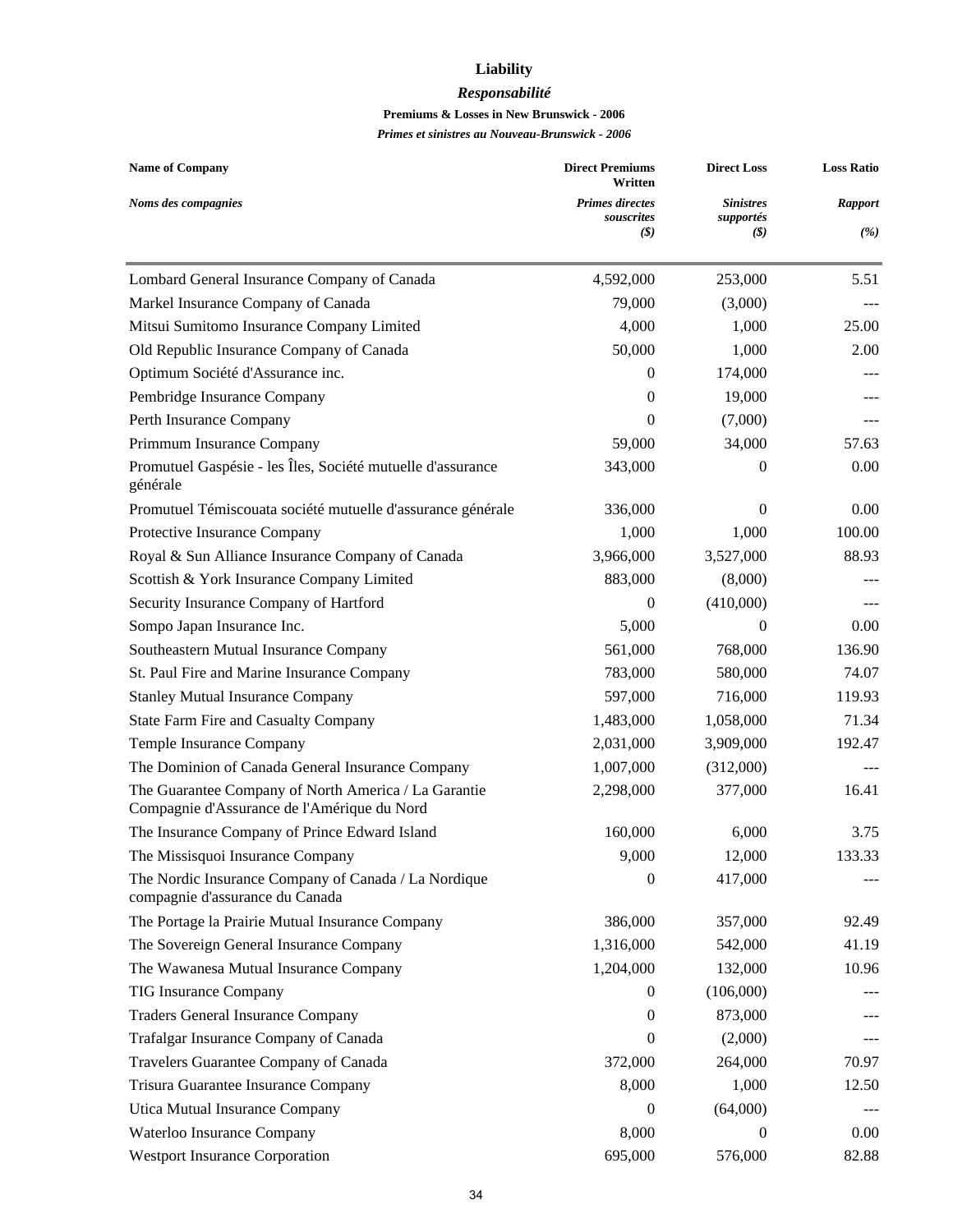# Liability

## *Responsabilité*

### Premiums & Losses in New Brunswick - 2006

### *Primes et sinistres au Nouveau-Brunswick - 2006*

| Name of Company<br>*Noms des compagnies* | Direct Premiums Written<br>*Primes directes souscrites*<br>*($)* | Direct Loss<br>*Sinistres supportés*<br>*($)* | Loss Ratio<br>*Rapport*<br>*(%)* |
|---|---|---|---|
| Lombard General Insurance Company of Canada | 4,592,000 | 253,000 | 5.51 |
| Markel Insurance Company of Canada | 79,000 | (3,000) | --- |
| Mitsui Sumitomo Insurance Company Limited | 4,000 | 1,000 | 25.00 |
| Old Republic Insurance Company of Canada | 50,000 | 1,000 | 2.00 |
| Optimum Société d'Assurance inc. | 0 | 174,000 | --- |
| Pembridge Insurance Company | 0 | 19,000 | --- |
| Perth Insurance Company | 0 | (7,000) | --- |
| Primmum Insurance Company | 59,000 | 34,000 | 57.63 |
| Promutuel Gaspésie - les Îles, Société mutuelle d'assurance générale | 343,000 | 0 | 0.00 |
| Promutuel Témiscouata société mutuelle d'assurance générale | 336,000 | 0 | 0.00 |
| Protective Insurance Company | 1,000 | 1,000 | 100.00 |
| Royal & Sun Alliance Insurance Company of Canada | 3,966,000 | 3,527,000 | 88.93 |
| Scottish & York Insurance Company Limited | 883,000 | (8,000) | --- |
| Security Insurance Company of Hartford | 0 | (410,000) | --- |
| Sompo Japan Insurance Inc. | 5,000 | 0 | 0.00 |
| Southeastern Mutual Insurance Company | 561,000 | 768,000 | 136.90 |
| St. Paul Fire and Marine Insurance Company | 783,000 | 580,000 | 74.07 |
| Stanley Mutual Insurance Company | 597,000 | 716,000 | 119.93 |
| State Farm Fire and Casualty Company | 1,483,000 | 1,058,000 | 71.34 |
| Temple Insurance Company | 2,031,000 | 3,909,000 | 192.47 |
| The Dominion of Canada General Insurance Company | 1,007,000 | (312,000) | --- |
| The Guarantee Company of North America / La Garantie Compagnie d'Assurance de l'Amérique du Nord | 2,298,000 | 377,000 | 16.41 |
| The Insurance Company of Prince Edward Island | 160,000 | 6,000 | 3.75 |
| The Missisquoi Insurance Company | 9,000 | 12,000 | 133.33 |
| The Nordic Insurance Company of Canada / La Nordique compagnie d'assurance du Canada | 0 | 417,000 | --- |
| The Portage la Prairie Mutual Insurance Company | 386,000 | 357,000 | 92.49 |
| The Sovereign General Insurance Company | 1,316,000 | 542,000 | 41.19 |
| The Wawanesa Mutual Insurance Company | 1,204,000 | 132,000 | 10.96 |
| TIG Insurance Company | 0 | (106,000) | --- |
| Traders General Insurance Company | 0 | 873,000 | --- |
| Trafalgar Insurance Company of Canada | 0 | (2,000) | --- |
| Travelers Guarantee Company of Canada | 372,000 | 264,000 | 70.97 |
| Trisura Guarantee Insurance Company | 8,000 | 1,000 | 12.50 |
| Utica Mutual Insurance Company | 0 | (64,000) | --- |
| Waterloo Insurance Company | 8,000 | 0 | 0.00 |
| Westport Insurance Corporation | 695,000 | 576,000 | 82.88 |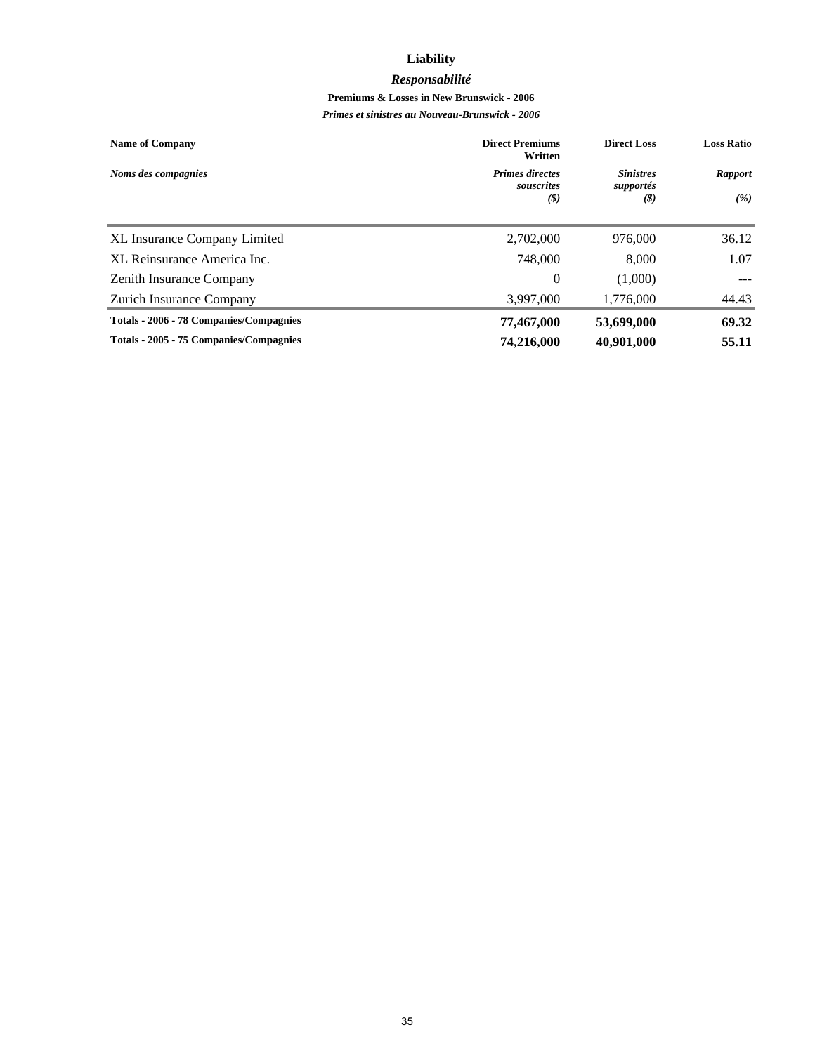# Liability

## *Responsabilité*

### Premiums & Losses in New Brunswick - 2006

### *Primes et sinistres au Nouveau-Brunswick - 2006*

| **Name of Company**<br>*Noms des compagnies* | **Direct Premiums Written**<br>*Primes directes souscrites*<br>*($)* | **Direct Loss**<br>*Sinistres supportés*<br>*($)* | **Loss Ratio**<br>*Rapport*<br>*(%)* |
|---|---|---|---|
| XL Insurance Company Limited | 2,702,000 | 976,000 | 36.12 |
| XL Reinsurance America Inc. | 748,000 | 8,000 | 1.07 |
| Zenith Insurance Company | 0 | (1,000) | --- |
| Zurich Insurance Company | 3,997,000 | 1,776,000 | 44.43 |
| **Totals - 2006 - 78 Companies/Compagnies** | **77,467,000** | **53,699,000** | **69.32** |
| **Totals - 2005 - 75 Companies/Compagnies** | **74,216,000** | **40,901,000** | **55.11** |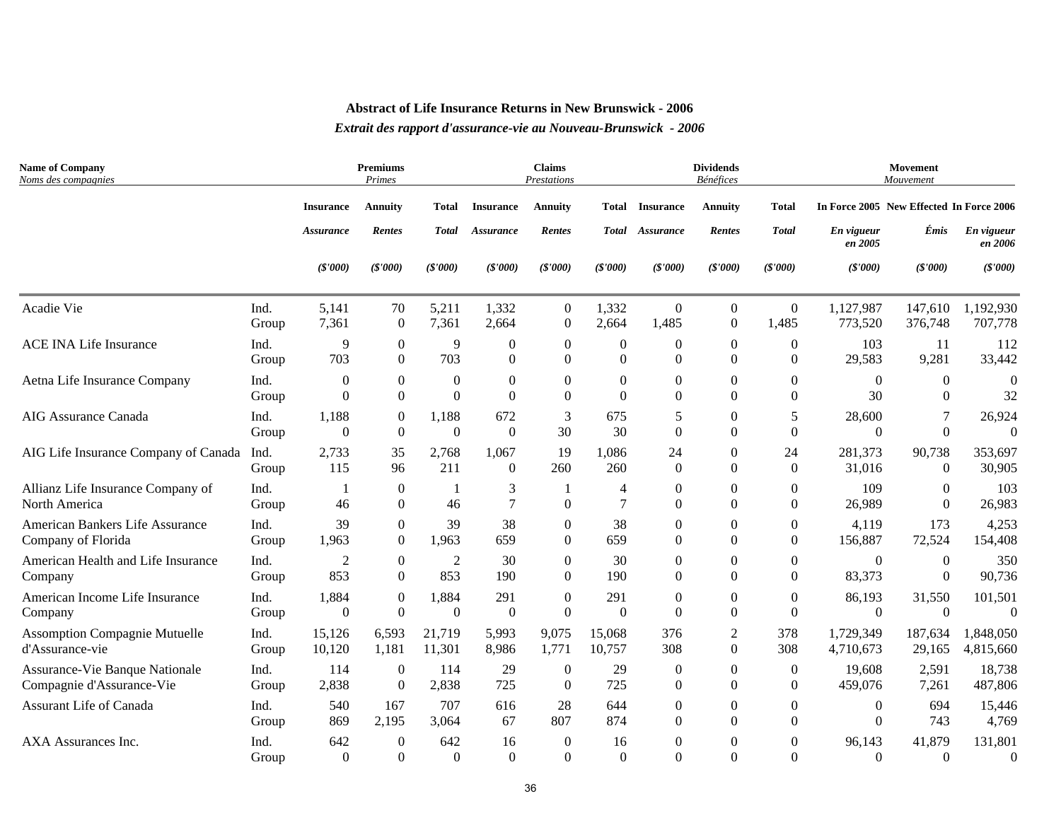# Abstract of Life Insurance Returns in New Brunswick - 2006

## *Extrait des rapport d'assurance-vie au Nouveau-Brunswick - 2006*

| **Name of Company** *Noms des compagnies* | | **Premiums** *Primes* | | | **Claims** *Prestations* | | | **Dividends** *Bénéfices* | | | **Movement** *Mouvement* | | |
|---|---|---|---|---|---|---|---|---|---|---|---|---|---|
| | | **Insurance** *Assurance* ($'000) | **Annuity** *Rentes* ($'000) | **Total** *Total* ($'000) | **Insurance** *Assurance* ($'000) | **Annuity** *Rentes* ($'000) | **Total** *Total* ($'000) | **Insurance** *Assurance* ($'000) | **Annuity** *Rentes* ($'000) | **Total** *Total* ($'000) | **In Force 2005** *En vigueur en 2005* ($'000) | **New Effected** *Émis* ($'000) | **In Force 2006** *En vigueur en 2006* ($'000) |
| Acadie Vie | Ind. | 5,141 | 70 | 5,211 | 1,332 | 0 | 1,332 | 0 | 0 | 0 | 1,127,987 | 147,610 | 1,192,930 |
| | Group | 7,361 | 0 | 7,361 | 2,664 | 0 | 2,664 | 1,485 | 0 | 1,485 | 773,520 | 376,748 | 707,778 |
| ACE INA Life Insurance | Ind. | 9 | 0 | 9 | 0 | 0 | 0 | 0 | 0 | 0 | 103 | 11 | 112 |
| | Group | 703 | 0 | 703 | 0 | 0 | 0 | 0 | 0 | 0 | 29,583 | 9,281 | 33,442 |
| Aetna Life Insurance Company | Ind. | 0 | 0 | 0 | 0 | 0 | 0 | 0 | 0 | 0 | 0 | 0 | 0 |
| | Group | 0 | 0 | 0 | 0 | 0 | 0 | 0 | 0 | 0 | 30 | 0 | 32 |
| AIG Assurance Canada | Ind. | 1,188 | 0 | 1,188 | 672 | 3 | 675 | 5 | 0 | 5 | 28,600 | 7 | 26,924 |
| | Group | 0 | 0 | 0 | 0 | 30 | 30 | 0 | 0 | 0 | 0 | 0 | 0 |
| AIG Life Insurance Company of Canada | Ind. | 2,733 | 35 | 2,768 | 1,067 | 19 | 1,086 | 24 | 0 | 24 | 281,373 | 90,738 | 353,697 |
| | Group | 115 | 96 | 211 | 0 | 260 | 260 | 0 | 0 | 0 | 31,016 | 0 | 30,905 |
| Allianz Life Insurance Company of North America | Ind. | 1 | 0 | 1 | 3 | 1 | 4 | 0 | 0 | 0 | 109 | 0 | 103 |
| | Group | 46 | 0 | 46 | 7 | 0 | 7 | 0 | 0 | 0 | 26,989 | 0 | 26,983 |
| American Bankers Life Assurance Company of Florida | Ind. | 39 | 0 | 39 | 38 | 0 | 38 | 0 | 0 | 0 | 4,119 | 173 | 4,253 |
| | Group | 1,963 | 0 | 1,963 | 659 | 0 | 659 | 0 | 0 | 0 | 156,887 | 72,524 | 154,408 |
| American Health and Life Insurance Company | Ind. | 2 | 0 | 2 | 30 | 0 | 30 | 0 | 0 | 0 | 0 | 0 | 350 |
| | Group | 853 | 0 | 853 | 190 | 0 | 190 | 0 | 0 | 0 | 83,373 | 0 | 90,736 |
| American Income Life Insurance Company | Ind. | 1,884 | 0 | 1,884 | 291 | 0 | 291 | 0 | 0 | 0 | 86,193 | 31,550 | 101,501 |
| | Group | 0 | 0 | 0 | 0 | 0 | 0 | 0 | 0 | 0 | 0 | 0 | 0 |
| Assomption Compagnie Mutuelle d'Assurance-vie | Ind. | 15,126 | 6,593 | 21,719 | 5,993 | 9,075 | 15,068 | 376 | 2 | 378 | 1,729,349 | 187,634 | 1,848,050 |
| | Group | 10,120 | 1,181 | 11,301 | 8,986 | 1,771 | 10,757 | 308 | 0 | 308 | 4,710,673 | 29,165 | 4,815,660 |
| Assurance-Vie Banque Nationale Compagnie d'Assurance-Vie | Ind. | 114 | 0 | 114 | 29 | 0 | 29 | 0 | 0 | 0 | 19,608 | 2,591 | 18,738 |
| | Group | 2,838 | 0 | 2,838 | 725 | 0 | 725 | 0 | 0 | 0 | 459,076 | 7,261 | 487,806 |
| Assurant Life of Canada | Ind. | 540 | 167 | 707 | 616 | 28 | 644 | 0 | 0 | 0 | 0 | 694 | 15,446 |
| | Group | 869 | 2,195 | 3,064 | 67 | 807 | 874 | 0 | 0 | 0 | 0 | 743 | 4,769 |
| AXA Assurances Inc. | Ind. | 642 | 0 | 642 | 16 | 0 | 16 | 0 | 0 | 0 | 96,143 | 41,879 | 131,801 |
| | Group | 0 | 0 | 0 | 0 | 0 | 0 | 0 | 0 | 0 | 0 | 0 | 0 |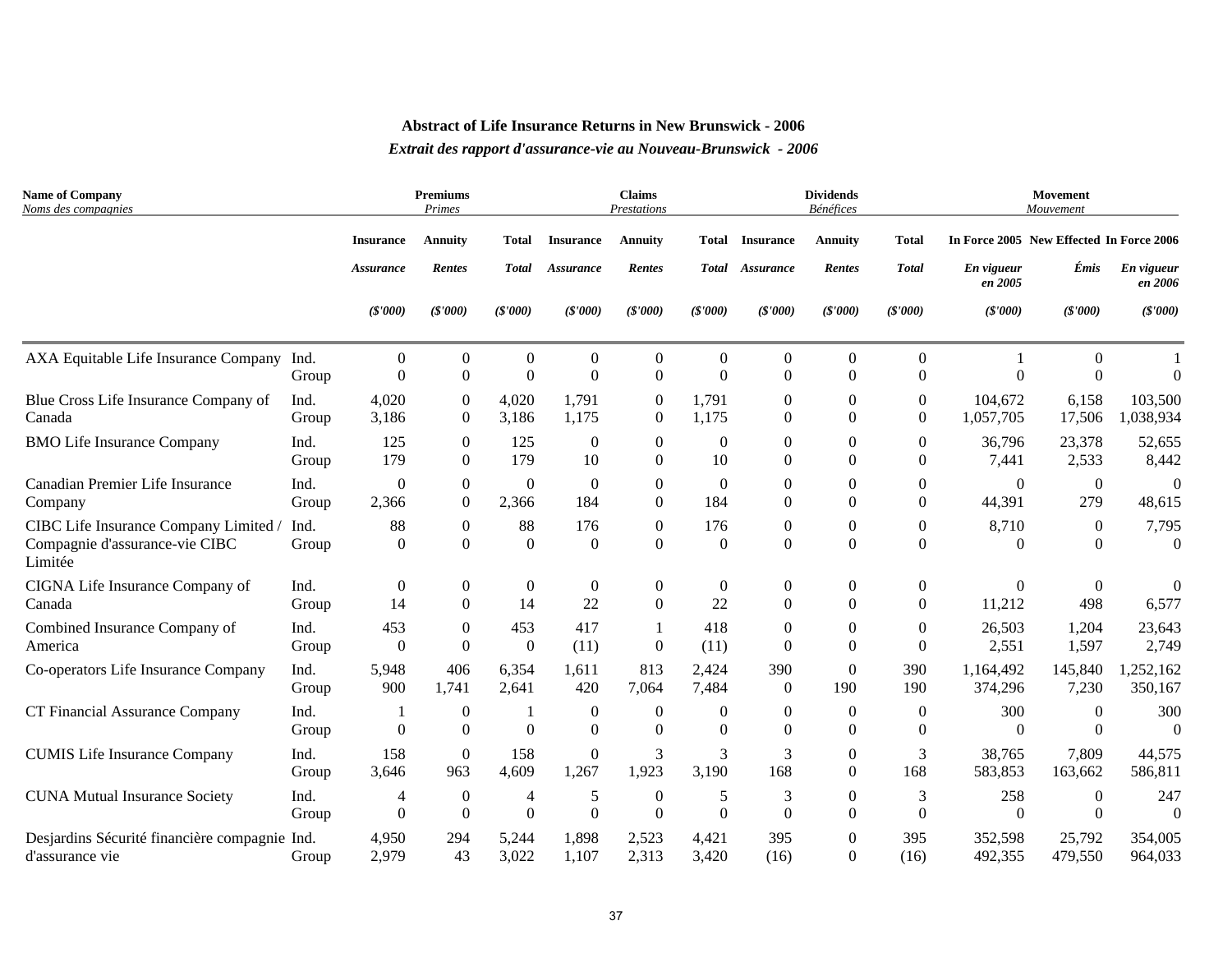**Abstract of Life Insurance Returns in New Brunswick - 2006**

***Extrait des rapport d'assurance-vie au Nouveau-Brunswick - 2006***

| Name of Company<br>*Noms des compagnies* | | Premiums<br>*Primes* | | | Claims<br>*Prestations* | | | Dividends<br>*Bénéfices* | | | Movement<br>*Mouvement* | | |
|---|---|---|---|---|---|---|---|---|---|---|---|---|---|
| | | Insurance<br>*Assurance*<br>*($'000)* | Annuity<br>*Rentes*<br>*($'000)* | Total<br>*Total*<br>*($'000)* | Insurance<br>*Assurance*<br>*($'000)* | Annuity<br>*Rentes*<br>*($'000)* | Total<br>*Total*<br>*($'000)* | Insurance<br>*Assurance*<br>*($'000)* | Annuity<br>*Rentes*<br>*($'000)* | Total<br>*Total*<br>*($'000)* | In Force 2005<br>*En vigueur en 2005*<br>*($'000)* | New Effected<br>*Émis*<br>*($'000)* | In Force 2006<br>*En vigueur en 2006*<br>*($'000)* |
| AXA Equitable Life Insurance Company | Ind. | 0 | 0 | 0 | 0 | 0 | 0 | 0 | 0 | 0 | 1 | 0 | 1 |
| | Group | 0 | 0 | 0 | 0 | 0 | 0 | 0 | 0 | 0 | 0 | 0 | 0 |
| Blue Cross Life Insurance Company of Canada | Ind. | 4,020 | 0 | 4,020 | 1,791 | 0 | 1,791 | 0 | 0 | 0 | 104,672 | 6,158 | 103,500 |
| | Group | 3,186 | 0 | 3,186 | 1,175 | 0 | 1,175 | 0 | 0 | 0 | 1,057,705 | 17,506 | 1,038,934 |
| BMO Life Insurance Company | Ind. | 125 | 0 | 125 | 0 | 0 | 0 | 0 | 0 | 0 | 36,796 | 23,378 | 52,655 |
| | Group | 179 | 0 | 179 | 10 | 0 | 10 | 0 | 0 | 0 | 7,441 | 2,533 | 8,442 |
| Canadian Premier Life Insurance Company | Ind. | 0 | 0 | 0 | 0 | 0 | 0 | 0 | 0 | 0 | 0 | 0 | 0 |
| | Group | 2,366 | 0 | 2,366 | 184 | 0 | 184 | 0 | 0 | 0 | 44,391 | 279 | 48,615 |
| CIBC Life Insurance Company Limited / Compagnie d'assurance-vie CIBC Limitée | Ind. | 88 | 0 | 88 | 176 | 0 | 176 | 0 | 0 | 0 | 8,710 | 0 | 7,795 |
| | Group | 0 | 0 | 0 | 0 | 0 | 0 | 0 | 0 | 0 | 0 | 0 | 0 |
| CIGNA Life Insurance Company of Canada | Ind. | 0 | 0 | 0 | 0 | 0 | 0 | 0 | 0 | 0 | 0 | 0 | 0 |
| | Group | 14 | 0 | 14 | 22 | 0 | 22 | 0 | 0 | 0 | 11,212 | 498 | 6,577 |
| Combined Insurance Company of America | Ind. | 453 | 0 | 453 | 417 | 1 | 418 | 0 | 0 | 0 | 26,503 | 1,204 | 23,643 |
| | Group | 0 | 0 | 0 | (11) | 0 | (11) | 0 | 0 | 0 | 2,551 | 1,597 | 2,749 |
| Co-operators Life Insurance Company | Ind. | 5,948 | 406 | 6,354 | 1,611 | 813 | 2,424 | 390 | 0 | 390 | 1,164,492 | 145,840 | 1,252,162 |
| | Group | 900 | 1,741 | 2,641 | 420 | 7,064 | 7,484 | 0 | 190 | 190 | 374,296 | 7,230 | 350,167 |
| CT Financial Assurance Company | Ind. | 1 | 0 | 1 | 0 | 0 | 0 | 0 | 0 | 0 | 300 | 0 | 300 |
| | Group | 0 | 0 | 0 | 0 | 0 | 0 | 0 | 0 | 0 | 0 | 0 | 0 |
| CUMIS Life Insurance Company | Ind. | 158 | 0 | 158 | 0 | 3 | 3 | 3 | 0 | 3 | 38,765 | 7,809 | 44,575 |
| | Group | 3,646 | 963 | 4,609 | 1,267 | 1,923 | 3,190 | 168 | 0 | 168 | 583,853 | 163,662 | 586,811 |
| CUNA Mutual Insurance Society | Ind. | 4 | 0 | 4 | 5 | 0 | 5 | 3 | 0 | 3 | 258 | 0 | 247 |
| | Group | 0 | 0 | 0 | 0 | 0 | 0 | 0 | 0 | 0 | 0 | 0 | 0 |
| Desjardins Sécurité financière compagnie d'assurance vie | Ind. | 4,950 | 294 | 5,244 | 1,898 | 2,523 | 4,421 | 395 | 0 | 395 | 352,598 | 25,792 | 354,005 |
| | Group | 2,979 | 43 | 3,022 | 1,107 | 2,313 | 3,420 | (16) | 0 | (16) | 492,355 | 479,550 | 964,033 |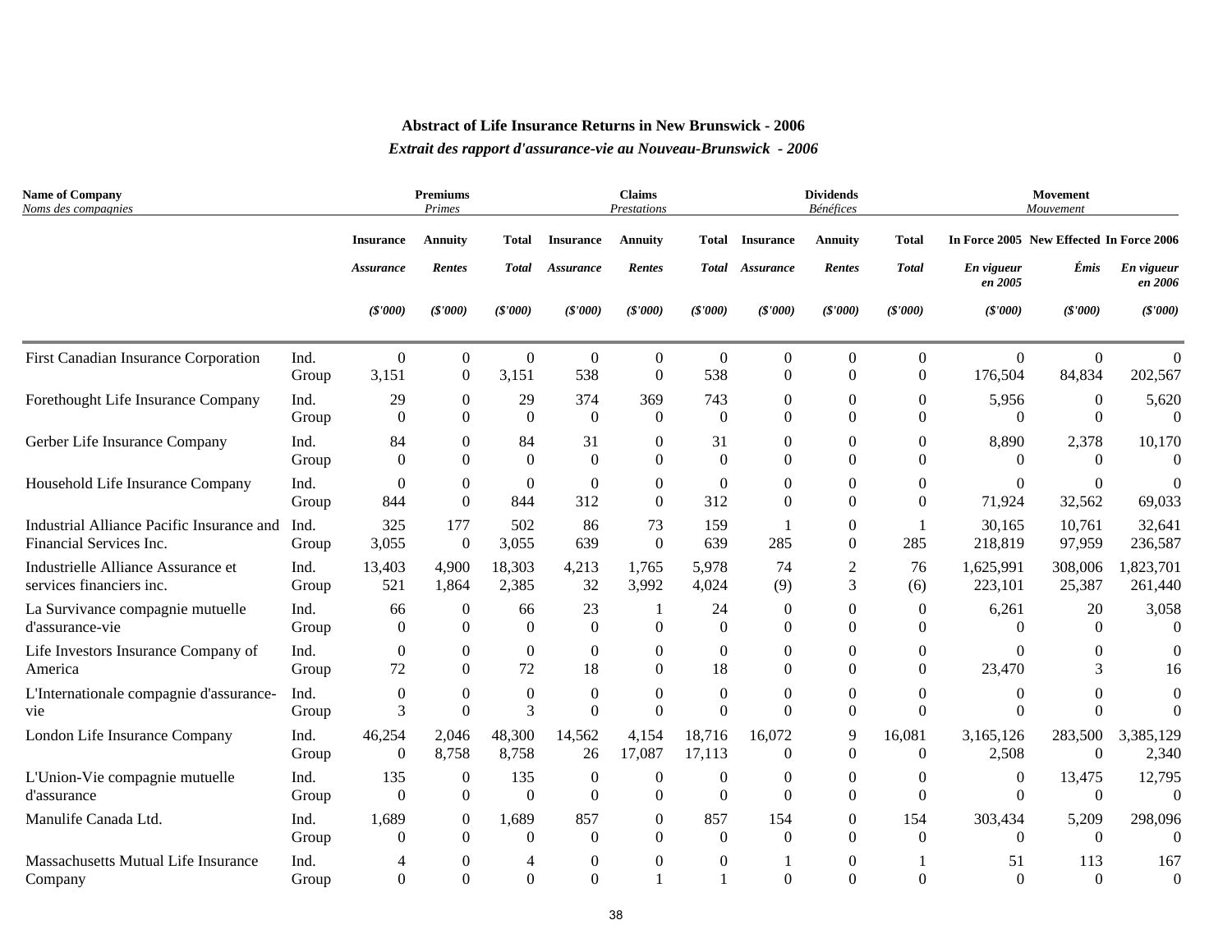# Abstract of Life Insurance Returns in New Brunswick - 2006

## *Extrait des rapport d'assurance-vie au Nouveau-Brunswick - 2006*

| Name of Company *Noms des compagnies* | | Premiums *Primes* | | | Claims *Prestations* | | | Dividends *Bénéfices* | | | Movement *Mouvement* | | |
|---|---|---|---|---|---|---|---|---|---|---|---|---|---|
| | | Insurance *Assurance* ($'000) | Annuity *Rentes* ($'000) | Total *Total* ($'000) | Insurance *Assurance* ($'000) | Annuity *Rentes* ($'000) | Total *Total* ($'000) | Insurance *Assurance* ($'000) | Annuity *Rentes* ($'000) | Total *Total* ($'000) | In Force 2005 *En vigueur en 2005* ($'000) | New Effected *Émis* ($'000) | In Force 2006 *En vigueur en 2006* ($'000) |
| First Canadian Insurance Corporation | Ind. | 0 | 0 | 0 | 0 | 0 | 0 | 0 | 0 | 0 | 0 | 0 | 0 |
| | Group | 3,151 | 0 | 3,151 | 538 | 0 | 538 | 0 | 0 | 0 | 176,504 | 84,834 | 202,567 |
| Forethought Life Insurance Company | Ind. | 29 | 0 | 29 | 374 | 369 | 743 | 0 | 0 | 0 | 5,956 | 0 | 5,620 |
| | Group | 0 | 0 | 0 | 0 | 0 | 0 | 0 | 0 | 0 | 0 | 0 | 0 |
| Gerber Life Insurance Company | Ind. | 84 | 0 | 84 | 31 | 0 | 31 | 0 | 0 | 0 | 8,890 | 2,378 | 10,170 |
| | Group | 0 | 0 | 0 | 0 | 0 | 0 | 0 | 0 | 0 | 0 | 0 | 0 |
| Household Life Insurance Company | Ind. | 0 | 0 | 0 | 0 | 0 | 0 | 0 | 0 | 0 | 0 | 0 | 0 |
| | Group | 844 | 0 | 844 | 312 | 0 | 312 | 0 | 0 | 0 | 71,924 | 32,562 | 69,033 |
| Industrial Alliance Pacific Insurance and Financial Services Inc. | Ind. | 325 | 177 | 502 | 86 | 73 | 159 | 1 | 0 | 1 | 30,165 | 10,761 | 32,641 |
| | Group | 3,055 | 0 | 3,055 | 639 | 0 | 639 | 285 | 0 | 285 | 218,819 | 97,959 | 236,587 |
| Industrielle Alliance Assurance et services financiers inc. | Ind. | 13,403 | 4,900 | 18,303 | 4,213 | 1,765 | 5,978 | 74 | 2 | 76 | 1,625,991 | 308,006 | 1,823,701 |
| | Group | 521 | 1,864 | 2,385 | 32 | 3,992 | 4,024 | (9) | 3 | (6) | 223,101 | 25,387 | 261,440 |
| La Survivance compagnie mutuelle d'assurance-vie | Ind. | 66 | 0 | 66 | 23 | 1 | 24 | 0 | 0 | 0 | 6,261 | 20 | 3,058 |
| | Group | 0 | 0 | 0 | 0 | 0 | 0 | 0 | 0 | 0 | 0 | 0 | 0 |
| Life Investors Insurance Company of America | Ind. | 0 | 0 | 0 | 0 | 0 | 0 | 0 | 0 | 0 | 0 | 0 | 0 |
| | Group | 72 | 0 | 72 | 18 | 0 | 18 | 0 | 0 | 0 | 23,470 | 3 | 16 |
| L'Internationale compagnie d'assurance-vie | Ind. | 0 | 0 | 0 | 0 | 0 | 0 | 0 | 0 | 0 | 0 | 0 | 0 |
| | Group | 3 | 0 | 3 | 0 | 0 | 0 | 0 | 0 | 0 | 0 | 0 | 0 |
| London Life Insurance Company | Ind. | 46,254 | 2,046 | 48,300 | 14,562 | 4,154 | 18,716 | 16,072 | 9 | 16,081 | 3,165,126 | 283,500 | 3,385,129 |
| | Group | 0 | 8,758 | 8,758 | 26 | 17,087 | 17,113 | 0 | 0 | 0 | 2,508 | 0 | 2,340 |
| L'Union-Vie compagnie mutuelle d'assurance | Ind. | 135 | 0 | 135 | 0 | 0 | 0 | 0 | 0 | 0 | 0 | 13,475 | 12,795 |
| | Group | 0 | 0 | 0 | 0 | 0 | 0 | 0 | 0 | 0 | 0 | 0 | 0 |
| Manulife Canada Ltd. | Ind. | 1,689 | 0 | 1,689 | 857 | 0 | 857 | 154 | 0 | 154 | 303,434 | 5,209 | 298,096 |
| | Group | 0 | 0 | 0 | 0 | 0 | 0 | 0 | 0 | 0 | 0 | 0 | 0 |
| Massachusetts Mutual Life Insurance Company | Ind. | 4 | 0 | 4 | 0 | 0 | 0 | 1 | 0 | 1 | 51 | 113 | 167 |
| | Group | 0 | 0 | 0 | 0 | 1 | 1 | 0 | 0 | 0 | 0 | 0 | 0 |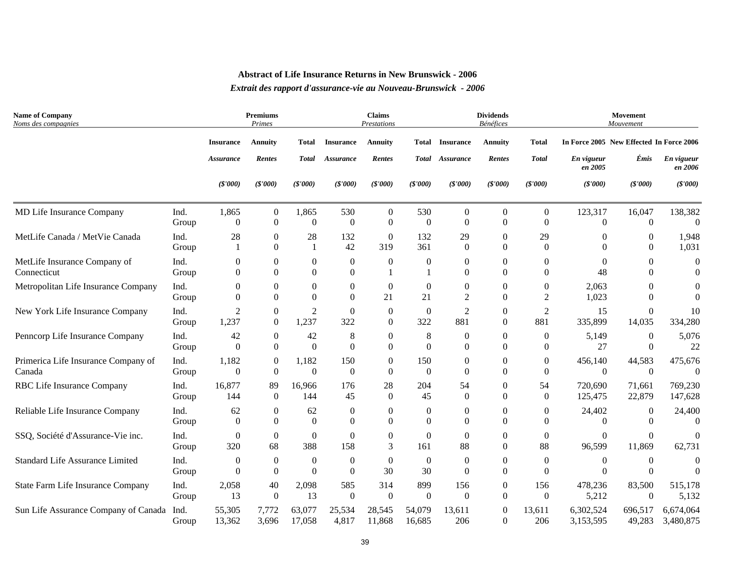# Abstract of Life Insurance Returns in New Brunswick - 2006

## *Extrait des rapport d'assurance-vie au Nouveau-Brunswick - 2006*

| **Name of Company** *Noms des compagnies* | | **Premiums** *Primes* | | | **Claims** *Prestations* | | | **Dividends** *Bénéfices* | | | **Movement** *Mouvement* | | |
|---|---|---|---|---|---|---|---|---|---|---|---|---|---|
| | | **Insurance** *Assurance* (\$'000) | **Annuity** *Rentes* (\$'000) | **Total** *Total* (\$'000) | **Insurance** *Assurance* (\$'000) | **Annuity** *Rentes* (\$'000) | **Total** *Total* (\$'000) | **Insurance** *Assurance* (\$'000) | **Annuity** *Rentes* (\$'000) | **Total** *Total* (\$'000) | **In Force 2005** *En vigueur en 2005* (\$'000) | **New Effected** *Émis* (\$'000) | **In Force 2006** *En vigueur en 2006* (\$'000) |
| MD Life Insurance Company | Ind. | 1,865 | 0 | 1,865 | 530 | 0 | 530 | 0 | 0 | 0 | 123,317 | 16,047 | 138,382 |
| | Group | 0 | 0 | 0 | 0 | 0 | 0 | 0 | 0 | 0 | 0 | 0 | 0 |
| MetLife Canada / MetVie Canada | Ind. | 28 | 0 | 28 | 132 | 0 | 132 | 29 | 0 | 29 | 0 | 0 | 1,948 |
| | Group | 1 | 0 | 1 | 42 | 319 | 361 | 0 | 0 | 0 | 0 | 0 | 1,031 |
| MetLife Insurance Company of Connecticut | Ind. | 0 | 0 | 0 | 0 | 0 | 0 | 0 | 0 | 0 | 0 | 0 | 0 |
| | Group | 0 | 0 | 0 | 0 | 1 | 1 | 0 | 0 | 0 | 48 | 0 | 0 |
| Metropolitan Life Insurance Company | Ind. | 0 | 0 | 0 | 0 | 0 | 0 | 0 | 0 | 0 | 2,063 | 0 | 0 |
| | Group | 0 | 0 | 0 | 0 | 21 | 21 | 2 | 0 | 2 | 1,023 | 0 | 0 |
| New York Life Insurance Company | Ind. | 2 | 0 | 2 | 0 | 0 | 0 | 2 | 0 | 2 | 15 | 0 | 10 |
| | Group | 1,237 | 0 | 1,237 | 322 | 0 | 322 | 881 | 0 | 881 | 335,899 | 14,035 | 334,280 |
| Penncorp Life Insurance Company | Ind. | 42 | 0 | 42 | 8 | 0 | 8 | 0 | 0 | 0 | 5,149 | 0 | 5,076 |
| | Group | 0 | 0 | 0 | 0 | 0 | 0 | 0 | 0 | 0 | 27 | 0 | 22 |
| Primerica Life Insurance Company of Canada | Ind. | 1,182 | 0 | 1,182 | 150 | 0 | 150 | 0 | 0 | 0 | 456,140 | 44,583 | 475,676 |
| | Group | 0 | 0 | 0 | 0 | 0 | 0 | 0 | 0 | 0 | 0 | 0 | 0 |
| RBC Life Insurance Company | Ind. | 16,877 | 89 | 16,966 | 176 | 28 | 204 | 54 | 0 | 54 | 720,690 | 71,661 | 769,230 |
| | Group | 144 | 0 | 144 | 45 | 0 | 45 | 0 | 0 | 0 | 125,475 | 22,879 | 147,628 |
| Reliable Life Insurance Company | Ind. | 62 | 0 | 62 | 0 | 0 | 0 | 0 | 0 | 0 | 24,402 | 0 | 24,400 |
| | Group | 0 | 0 | 0 | 0 | 0 | 0 | 0 | 0 | 0 | 0 | 0 | 0 |
| SSQ, Société d'Assurance-Vie inc. | Ind. | 0 | 0 | 0 | 0 | 0 | 0 | 0 | 0 | 0 | 0 | 0 | 0 |
| | Group | 320 | 68 | 388 | 158 | 3 | 161 | 88 | 0 | 88 | 96,599 | 11,869 | 62,731 |
| Standard Life Assurance Limited | Ind. | 0 | 0 | 0 | 0 | 0 | 0 | 0 | 0 | 0 | 0 | 0 | 0 |
| | Group | 0 | 0 | 0 | 0 | 30 | 30 | 0 | 0 | 0 | 0 | 0 | 0 |
| State Farm Life Insurance Company | Ind. | 2,058 | 40 | 2,098 | 585 | 314 | 899 | 156 | 0 | 156 | 478,236 | 83,500 | 515,178 |
| | Group | 13 | 0 | 13 | 0 | 0 | 0 | 0 | 0 | 0 | 5,212 | 0 | 5,132 |
| Sun Life Assurance Company of Canada | Ind. | 55,305 | 7,772 | 63,077 | 25,534 | 28,545 | 54,079 | 13,611 | 0 | 13,611 | 6,302,524 | 696,517 | 6,674,064 |
| | Group | 13,362 | 3,696 | 17,058 | 4,817 | 11,868 | 16,685 | 206 | 0 | 206 | 3,153,595 | 49,283 | 3,480,875 |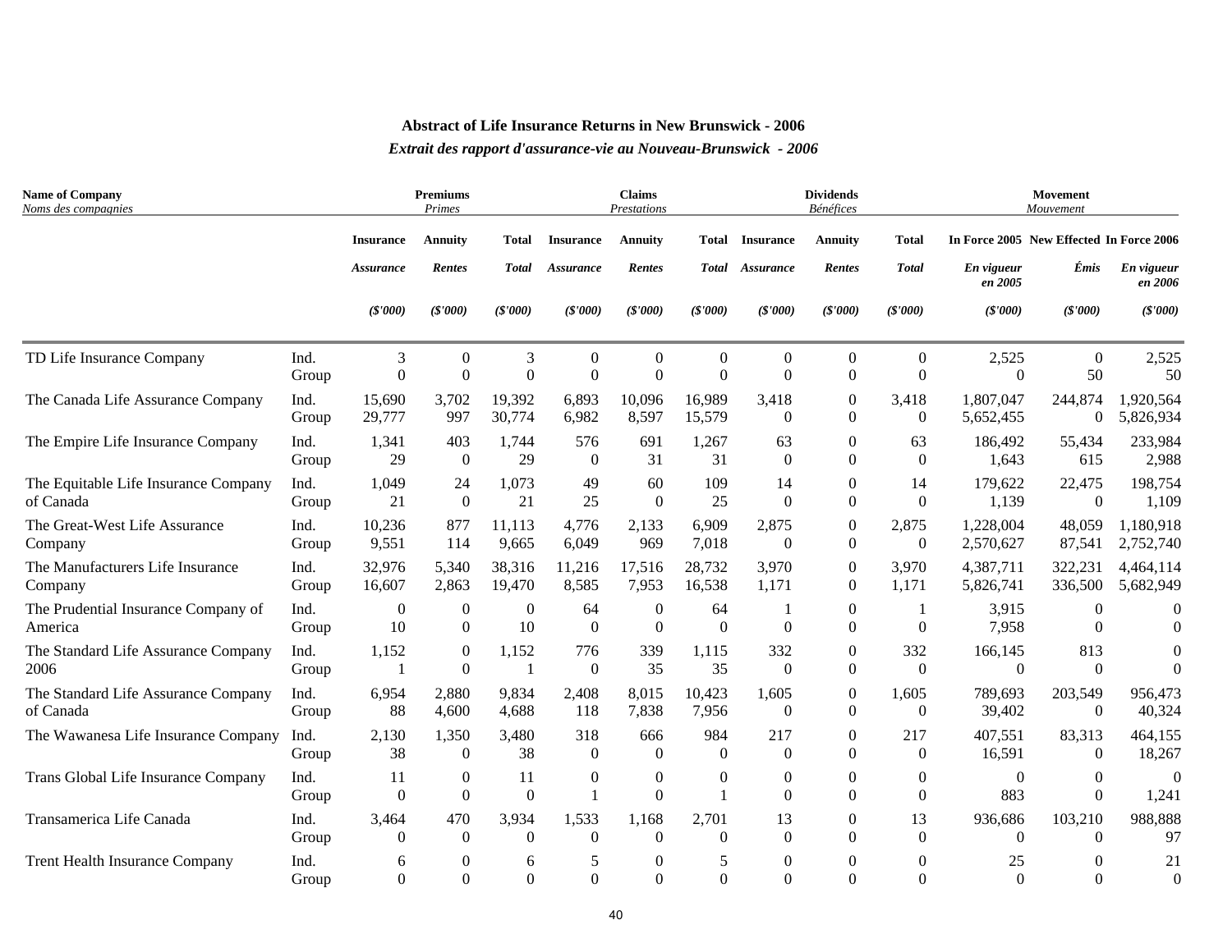**Abstract of Life Insurance Returns in New Brunswick - 2006**

***Extrait des rapport d'assurance-vie au Nouveau-Brunswick - 2006***

| Name of Company<br>*Noms des compagnies* | | Premiums<br>*Primes* | | | Claims<br>*Prestations* | | | Dividends<br>*Bénéfices* | | | Movement<br>*Mouvement* | | |
|---|---|---|---|---|---|---|---|---|---|---|---|---|---|
| | | Insurance<br>*Assurance*<br>*($'000)* | Annuity<br>*Rentes*<br>*($'000)* | Total<br>*Total*<br>*($'000)* | Insurance<br>*Assurance*<br>*($'000)* | Annuity<br>*Rentes*<br>*($'000)* | Total<br>*Total*<br>*($'000)* | Insurance<br>*Assurance*<br>*($'000)* | Annuity<br>*Rentes*<br>*($'000)* | Total<br>*Total*<br>*($'000)* | In Force 2005<br>*En vigueur en 2005*<br>*($'000)* | New Effected<br>*Émis*<br>*($'000)* | In Force 2006<br>*En vigueur en 2006*<br>*($'000)* |
| TD Life Insurance Company | Ind. | 3 | 0 | 3 | 0 | 0 | 0 | 0 | 0 | 0 | 2,525 | 0 | 2,525 |
| | Group | 0 | 0 | 0 | 0 | 0 | 0 | 0 | 0 | 0 | 0 | 50 | 50 |
| The Canada Life Assurance Company | Ind. | 15,690 | 3,702 | 19,392 | 6,893 | 10,096 | 16,989 | 3,418 | 0 | 3,418 | 1,807,047 | 244,874 | 1,920,564 |
| | Group | 29,777 | 997 | 30,774 | 6,982 | 8,597 | 15,579 | 0 | 0 | 0 | 5,652,455 | 0 | 5,826,934 |
| The Empire Life Insurance Company | Ind. | 1,341 | 403 | 1,744 | 576 | 691 | 1,267 | 63 | 0 | 63 | 186,492 | 55,434 | 233,984 |
| | Group | 29 | 0 | 29 | 0 | 31 | 31 | 0 | 0 | 0 | 1,643 | 615 | 2,988 |
| The Equitable Life Insurance Company of Canada | Ind. | 1,049 | 24 | 1,073 | 49 | 60 | 109 | 14 | 0 | 14 | 179,622 | 22,475 | 198,754 |
| | Group | 21 | 0 | 21 | 25 | 0 | 25 | 0 | 0 | 0 | 1,139 | 0 | 1,109 |
| The Great-West Life Assurance Company | Ind. | 10,236 | 877 | 11,113 | 4,776 | 2,133 | 6,909 | 2,875 | 0 | 2,875 | 1,228,004 | 48,059 | 1,180,918 |
| | Group | 9,551 | 114 | 9,665 | 6,049 | 969 | 7,018 | 0 | 0 | 0 | 2,570,627 | 87,541 | 2,752,740 |
| The Manufacturers Life Insurance Company | Ind. | 32,976 | 5,340 | 38,316 | 11,216 | 17,516 | 28,732 | 3,970 | 0 | 3,970 | 4,387,711 | 322,231 | 4,464,114 |
| | Group | 16,607 | 2,863 | 19,470 | 8,585 | 7,953 | 16,538 | 1,171 | 0 | 1,171 | 5,826,741 | 336,500 | 5,682,949 |
| The Prudential Insurance Company of America | Ind. | 0 | 0 | 0 | 64 | 0 | 64 | 1 | 0 | 1 | 3,915 | 0 | 0 |
| | Group | 10 | 0 | 10 | 0 | 0 | 0 | 0 | 0 | 0 | 7,958 | 0 | 0 |
| The Standard Life Assurance Company 2006 | Ind. | 1,152 | 0 | 1,152 | 776 | 339 | 1,115 | 332 | 0 | 332 | 166,145 | 813 | 0 |
| | Group | 1 | 0 | 1 | 0 | 35 | 35 | 0 | 0 | 0 | 0 | 0 | 0 |
| The Standard Life Assurance Company of Canada | Ind. | 6,954 | 2,880 | 9,834 | 2,408 | 8,015 | 10,423 | 1,605 | 0 | 1,605 | 789,693 | 203,549 | 956,473 |
| | Group | 88 | 4,600 | 4,688 | 118 | 7,838 | 7,956 | 0 | 0 | 0 | 39,402 | 0 | 40,324 |
| The Wawanesa Life Insurance Company | Ind. | 2,130 | 1,350 | 3,480 | 318 | 666 | 984 | 217 | 0 | 217 | 407,551 | 83,313 | 464,155 |
| | Group | 38 | 0 | 38 | 0 | 0 | 0 | 0 | 0 | 0 | 16,591 | 0 | 18,267 |
| Trans Global Life Insurance Company | Ind. | 11 | 0 | 11 | 0 | 0 | 0 | 0 | 0 | 0 | 0 | 0 | 0 |
| | Group | 0 | 0 | 0 | 1 | 0 | 1 | 0 | 0 | 0 | 883 | 0 | 1,241 |
| Transamerica Life Canada | Ind. | 3,464 | 470 | 3,934 | 1,533 | 1,168 | 2,701 | 13 | 0 | 13 | 936,686 | 103,210 | 988,888 |
| | Group | 0 | 0 | 0 | 0 | 0 | 0 | 0 | 0 | 0 | 0 | 0 | 97 |
| Trent Health Insurance Company | Ind. | 6 | 0 | 6 | 5 | 0 | 5 | 0 | 0 | 0 | 25 | 0 | 21 |
| | Group | 0 | 0 | 0 | 0 | 0 | 0 | 0 | 0 | 0 | 0 | 0 | 0 |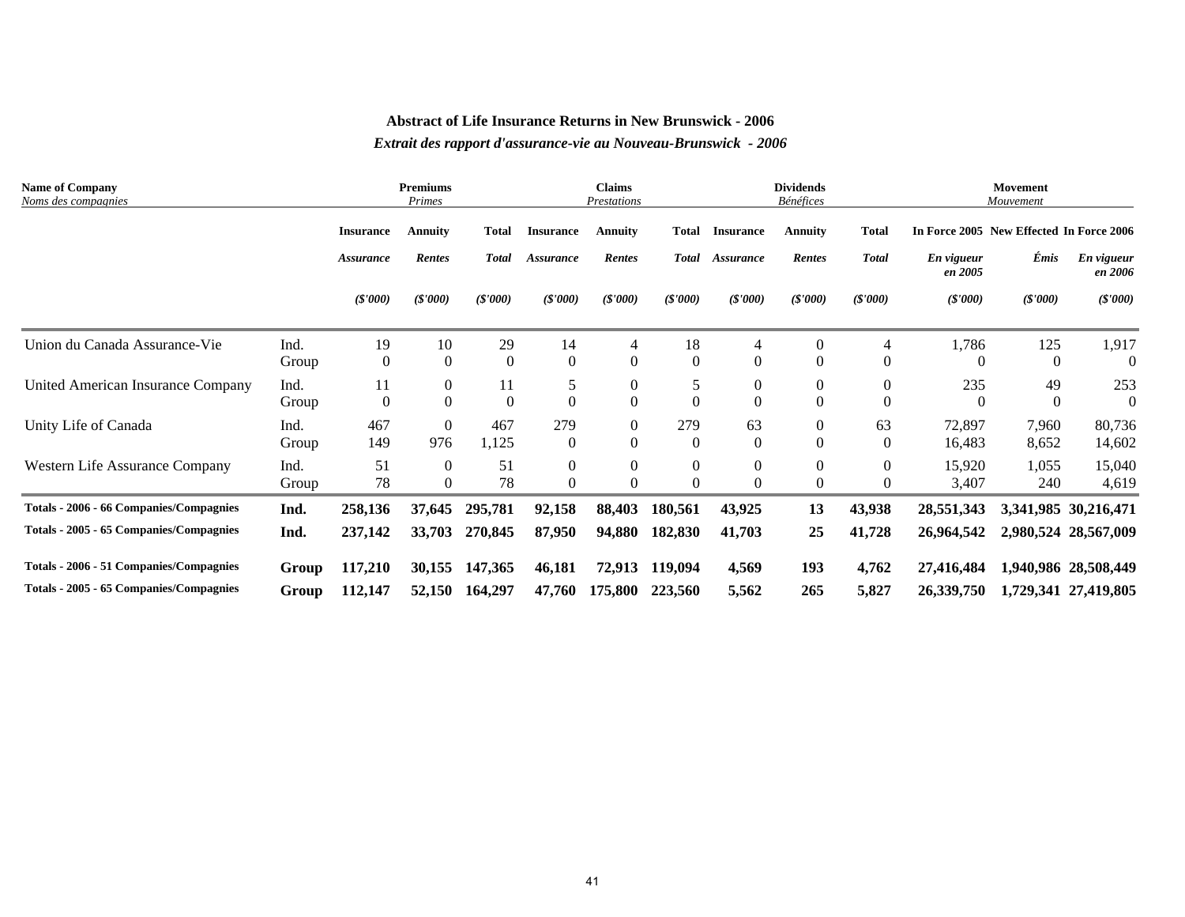**Abstract of Life Insurance Returns in New Brunswick - 2006**

***Extrait des rapport d'assurance-vie au Nouveau-Brunswick - 2006***

| Name of Company *Noms des compagnies* | | Premiums *Primes* | | | Claims *Prestations* | | | Dividends *Bénéfices* | | | Movement *Mouvement* | | |
|---|---|---|---|---|---|---|---|---|---|---|---|---|---|
| | | Insurance *Assurance* ($'000) | Annuity *Rentes* ($'000) | Total *Total* ($'000) | Insurance *Assurance* ($'000) | Annuity *Rentes* ($'000) | Total *Total* ($'000) | Insurance *Assurance* ($'000) | Annuity *Rentes* ($'000) | Total *Total* ($'000) | In Force 2005 *En vigueur en 2005* ($'000) | New Effected *Émis* ($'000) | In Force 2006 *En vigueur en 2006* ($'000) |
| Union du Canada Assurance-Vie | Ind. | 19 | 10 | 29 | 14 | 4 | 18 | 4 | 0 | 4 | 1,786 | 125 | 1,917 |
| | Group | 0 | 0 | 0 | 0 | 0 | 0 | 0 | 0 | 0 | 0 | 0 | 0 |
| United American Insurance Company | Ind. | 11 | 0 | 11 | 5 | 0 | 5 | 0 | 0 | 0 | 235 | 49 | 253 |
| | Group | 0 | 0 | 0 | 0 | 0 | 0 | 0 | 0 | 0 | 0 | 0 | 0 |
| Unity Life of Canada | Ind. | 467 | 0 | 467 | 279 | 0 | 279 | 63 | 0 | 63 | 72,897 | 7,960 | 80,736 |
| | Group | 149 | 976 | 1,125 | 0 | 0 | 0 | 0 | 0 | 0 | 16,483 | 8,652 | 14,602 |
| Western Life Assurance Company | Ind. | 51 | 0 | 51 | 0 | 0 | 0 | 0 | 0 | 0 | 15,920 | 1,055 | 15,040 |
| | Group | 78 | 0 | 78 | 0 | 0 | 0 | 0 | 0 | 0 | 3,407 | 240 | 4,619 |
| **Totals - 2006 - 66 Companies/Compagnies** | **Ind.** | **258,136** | **37,645** | **295,781** | **92,158** | **88,403** | **180,561** | **43,925** | **13** | **43,938** | **28,551,343** | **3,341,985** | **30,216,471** |
| **Totals - 2005 - 65 Companies/Compagnies** | **Ind.** | **237,142** | **33,703** | **270,845** | **87,950** | **94,880** | **182,830** | **41,703** | **25** | **41,728** | **26,964,542** | **2,980,524** | **28,567,009** |
| **Totals - 2006 - 51 Companies/Compagnies** | **Group** | **117,210** | **30,155** | **147,365** | **46,181** | **72,913** | **119,094** | **4,569** | **193** | **4,762** | **27,416,484** | **1,940,986** | **28,508,449** |
| **Totals - 2005 - 65 Companies/Compagnies** | **Group** | **112,147** | **52,150** | **164,297** | **47,760** | **175,800** | **223,560** | **5,562** | **265** | **5,827** | **26,339,750** | **1,729,341** | **27,419,805** |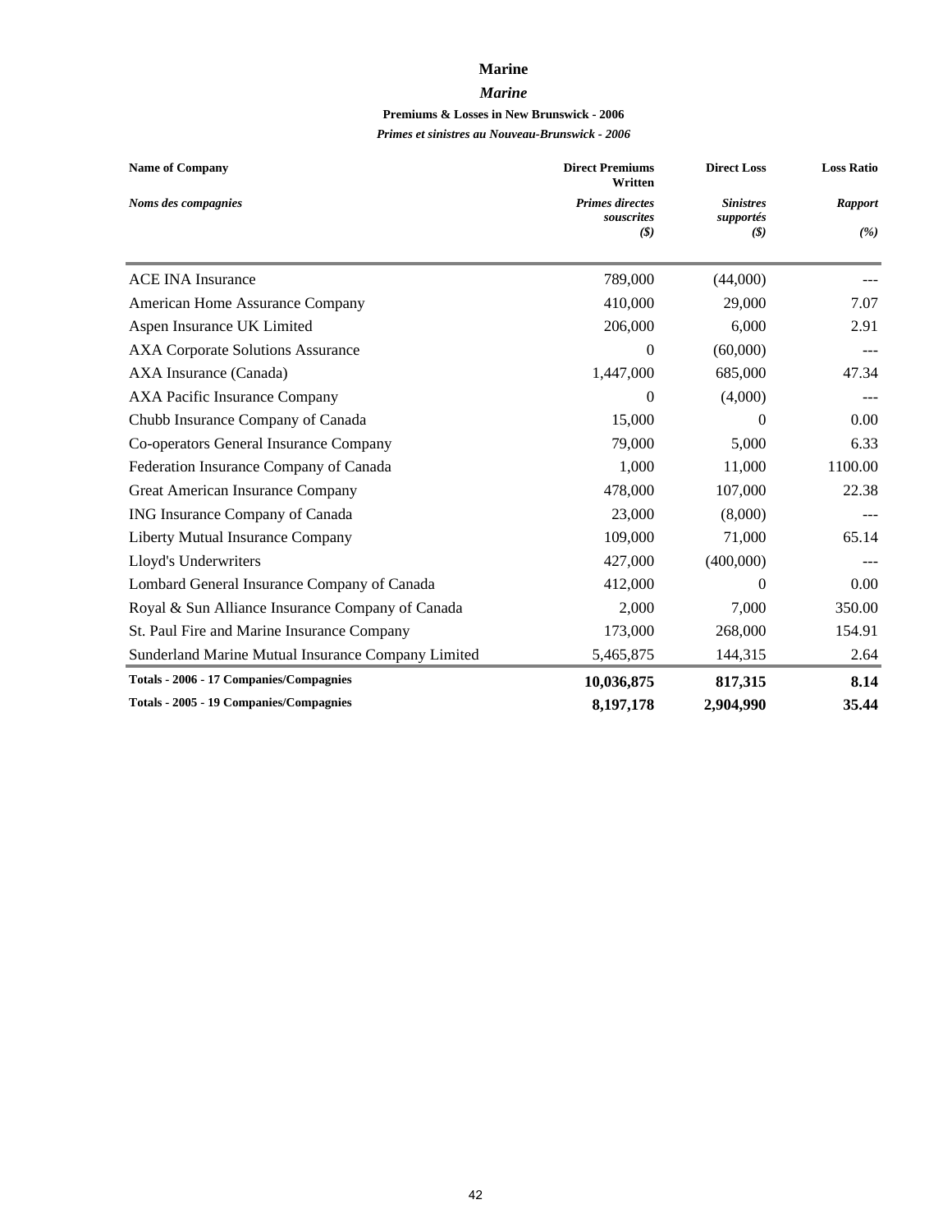# Marine

## *Marine*

### Premiums & Losses in New Brunswick - 2006

### *Primes et sinistres au Nouveau-Brunswick - 2006*

| **Name of Company** *Noms des compagnies* | **Direct Premiums Written** *Primes directes souscrites* *($)* | **Direct Loss** *Sinistres supportés* *($)* | **Loss Ratio** *Rapport* *(%)* |
|---|---|---|---|
| ACE INA Insurance | 789,000 | (44,000) | --- |
| American Home Assurance Company | 410,000 | 29,000 | 7.07 |
| Aspen Insurance UK Limited | 206,000 | 6,000 | 2.91 |
| AXA Corporate Solutions Assurance | 0 | (60,000) | --- |
| AXA Insurance (Canada) | 1,447,000 | 685,000 | 47.34 |
| AXA Pacific Insurance Company | 0 | (4,000) | --- |
| Chubb Insurance Company of Canada | 15,000 | 0 | 0.00 |
| Co-operators General Insurance Company | 79,000 | 5,000 | 6.33 |
| Federation Insurance Company of Canada | 1,000 | 11,000 | 1100.00 |
| Great American Insurance Company | 478,000 | 107,000 | 22.38 |
| ING Insurance Company of Canada | 23,000 | (8,000) | --- |
| Liberty Mutual Insurance Company | 109,000 | 71,000 | 65.14 |
| Lloyd's Underwriters | 427,000 | (400,000) | --- |
| Lombard General Insurance Company of Canada | 412,000 | 0 | 0.00 |
| Royal & Sun Alliance Insurance Company of Canada | 2,000 | 7,000 | 350.00 |
| St. Paul Fire and Marine Insurance Company | 173,000 | 268,000 | 154.91 |
| Sunderland Marine Mutual Insurance Company Limited | 5,465,875 | 144,315 | 2.64 |
| **Totals - 2006 - 17 Companies/Compagnies** | **10,036,875** | **817,315** | **8.14** |
| **Totals - 2005 - 19 Companies/Compagnies** | **8,197,178** | **2,904,990** | **35.44** |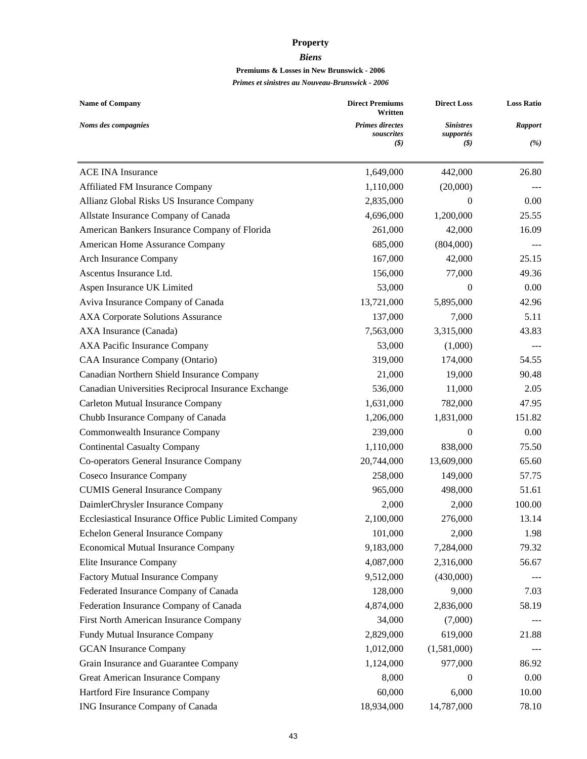# Property

## *Biens*

### Premiums & Losses in New Brunswick - 2006

#### *Primes et sinistres au Nouveau-Brunswick - 2006*

| Name of Company<br>*Noms des compagnies* | Direct Premiums Written<br>*Primes directes souscrites*<br>*($)* | Direct Loss<br>*Sinistres supportés*<br>*($)* | Loss Ratio<br>*Rapport*<br>*(%)* |
|---|---|---|---|
| ACE INA Insurance | 1,649,000 | 442,000 | 26.80 |
| Affiliated FM Insurance Company | 1,110,000 | (20,000) | --- |
| Allianz Global Risks US Insurance Company | 2,835,000 | 0 | 0.00 |
| Allstate Insurance Company of Canada | 4,696,000 | 1,200,000 | 25.55 |
| American Bankers Insurance Company of Florida | 261,000 | 42,000 | 16.09 |
| American Home Assurance Company | 685,000 | (804,000) | --- |
| Arch Insurance Company | 167,000 | 42,000 | 25.15 |
| Ascentus Insurance Ltd. | 156,000 | 77,000 | 49.36 |
| Aspen Insurance UK Limited | 53,000 | 0 | 0.00 |
| Aviva Insurance Company of Canada | 13,721,000 | 5,895,000 | 42.96 |
| AXA Corporate Solutions Assurance | 137,000 | 7,000 | 5.11 |
| AXA Insurance (Canada) | 7,563,000 | 3,315,000 | 43.83 |
| AXA Pacific Insurance Company | 53,000 | (1,000) | --- |
| CAA Insurance Company (Ontario) | 319,000 | 174,000 | 54.55 |
| Canadian Northern Shield Insurance Company | 21,000 | 19,000 | 90.48 |
| Canadian Universities Reciprocal Insurance Exchange | 536,000 | 11,000 | 2.05 |
| Carleton Mutual Insurance Company | 1,631,000 | 782,000 | 47.95 |
| Chubb Insurance Company of Canada | 1,206,000 | 1,831,000 | 151.82 |
| Commonwealth Insurance Company | 239,000 | 0 | 0.00 |
| Continental Casualty Company | 1,110,000 | 838,000 | 75.50 |
| Co-operators General Insurance Company | 20,744,000 | 13,609,000 | 65.60 |
| Coseco Insurance Company | 258,000 | 149,000 | 57.75 |
| CUMIS General Insurance Company | 965,000 | 498,000 | 51.61 |
| DaimlerChrysler Insurance Company | 2,000 | 2,000 | 100.00 |
| Ecclesiastical Insurance Office Public Limited Company | 2,100,000 | 276,000 | 13.14 |
| Echelon General Insurance Company | 101,000 | 2,000 | 1.98 |
| Economical Mutual Insurance Company | 9,183,000 | 7,284,000 | 79.32 |
| Elite Insurance Company | 4,087,000 | 2,316,000 | 56.67 |
| Factory Mutual Insurance Company | 9,512,000 | (430,000) | --- |
| Federated Insurance Company of Canada | 128,000 | 9,000 | 7.03 |
| Federation Insurance Company of Canada | 4,874,000 | 2,836,000 | 58.19 |
| First North American Insurance Company | 34,000 | (7,000) | --- |
| Fundy Mutual Insurance Company | 2,829,000 | 619,000 | 21.88 |
| GCAN Insurance Company | 1,012,000 | (1,581,000) | --- |
| Grain Insurance and Guarantee Company | 1,124,000 | 977,000 | 86.92 |
| Great American Insurance Company | 8,000 | 0 | 0.00 |
| Hartford Fire Insurance Company | 60,000 | 6,000 | 10.00 |
| ING Insurance Company of Canada | 18,934,000 | 14,787,000 | 78.10 |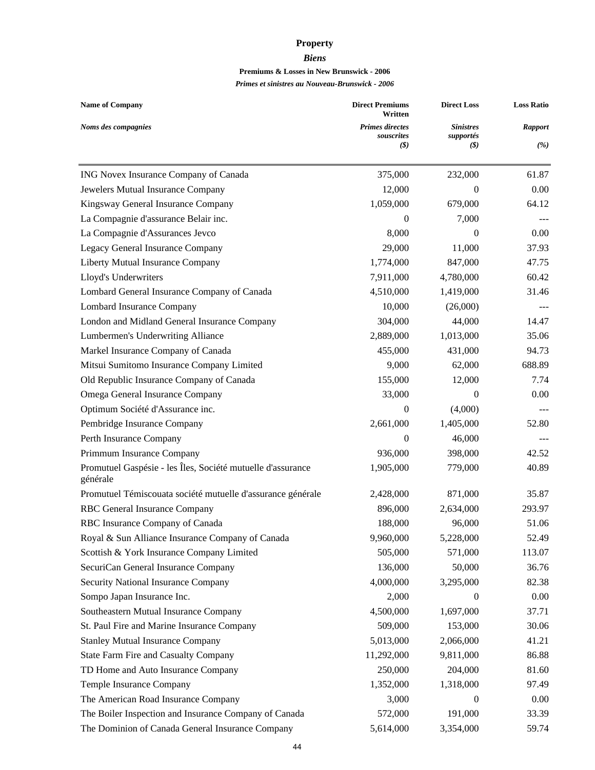# Property

## *Biens*

### Premiums & Losses in New Brunswick - 2006

### *Primes et sinistres au Nouveau-Brunswick - 2006*

| Name of Company<br>*Noms des compagnies* | Direct Premiums Written<br>*Primes directes souscrites*<br>*($)* | Direct Loss<br>*Sinistres supportés*<br>*($)* | Loss Ratio<br>*Rapport*<br>*(%)* |
|---|---|---|---|
| ING Novex Insurance Company of Canada | 375,000 | 232,000 | 61.87 |
| Jewelers Mutual Insurance Company | 12,000 | 0 | 0.00 |
| Kingsway General Insurance Company | 1,059,000 | 679,000 | 64.12 |
| La Compagnie d'assurance Belair inc. | 0 | 7,000 | --- |
| La Compagnie d'Assurances Jevco | 8,000 | 0 | 0.00 |
| Legacy General Insurance Company | 29,000 | 11,000 | 37.93 |
| Liberty Mutual Insurance Company | 1,774,000 | 847,000 | 47.75 |
| Lloyd's Underwriters | 7,911,000 | 4,780,000 | 60.42 |
| Lombard General Insurance Company of Canada | 4,510,000 | 1,419,000 | 31.46 |
| Lombard Insurance Company | 10,000 | (26,000) | --- |
| London and Midland General Insurance Company | 304,000 | 44,000 | 14.47 |
| Lumbermen's Underwriting Alliance | 2,889,000 | 1,013,000 | 35.06 |
| Markel Insurance Company of Canada | 455,000 | 431,000 | 94.73 |
| Mitsui Sumitomo Insurance Company Limited | 9,000 | 62,000 | 688.89 |
| Old Republic Insurance Company of Canada | 155,000 | 12,000 | 7.74 |
| Omega General Insurance Company | 33,000 | 0 | 0.00 |
| Optimum Société d'Assurance inc. | 0 | (4,000) | --- |
| Pembridge Insurance Company | 2,661,000 | 1,405,000 | 52.80 |
| Perth Insurance Company | 0 | 46,000 | --- |
| Primmum Insurance Company | 936,000 | 398,000 | 42.52 |
| Promutuel Gaspésie - les Îles, Société mutuelle d'assurance générale | 1,905,000 | 779,000 | 40.89 |
| Promutuel Témiscouata société mutuelle d'assurance générale | 2,428,000 | 871,000 | 35.87 |
| RBC General Insurance Company | 896,000 | 2,634,000 | 293.97 |
| RBC Insurance Company of Canada | 188,000 | 96,000 | 51.06 |
| Royal & Sun Alliance Insurance Company of Canada | 9,960,000 | 5,228,000 | 52.49 |
| Scottish & York Insurance Company Limited | 505,000 | 571,000 | 113.07 |
| SecuriCan General Insurance Company | 136,000 | 50,000 | 36.76 |
| Security National Insurance Company | 4,000,000 | 3,295,000 | 82.38 |
| Sompo Japan Insurance Inc. | 2,000 | 0 | 0.00 |
| Southeastern Mutual Insurance Company | 4,500,000 | 1,697,000 | 37.71 |
| St. Paul Fire and Marine Insurance Company | 509,000 | 153,000 | 30.06 |
| Stanley Mutual Insurance Company | 5,013,000 | 2,066,000 | 41.21 |
| State Farm Fire and Casualty Company | 11,292,000 | 9,811,000 | 86.88 |
| TD Home and Auto Insurance Company | 250,000 | 204,000 | 81.60 |
| Temple Insurance Company | 1,352,000 | 1,318,000 | 97.49 |
| The American Road Insurance Company | 3,000 | 0 | 0.00 |
| The Boiler Inspection and Insurance Company of Canada | 572,000 | 191,000 | 33.39 |
| The Dominion of Canada General Insurance Company | 5,614,000 | 3,354,000 | 59.74 |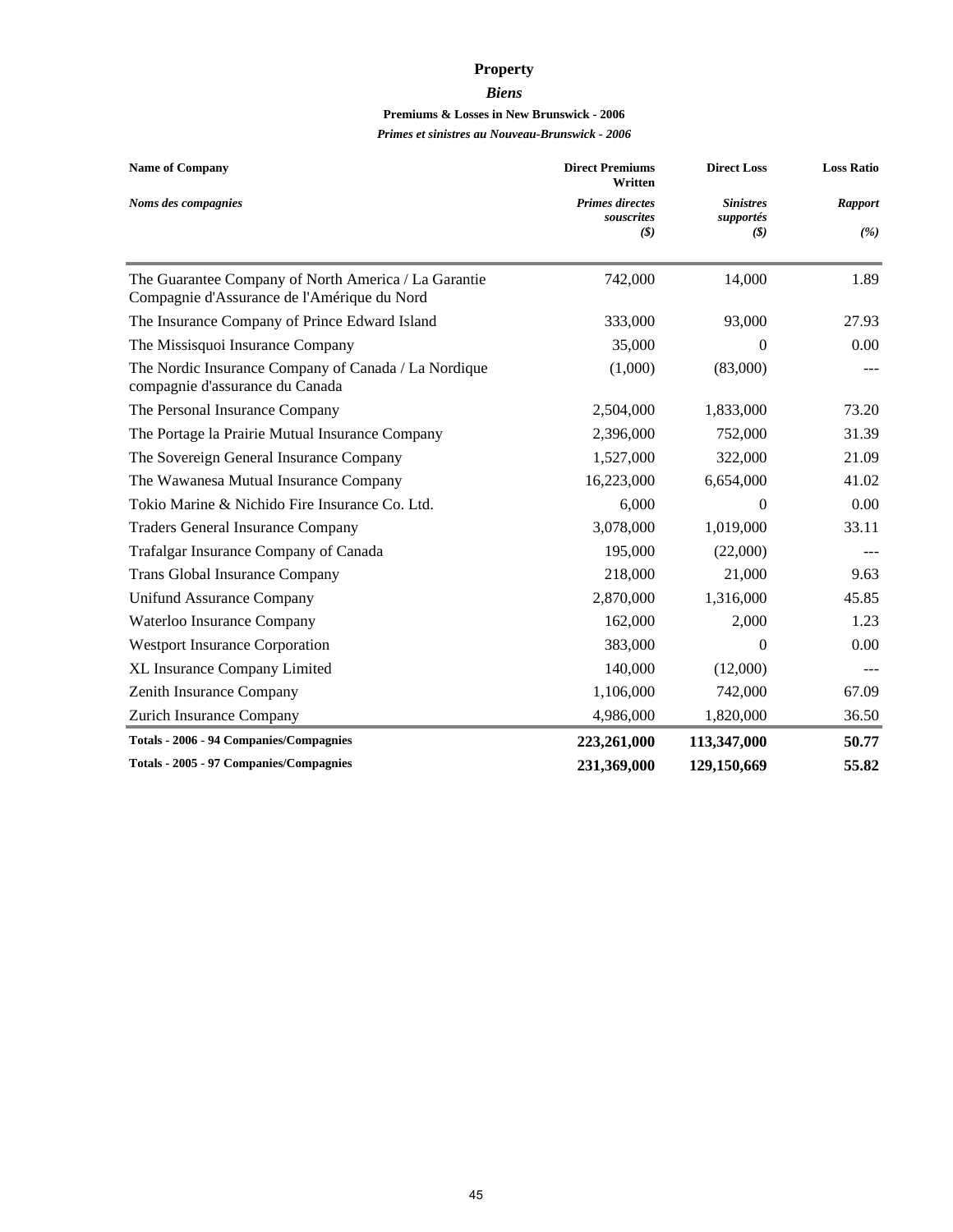# Property

## *Biens*

### Premiums & Losses in New Brunswick - 2006

#### *Primes et sinistres au Nouveau-Brunswick - 2006*

| Name of Company<br>*Noms des compagnies* | Direct Premiums Written<br>*Primes directes souscrites*<br>*($)* | Direct Loss<br>*Sinistres supportés*<br>*($)* | Loss Ratio<br>*Rapport*<br>*(%)* |
|---|---|---|---|
| The Guarantee Company of North America / La Garantie Compagnie d'Assurance de l'Amérique du Nord | 742,000 | 14,000 | 1.89 |
| The Insurance Company of Prince Edward Island | 333,000 | 93,000 | 27.93 |
| The Missisquoi Insurance Company | 35,000 | 0 | 0.00 |
| The Nordic Insurance Company of Canada / La Nordique compagnie d'assurance du Canada | (1,000) | (83,000) | --- |
| The Personal Insurance Company | 2,504,000 | 1,833,000 | 73.20 |
| The Portage la Prairie Mutual Insurance Company | 2,396,000 | 752,000 | 31.39 |
| The Sovereign General Insurance Company | 1,527,000 | 322,000 | 21.09 |
| The Wawanesa Mutual Insurance Company | 16,223,000 | 6,654,000 | 41.02 |
| Tokio Marine & Nichido Fire Insurance Co. Ltd. | 6,000 | 0 | 0.00 |
| Traders General Insurance Company | 3,078,000 | 1,019,000 | 33.11 |
| Trafalgar Insurance Company of Canada | 195,000 | (22,000) | --- |
| Trans Global Insurance Company | 218,000 | 21,000 | 9.63 |
| Unifund Assurance Company | 2,870,000 | 1,316,000 | 45.85 |
| Waterloo Insurance Company | 162,000 | 2,000 | 1.23 |
| Westport Insurance Corporation | 383,000 | 0 | 0.00 |
| XL Insurance Company Limited | 140,000 | (12,000) | --- |
| Zenith Insurance Company | 1,106,000 | 742,000 | 67.09 |
| Zurich Insurance Company | 4,986,000 | 1,820,000 | 36.50 |
| **Totals - 2006 - 94 Companies/Compagnies** | **223,261,000** | **113,347,000** | **50.77** |
| **Totals - 2005 - 97 Companies/Compagnies** | **231,369,000** | **129,150,669** | **55.82** |